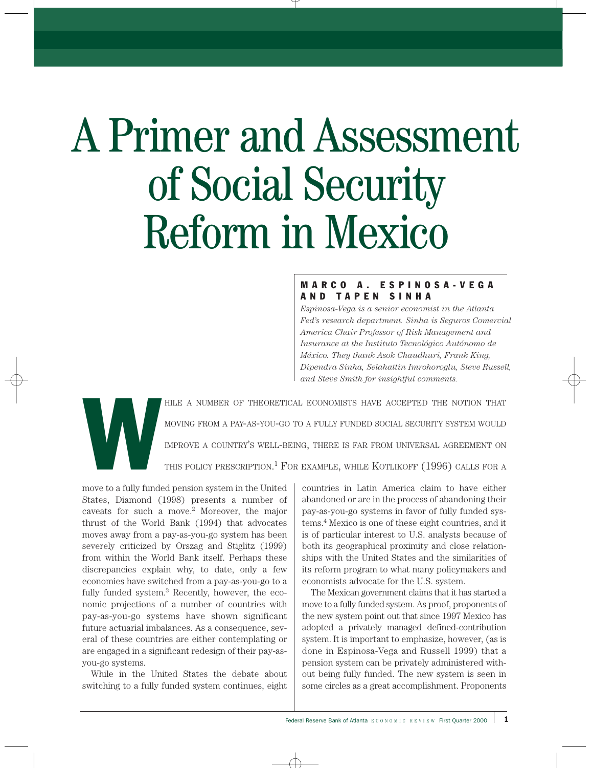# A Primer and Assessment of Social Security Reform in Mexico

**MARCO A. ESPINOSA-VEGA AND TAPEN SINHA**

*Espinosa-Vega is a senior economist in the Atlanta Fed's research department. Sinha is Seguros Comercial America Chair Professor of Risk Management and Insurance at the Instituto Tecnológico Autónomo de México. They thank Asok Chaudhuri, Frank King, Dipendra Sinha, Selahattin Imrohoroglu, Steve Russell, and Steve Smith for insightful comments.*

While a number of theoretical economists have accepted the notion that moving from a pay-as-you-go to a fully funded social security system would improve a country's well-being, there is far from universal agreement on this policy prescription.[1] For example, while Kotlikoff (1996) calls for a move to a fully funded pension system in the United States, Diamond (1998) presents a number of caveats for such a move.[2] Moreover, the major thrust of the World Bank (1994) that advocates moves away from a pay-as-you-go system has been severely criticized by Orszag and Stiglitz (1999) from within the World Bank itself. Perhaps these discrepancies explain why, to date, only a few economies have switched from a pay-as-you-go to a fully funded system.[3] Recently, however, the economic projections of a number of countries with pay-as-you-go systems have shown significant future actuarial imbalances. As a consequence, several of these countries are either contemplating or are engaged in a significant redesign of their pay-as-you-go systems.

While in the United States the debate about switching to a fully funded system continues, eight countries in Latin America claim to have either abandoned or are in the process of abandoning their pay-as-you-go systems in favor of fully funded systems.[4] Mexico is one of these eight countries, and it is of particular interest to U.S. analysts because of both its geographical proximity and close relationships with the United States and the similarities of its reform program to what many policymakers and economists advocate for the U.S. system.

The Mexican government claims that it has started a move to a fully funded system. As proof, proponents of the new system point out that since 1997 Mexico has adopted a privately managed defined-contribution system. It is important to emphasize, however, (as is done in Espinosa-Vega and Russell 1999) that a pension system can be privately administered without being fully funded. The new system is seen in some circles as a great accomplishment. Proponents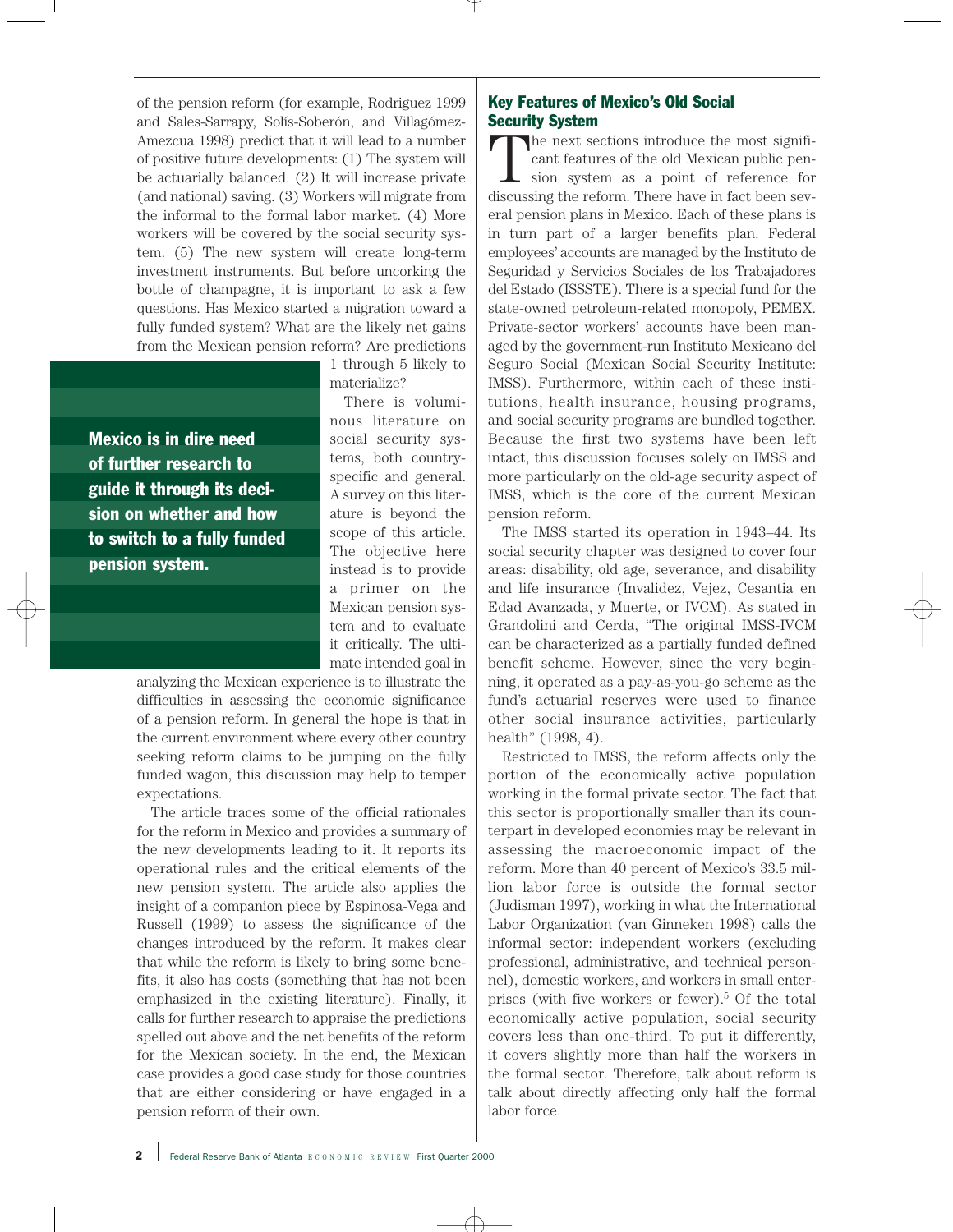of the pension reform (for example, Rodriguez 1999 and Sales-Sarrapy, Solís-Soberón, and Villagómez-Amezcua 1998) predict that it will lead to a number of positive future developments: (1) The system will be actuarially balanced. (2) It will increase private (and national) saving. (3) Workers will migrate from the informal to the formal labor market. (4) More workers will be covered by the social security system. (5) The new system will create long-term investment instruments. But before uncorking the bottle of champagne, it is important to ask a few questions. Has Mexico started a migration toward a fully funded system? What are the likely net gains from the Mexican pension reform? Are predictions 1 through 5 likely to materialize?

**Mexico is in dire need of further research to guide it through its decision on whether and how to switch to a fully funded pension system.**

There is voluminous literature on social security systems, both country-specific and general. A survey on this literature is beyond the scope of this article. The objective here instead is to provide a primer on the Mexican pension system and to evaluate it critically. The ultimate intended goal in analyzing the Mexican experience is to illustrate the difficulties in assessing the economic significance of a pension reform. In general the hope is that in the current environment where every other country seeking reform claims to be jumping on the fully funded wagon, this discussion may help to temper expectations.

The article traces some of the official rationales for the reform in Mexico and provides a summary of the new developments leading to it. It reports its operational rules and the critical elements of the new pension system. The article also applies the insight of a companion piece by Espinosa-Vega and Russell (1999) to assess the significance of the changes introduced by the reform. It makes clear that while the reform is likely to bring some benefits, it also has costs (something that has not been emphasized in the existing literature). Finally, it calls for further research to appraise the predictions spelled out above and the net benefits of the reform for the Mexican society. In the end, the Mexican case provides a good case study for those countries that are either considering or have engaged in a pension reform of their own.

## Key Features of Mexico's Old Social Security System

The next sections introduce the most significant features of the old Mexican public pension system as a point of reference for discussing the reform. There have in fact been several pension plans in Mexico. Each of these plans is in turn part of a larger benefits plan. Federal employees' accounts are managed by the Instituto de Seguridad y Servicios Sociales de los Trabajadores del Estado (ISSSTE). There is a special fund for the state-owned petroleum-related monopoly, PEMEX. Private-sector workers' accounts have been managed by the government-run Instituto Mexicano del Seguro Social (Mexican Social Security Institute: IMSS). Furthermore, within each of these institutions, health insurance, housing programs, and social security programs are bundled together. Because the first two systems have been left intact, this discussion focuses solely on IMSS and more particularly on the old-age security aspect of IMSS, which is the core of the current Mexican pension reform.

The IMSS started its operation in 1943–44. Its social security chapter was designed to cover four areas: disability, old age, severance, and disability and life insurance (Invalidez, Vejez, Cesantia en Edad Avanzada, y Muerte, or IVCM). As stated in Grandolini and Cerda, "The original IMSS-IVCM can be characterized as a partially funded defined benefit scheme. However, since the very beginning, it operated as a pay-as-you-go scheme as the fund's actuarial reserves were used to finance other social insurance activities, particularly health" (1998, 4).

Restricted to IMSS, the reform affects only the portion of the economically active population working in the formal private sector. The fact that this sector is proportionally smaller than its counterpart in developed economies may be relevant in assessing the macroeconomic impact of the reform. More than 40 percent of Mexico's 33.5 million labor force is outside the formal sector (Judisman 1997), working in what the International Labor Organization (van Ginneken 1998) calls the informal sector: independent workers (excluding professional, administrative, and technical personnel), domestic workers, and workers in small enterprises (with five workers or fewer).[5] Of the total economically active population, social security covers less than one-third. To put it differently, it covers slightly more than half the workers in the formal sector. Therefore, talk about reform is talk about directly affecting only half the formal labor force.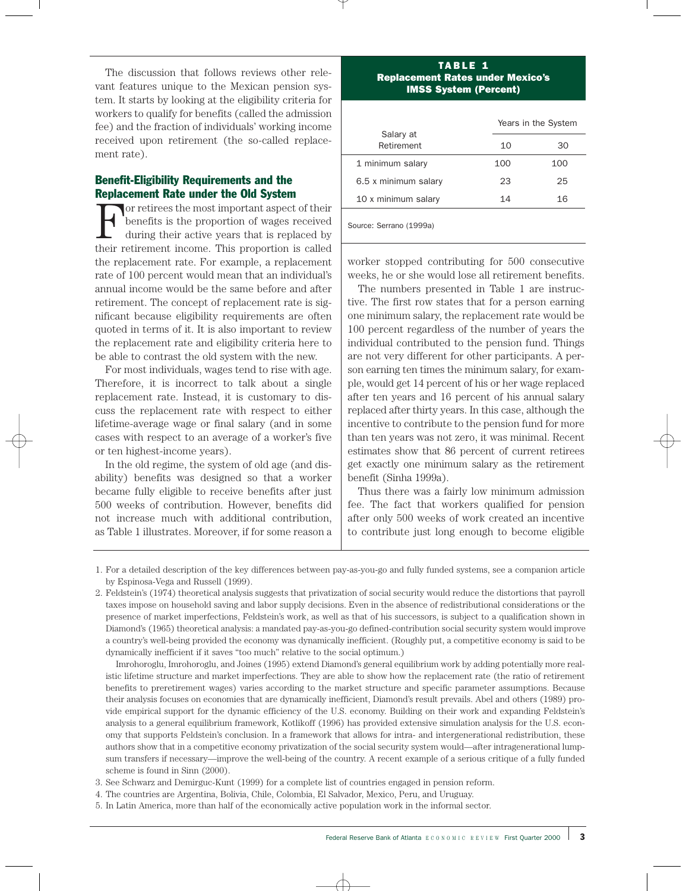The discussion that follows reviews other relevant features unique to the Mexican pension system. It starts by looking at the eligibility criteria for workers to qualify for benefits (called the admission fee) and the fraction of individuals' working income received upon retirement (the so-called replacement rate).

## Benefit-Eligibility Requirements and the Replacement Rate under the Old System

For retirees the most important aspect of their benefits is the proportion of wages received during their active years that is replaced by their retirement income. This proportion is called the replacement rate. For example, a replacement rate of 100 percent would mean that an individual's annual income would be the same before and after retirement. The concept of replacement rate is significant because eligibility requirements are often quoted in terms of it. It is also important to review the replacement rate and eligibility criteria here to be able to contrast the old system with the new.

For most individuals, wages tend to rise with age. Therefore, it is incorrect to talk about a single replacement rate. Instead, it is customary to discuss the replacement rate with respect to either lifetime-average wage or final salary (and in some cases with respect to an average of a worker's five or ten highest-income years).

In the old regime, the system of old age (and disability) benefits was designed so that a worker became fully eligible to receive benefits after just 500 weeks of contribution. However, benefits did not increase much with additional contribution, as Table 1 illustrates. Moreover, if for some reason a worker stopped contributing for 500 consecutive weeks, he or she would lose all retirement benefits.

**TABLE 1**
**Replacement Rates under Mexico's IMSS System (Percent)**

| Salary at Retirement | Years in the System | |
|---|---|---|
| | 10 | 30 |
| 1 minimum salary | 100 | 100 |
| 6.5 x minimum salary | 23 | 25 |
| 10 x minimum salary | 14 | 16 |

Source: Serrano (1999a)

The numbers presented in Table 1 are instructive. The first row states that for a person earning one minimum salary, the replacement rate would be 100 percent regardless of the number of years the individual contributed to the pension fund. Things are not very different for other participants. A person earning ten times the minimum salary, for example, would get 14 percent of his or her wage replaced after ten years and 16 percent of his annual salary replaced after thirty years. In this case, although the incentive to contribute to the pension fund for more than ten years was not zero, it was minimal. Recent estimates show that 86 percent of current retirees get exactly one minimum salary as the retirement benefit (Sinha 1999a).

Thus there was a fairly low minimum admission fee. The fact that workers qualified for pension after only 500 weeks of work created an incentive to contribute just long enough to become eligible

---

1. For a detailed description of the key differences between pay-as-you-go and fully funded systems, see a companion article by Espinosa-Vega and Russell (1999).

2. Feldstein's (1974) theoretical analysis suggests that privatization of social security would reduce the distortions that payroll taxes impose on household saving and labor supply decisions. Even in the absence of redistributional considerations or the presence of market imperfections, Feldstein's work, as well as that of his successors, is subject to a qualification shown in Diamond's (1965) theoretical analysis: a mandated pay-as-you-go defined-contribution social security system would improve a country's well-being provided the economy was dynamically inefficient. (Roughly put, a competitive economy is said to be dynamically inefficient if it saves "too much" relative to the social optimum.)

   Imrohoroglu, Imrohoroglu, and Joines (1995) extend Diamond's general equilibrium work by adding potentially more realistic lifetime structure and market imperfections. They are able to show how the replacement rate (the ratio of retirement benefits to preretirement wages) varies according to the market structure and specific parameter assumptions. Because their analysis focuses on economies that are dynamically inefficient, Diamond's result prevails. Abel and others (1989) provide empirical support for the dynamic efficiency of the U.S. economy. Building on their work and expanding Feldstein's analysis to a general equilibrium framework, Kotlikoff (1996) has provided extensive simulation analysis for the U.S. economy that supports Feldstein's conclusion. In a framework that allows for intra- and intergenerational redistribution, these authors show that in a competitive economy privatization of the social security system would—after intragenerational lump-sum transfers if necessary—improve the well-being of the country. A recent example of a serious critique of a fully funded scheme is found in Sinn (2000).

3. See Schwarz and Demirguc-Kunt (1999) for a complete list of countries engaged in pension reform.

4. The countries are Argentina, Bolivia, Chile, Colombia, El Salvador, Mexico, Peru, and Uruguay.

5. In Latin America, more than half of the economically active population work in the informal sector.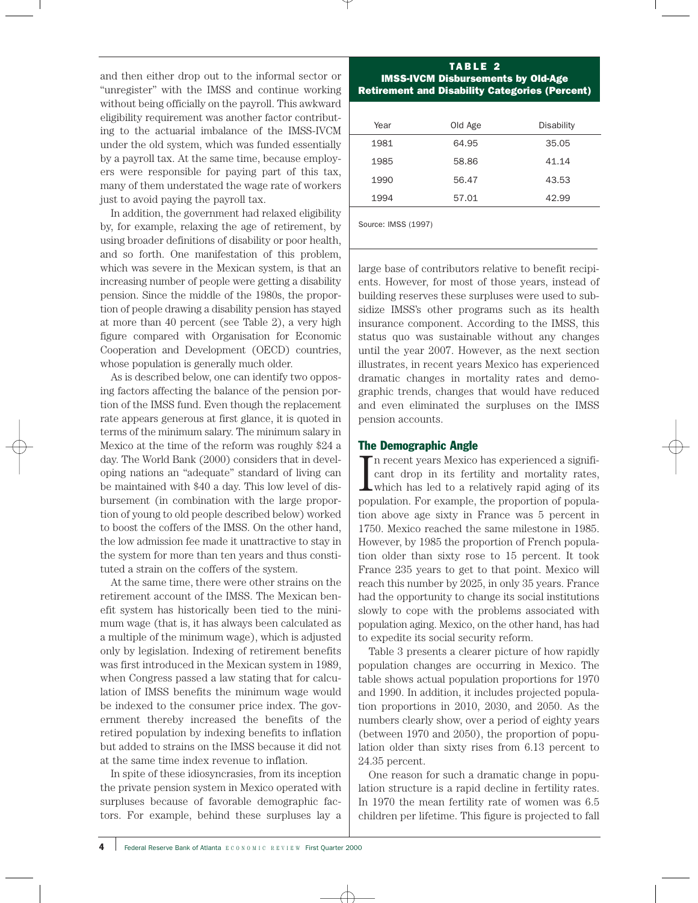and then either drop out to the informal sector or "unregister" with the IMSS and continue working without being officially on the payroll. This awkward eligibility requirement was another factor contributing to the actuarial imbalance of the IMSS-IVCM under the old system, which was funded essentially by a payroll tax. At the same time, because employers were responsible for paying part of this tax, many of them understated the wage rate of workers just to avoid paying the payroll tax.

In addition, the government had relaxed eligibility by, for example, relaxing the age of retirement, by using broader definitions of disability or poor health, and so forth. One manifestation of this problem, which was severe in the Mexican system, is that an increasing number of people were getting a disability pension. Since the middle of the 1980s, the proportion of people drawing a disability pension has stayed at more than 40 percent (see Table 2), a very high figure compared with Organisation for Economic Cooperation and Development (OECD) countries, whose population is generally much older.

As is described below, one can identify two opposing factors affecting the balance of the pension portion of the IMSS fund. Even though the replacement rate appears generous at first glance, it is quoted in terms of the minimum salary. The minimum salary in Mexico at the time of the reform was roughly $24 a day. The World Bank (2000) considers that in developing nations an "adequate" standard of living can be maintained with $40 a day. This low level of disbursement (in combination with the large proportion of young to old people described below) worked to boost the coffers of the IMSS. On the other hand, the low admission fee made it unattractive to stay in the system for more than ten years and thus constituted a strain on the coffers of the system.

At the same time, there were other strains on the retirement account of the IMSS. The Mexican benefit system has historically been tied to the minimum wage (that is, it has always been calculated as a multiple of the minimum wage), which is adjusted only by legislation. Indexing of retirement benefits was first introduced in the Mexican system in 1989, when Congress passed a law stating that for calculation of IMSS benefits the minimum wage would be indexed to the consumer price index. The government thereby increased the benefits of the retired population by indexing benefits to inflation but added to strains on the IMSS because it did not at the same time index revenue to inflation.

In spite of these idiosyncrasies, from its inception the private pension system in Mexico operated with surpluses because of favorable demographic factors. For example, behind these surpluses lay a large base of contributors relative to benefit recipients. However, for most of those years, instead of building reserves these surpluses were used to subsidize IMSS's other programs such as its health insurance component. According to the IMSS, this status quo was sustainable without any changes until the year 2007. However, as the next section illustrates, in recent years Mexico has experienced dramatic changes in mortality rates and demographic trends, changes that would have reduced and even eliminated the surpluses on the IMSS pension accounts.

**TABLE 2**
**IMSS-IVCM Disbursements by Old-Age Retirement and Disability Categories (Percent)**

| Year | Old Age | Disability |
|---|---|---|
| 1981 | 64.95 | 35.05 |
| 1985 | 58.86 | 41.14 |
| 1990 | 56.47 | 43.53 |
| 1994 | 57.01 | 42.99 |

Source: IMSS (1997)

## The Demographic Angle

In recent years Mexico has experienced a significant drop in its fertility and mortality rates, which has led to a relatively rapid aging of its population. For example, the proportion of population above age sixty in France was 5 percent in 1750. Mexico reached the same milestone in 1985. However, by 1985 the proportion of French population older than sixty rose to 15 percent. It took France 235 years to get to that point. Mexico will reach this number by 2025, in only 35 years. France had the opportunity to change its social institutions slowly to cope with the problems associated with population aging. Mexico, on the other hand, has had to expedite its social security reform.

Table 3 presents a clearer picture of how rapidly population changes are occurring in Mexico. The table shows actual population proportions for 1970 and 1990. In addition, it includes projected population proportions in 2010, 2030, and 2050. As the numbers clearly show, over a period of eighty years (between 1970 and 2050), the proportion of population older than sixty rises from 6.13 percent to 24.35 percent.

One reason for such a dramatic change in population structure is a rapid decline in fertility rates. In 1970 the mean fertility rate of women was 6.5 children per lifetime. This figure is projected to fall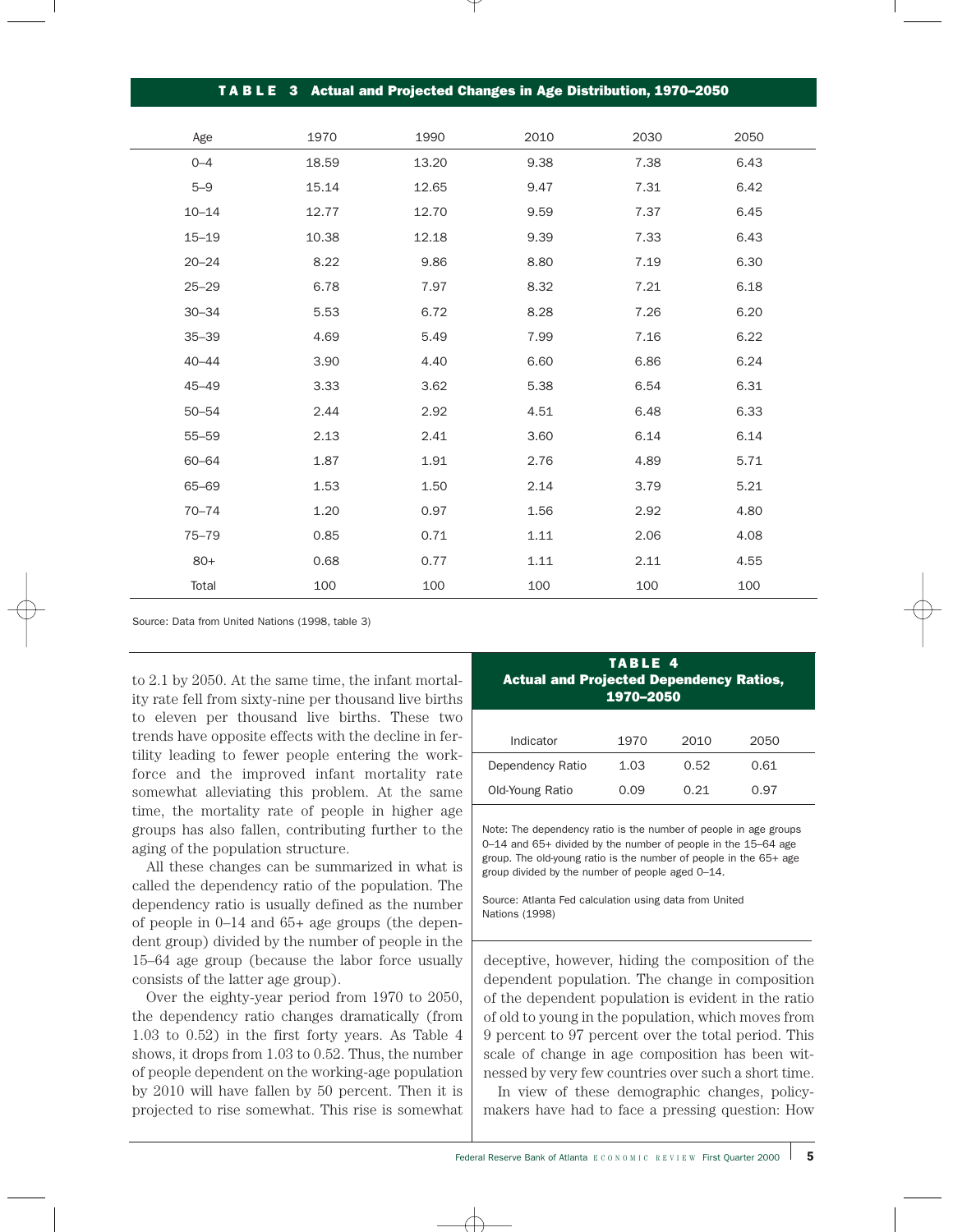**TABLE 3 Actual and Projected Changes in Age Distribution, 1970–2050**

| Age | 1970 | 1990 | 2010 | 2030 | 2050 |
|---|---|---|---|---|---|
| 0–4 | 18.59 | 13.20 | 9.38 | 7.38 | 6.43 |
| 5–9 | 15.14 | 12.65 | 9.47 | 7.31 | 6.42 |
| 10–14 | 12.77 | 12.70 | 9.59 | 7.37 | 6.45 |
| 15–19 | 10.38 | 12.18 | 9.39 | 7.33 | 6.43 |
| 20–24 | 8.22 | 9.86 | 8.80 | 7.19 | 6.30 |
| 25–29 | 6.78 | 7.97 | 8.32 | 7.21 | 6.18 |
| 30–34 | 5.53 | 6.72 | 8.28 | 7.26 | 6.20 |
| 35–39 | 4.69 | 5.49 | 7.99 | 7.16 | 6.22 |
| 40–44 | 3.90 | 4.40 | 6.60 | 6.86 | 6.24 |
| 45–49 | 3.33 | 3.62 | 5.38 | 6.54 | 6.31 |
| 50–54 | 2.44 | 2.92 | 4.51 | 6.48 | 6.33 |
| 55–59 | 2.13 | 2.41 | 3.60 | 6.14 | 6.14 |
| 60–64 | 1.87 | 1.91 | 2.76 | 4.89 | 5.71 |
| 65–69 | 1.53 | 1.50 | 2.14 | 3.79 | 5.21 |
| 70–74 | 1.20 | 0.97 | 1.56 | 2.92 | 4.80 |
| 75–79 | 0.85 | 0.71 | 1.11 | 2.06 | 4.08 |
| 80+ | 0.68 | 0.77 | 1.11 | 2.11 | 4.55 |
| Total | 100 | 100 | 100 | 100 | 100 |

Source: Data from United Nations (1998, table 3)

to 2.1 by 2050. At the same time, the infant mortality rate fell from sixty-nine per thousand live births to eleven per thousand live births. These two trends have opposite effects with the decline in fertility leading to fewer people entering the workforce and the improved infant mortality rate somewhat alleviating this problem. At the same time, the mortality rate of people in higher age groups has also fallen, contributing further to the aging of the population structure.

All these changes can be summarized in what is called the dependency ratio of the population. The dependency ratio is usually defined as the number of people in 0–14 and 65+ age groups (the dependent group) divided by the number of people in the 15–64 age group (because the labor force usually consists of the latter age group).

Over the eighty-year period from 1970 to 2050, the dependency ratio changes dramatically (from 1.03 to 0.52) in the first forty years. As Table 4 shows, it drops from 1.03 to 0.52. Thus, the number of people dependent on the working-age population by 2010 will have fallen by 50 percent. Then it is projected to rise somewhat. This rise is somewhat deceptive, however, hiding the composition of the dependent population. The change in composition of the dependent population is evident in the ratio of old to young in the population, which moves from 9 percent to 97 percent over the total period. This scale of change in age composition has been witnessed by very few countries over such a short time.

**TABLE 4 Actual and Projected Dependency Ratios, 1970–2050**

| Indicator | 1970 | 2010 | 2050 |
|---|---|---|---|
| Dependency Ratio | 1.03 | 0.52 | 0.61 |
| Old-Young Ratio | 0.09 | 0.21 | 0.97 |

Note: The dependency ratio is the number of people in age groups 0–14 and 65+ divided by the number of people in the 15–64 age group. The old-young ratio is the number of people in the 65+ age group divided by the number of people aged 0–14.

Source: Atlanta Fed calculation using data from United Nations (1998)

In view of these demographic changes, policymakers have had to face a pressing question: How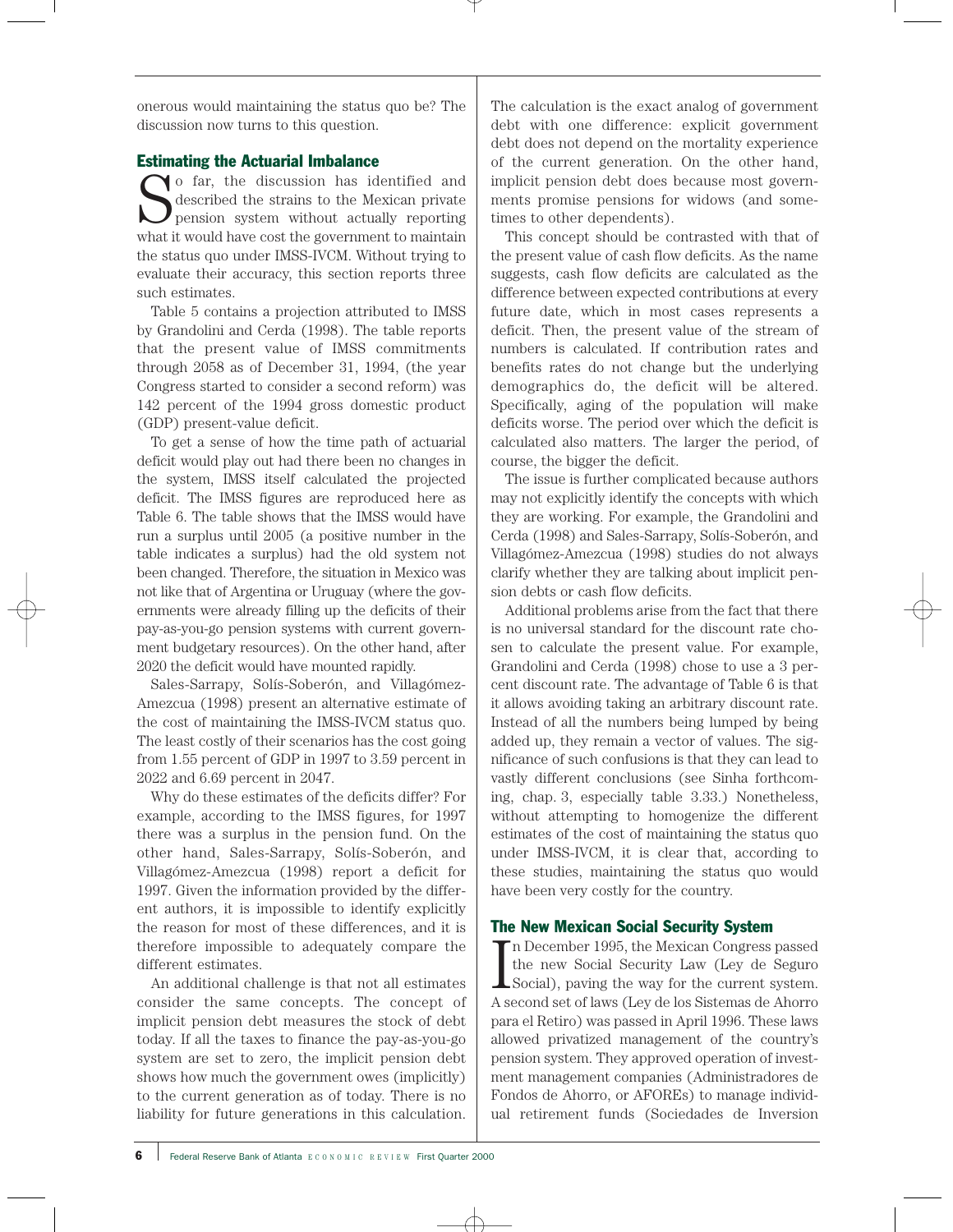onerous would maintaining the status quo be? The discussion now turns to this question.

## Estimating the Actuarial Imbalance

So far, the discussion has identified and described the strains to the Mexican private pension system without actually reporting what it would have cost the government to maintain the status quo under IMSS-IVCM. Without trying to evaluate their accuracy, this section reports three such estimates.

Table 5 contains a projection attributed to IMSS by Grandolini and Cerda (1998). The table reports that the present value of IMSS commitments through 2058 as of December 31, 1994, (the year Congress started to consider a second reform) was 142 percent of the 1994 gross domestic product (GDP) present-value deficit.

To get a sense of how the time path of actuarial deficit would play out had there been no changes in the system, IMSS itself calculated the projected deficit. The IMSS figures are reproduced here as Table 6. The table shows that the IMSS would have run a surplus until 2005 (a positive number in the table indicates a surplus) had the old system not been changed. Therefore, the situation in Mexico was not like that of Argentina or Uruguay (where the governments were already filling up the deficits of their pay-as-you-go pension systems with current government budgetary resources). On the other hand, after 2020 the deficit would have mounted rapidly.

Sales-Sarrapy, Solís-Soberón, and Villagómez-Amezcua (1998) present an alternative estimate of the cost of maintaining the IMSS-IVCM status quo. The least costly of their scenarios has the cost going from 1.55 percent of GDP in 1997 to 3.59 percent in 2022 and 6.69 percent in 2047.

Why do these estimates of the deficits differ? For example, according to the IMSS figures, for 1997 there was a surplus in the pension fund. On the other hand, Sales-Sarrapy, Solís-Soberón, and Villagómez-Amezcua (1998) report a deficit for 1997. Given the information provided by the different authors, it is impossible to identify explicitly the reason for most of these differences, and it is therefore impossible to adequately compare the different estimates.

An additional challenge is that not all estimates consider the same concepts. The concept of implicit pension debt measures the stock of debt today. If all the taxes to finance the pay-as-you-go system are set to zero, the implicit pension debt shows how much the government owes (implicitly) to the current generation as of today. There is no liability for future generations in this calculation. The calculation is the exact analog of government debt with one difference: explicit government debt does not depend on the mortality experience of the current generation. On the other hand, implicit pension debt does because most governments promise pensions for widows (and sometimes to other dependents).

This concept should be contrasted with that of the present value of cash flow deficits. As the name suggests, cash flow deficits are calculated as the difference between expected contributions at every future date, which in most cases represents a deficit. Then, the present value of the stream of numbers is calculated. If contribution rates and benefits rates do not change but the underlying demographics do, the deficit will be altered. Specifically, aging of the population will make deficits worse. The period over which the deficit is calculated also matters. The larger the period, of course, the bigger the deficit.

The issue is further complicated because authors may not explicitly identify the concepts with which they are working. For example, the Grandolini and Cerda (1998) and Sales-Sarrapy, Solís-Soberón, and Villagómez-Amezcua (1998) studies do not always clarify whether they are talking about implicit pension debts or cash flow deficits.

Additional problems arise from the fact that there is no universal standard for the discount rate chosen to calculate the present value. For example, Grandolini and Cerda (1998) chose to use a 3 percent discount rate. The advantage of Table 6 is that it allows avoiding taking an arbitrary discount rate. Instead of all the numbers being lumped by being added up, they remain a vector of values. The significance of such confusions is that they can lead to vastly different conclusions (see Sinha forthcoming, chap. 3, especially table 3.33.) Nonetheless, without attempting to homogenize the different estimates of the cost of maintaining the status quo under IMSS-IVCM, it is clear that, according to these studies, maintaining the status quo would have been very costly for the country.

## The New Mexican Social Security System

In December 1995, the Mexican Congress passed the new Social Security Law (Ley de Seguro Social), paving the way for the current system. A second set of laws (Ley de los Sistemas de Ahorro para el Retiro) was passed in April 1996. These laws allowed privatized management of the country's pension system. They approved operation of investment management companies (Administradores de Fondos de Ahorro, or AFOREs) to manage individual retirement funds (Sociedades de Inversion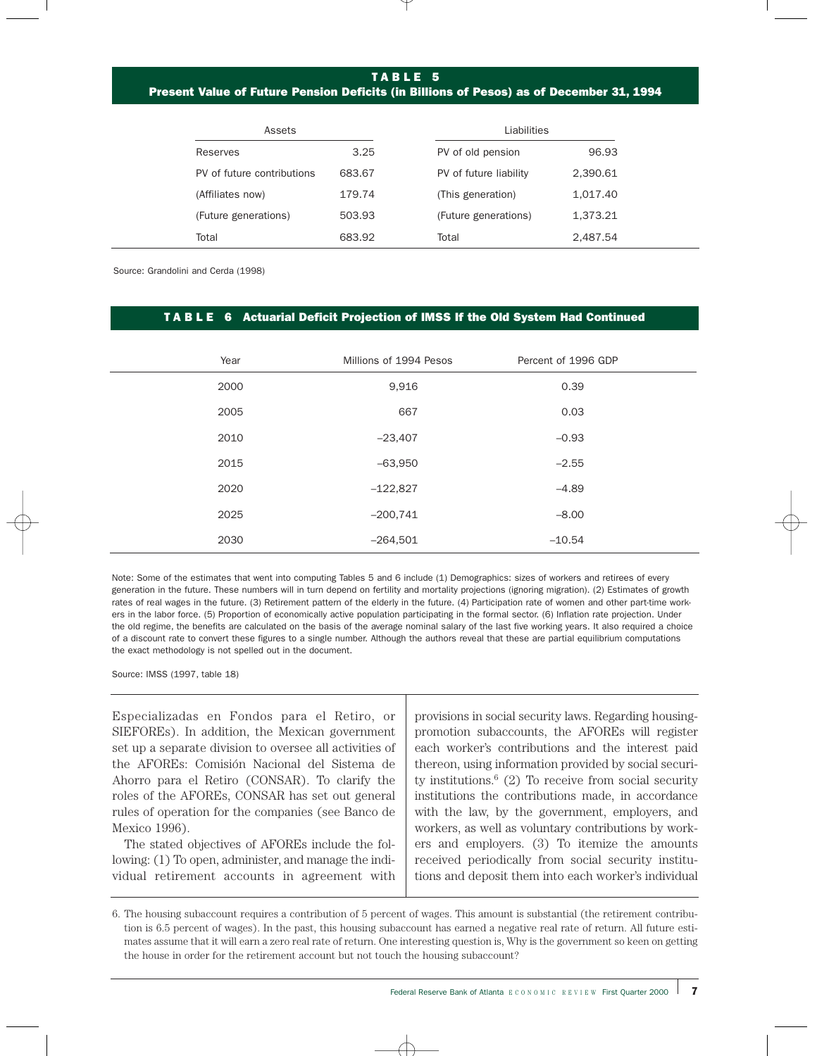**TABLE 5**
**Present Value of Future Pension Deficits (in Billions of Pesos) as of December 31, 1994**

| Assets | | Liabilities | |
|---|---|---|---|
| Reserves | 3.25 | PV of old pension | 96.93 |
| PV of future contributions | 683.67 | PV of future liability | 2,390.61 |
| (Affiliates now) | 179.74 | (This generation) | 1,017.40 |
| (Future generations) | 503.93 | (Future generations) | 1,373.21 |
| Total | 683.92 | Total | 2,487.54 |

Source: Grandolini and Cerda (1998)

**TABLE 6 Actuarial Deficit Projection of IMSS If the Old System Had Continued**

| Year | Millions of 1994 Pesos | Percent of 1996 GDP |
|---|---|---|
| 2000 | 9,916 | 0.39 |
| 2005 | 667 | 0.03 |
| 2010 | –23,407 | –0.93 |
| 2015 | –63,950 | –2.55 |
| 2020 | –122,827 | –4.89 |
| 2025 | –200,741 | –8.00 |
| 2030 | –264,501 | –10.54 |

Note: Some of the estimates that went into computing Tables 5 and 6 include (1) Demographics: sizes of workers and retirees of every generation in the future. These numbers will in turn depend on fertility and mortality projections (ignoring migration). (2) Estimates of growth rates of real wages in the future. (3) Retirement pattern of the elderly in the future. (4) Participation rate of women and other part-time workers in the labor force. (5) Proportion of economically active population participating in the formal sector. (6) Inflation rate projection. Under the old regime, the benefits are calculated on the basis of the average nominal salary of the last five working years. It also required a choice of a discount rate to convert these figures to a single number. Although the authors reveal that these are partial equilibrium computations the exact methodology is not spelled out in the document.

Source: IMSS (1997, table 18)

Especializadas en Fondos para el Retiro, or SIEFOREs). In addition, the Mexican government set up a separate division to oversee all activities of the AFOREs: Comisión Nacional del Sistema de Ahorro para el Retiro (CONSAR). To clarify the roles of the AFOREs, CONSAR has set out general rules of operation for the companies (see Banco de Mexico 1996).

The stated objectives of AFOREs include the following: (1) To open, administer, and manage the individual retirement accounts in agreement with provisions in social security laws. Regarding housing-promotion subaccounts, the AFOREs will register each worker's contributions and the interest paid thereon, using information provided by social security institutions.[6] (2) To receive from social security institutions the contributions made, in accordance with the law, by the government, employers, and workers, as well as voluntary contributions by workers and employers. (3) To itemize the amounts received periodically from social security institutions and deposit them into each worker's individual

6. The housing subaccount requires a contribution of 5 percent of wages. This amount is substantial (the retirement contribution is 6.5 percent of wages). In the past, this housing subaccount has earned a negative real rate of return. All future estimates assume that it will earn a zero real rate of return. One interesting question is, Why is the government so keen on getting the house in order for the retirement account but not touch the housing subaccount?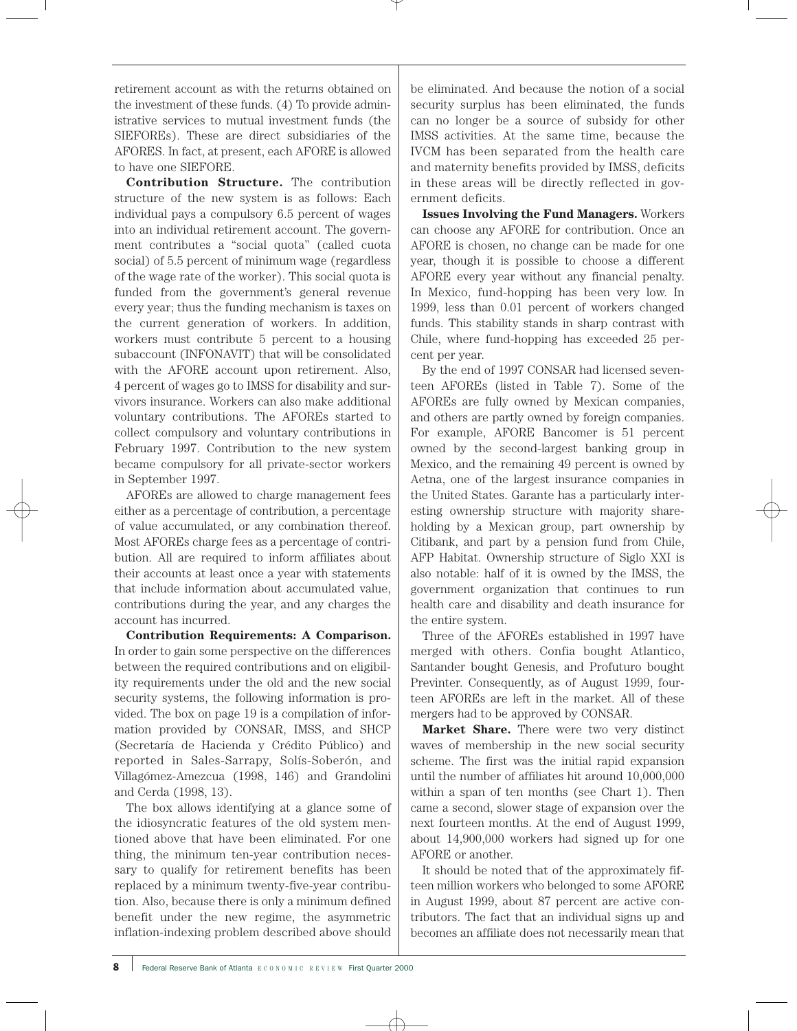retirement account as with the returns obtained on the investment of these funds. (4) To provide administrative services to mutual investment funds (the SIEFOREs). These are direct subsidiaries of the AFORES. In fact, at present, each AFORE is allowed to have one SIEFORE.

**Contribution Structure.** The contribution structure of the new system is as follows: Each individual pays a compulsory 6.5 percent of wages into an individual retirement account. The government contributes a "social quota" (called cuota social) of 5.5 percent of minimum wage (regardless of the wage rate of the worker). This social quota is funded from the government's general revenue every year; thus the funding mechanism is taxes on the current generation of workers. In addition, workers must contribute 5 percent to a housing subaccount (INFONAVIT) that will be consolidated with the AFORE account upon retirement. Also, 4 percent of wages go to IMSS for disability and survivors insurance. Workers can also make additional voluntary contributions. The AFOREs started to collect compulsory and voluntary contributions in February 1997. Contribution to the new system became compulsory for all private-sector workers in September 1997.

AFOREs are allowed to charge management fees either as a percentage of contribution, a percentage of value accumulated, or any combination thereof. Most AFOREs charge fees as a percentage of contribution. All are required to inform affiliates about their accounts at least once a year with statements that include information about accumulated value, contributions during the year, and any charges the account has incurred.

**Contribution Requirements: A Comparison.** In order to gain some perspective on the differences between the required contributions and on eligibility requirements under the old and the new social security systems, the following information is provided. The box on page 19 is a compilation of information provided by CONSAR, IMSS, and SHCP (Secretaría de Hacienda y Crédito Público) and reported in Sales-Sarrapy, Solís-Soberón, and Villagómez-Amezcua (1998, 146) and Grandolini and Cerda (1998, 13).

The box allows identifying at a glance some of the idiosyncratic features of the old system mentioned above that have been eliminated. For one thing, the minimum ten-year contribution necessary to qualify for retirement benefits has been replaced by a minimum twenty-five-year contribution. Also, because there is only a minimum defined benefit under the new regime, the asymmetric inflation-indexing problem described above should be eliminated. And because the notion of a social security surplus has been eliminated, the funds can no longer be a source of subsidy for other IMSS activities. At the same time, because the IVCM has been separated from the health care and maternity benefits provided by IMSS, deficits in these areas will be directly reflected in government deficits.

**Issues Involving the Fund Managers.** Workers can choose any AFORE for contribution. Once an AFORE is chosen, no change can be made for one year, though it is possible to choose a different AFORE every year without any financial penalty. In Mexico, fund-hopping has been very low. In 1999, less than 0.01 percent of workers changed funds. This stability stands in sharp contrast with Chile, where fund-hopping has exceeded 25 percent per year.

By the end of 1997 CONSAR had licensed seventeen AFOREs (listed in Table 7). Some of the AFOREs are fully owned by Mexican companies, and others are partly owned by foreign companies. For example, AFORE Bancomer is 51 percent owned by the second-largest banking group in Mexico, and the remaining 49 percent is owned by Aetna, one of the largest insurance companies in the United States. Garante has a particularly interesting ownership structure with majority shareholding by a Mexican group, part ownership by Citibank, and part by a pension fund from Chile, AFP Habitat. Ownership structure of Siglo XXI is also notable: half of it is owned by the IMSS, the government organization that continues to run health care and disability and death insurance for the entire system.

Three of the AFOREs established in 1997 have merged with others. Confia bought Atlantico, Santander bought Genesis, and Profuturo bought Previnter. Consequently, as of August 1999, fourteen AFOREs are left in the market. All of these mergers had to be approved by CONSAR.

**Market Share.** There were two very distinct waves of membership in the new social security scheme. The first was the initial rapid expansion until the number of affiliates hit around 10,000,000 within a span of ten months (see Chart 1). Then came a second, slower stage of expansion over the next fourteen months. At the end of August 1999, about 14,900,000 workers had signed up for one AFORE or another.

It should be noted that of the approximately fifteen million workers who belonged to some AFORE in August 1999, about 87 percent are active contributors. The fact that an individual signs up and becomes an affiliate does not necessarily mean that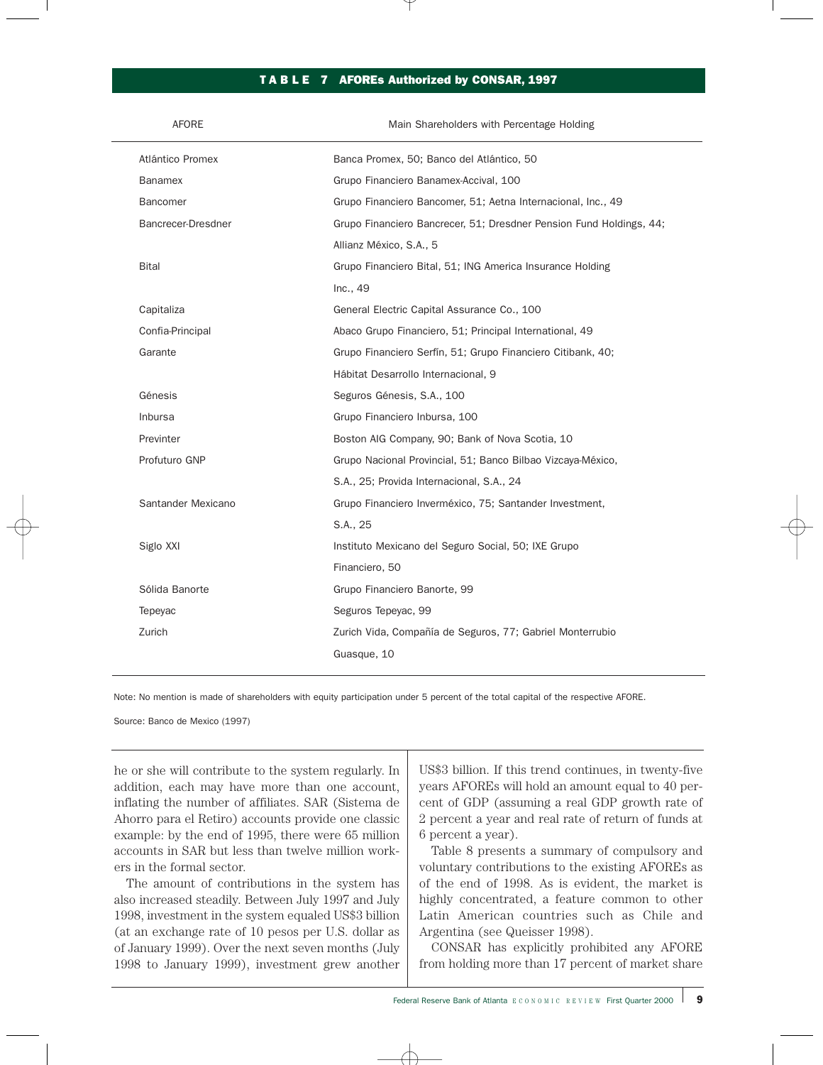**TABLE 7 AFOREs Authorized by CONSAR, 1997**

| AFORE | Main Shareholders with Percentage Holding |
|---|---|
| Atlántico Promex | Banca Promex, 50; Banco del Atlántico, 50 |
| Banamex | Grupo Financiero Banamex-Accival, 100 |
| Bancomer | Grupo Financiero Bancomer, 51; Aetna Internacional, Inc., 49 |
| Bancrecer-Dresdner | Grupo Financiero Bancrecer, 51; Dresdner Pension Fund Holdings, 44; Allianz México, S.A., 5 |
| Bital | Grupo Financiero Bital, 51; ING America Insurance Holding Inc., 49 |
| Capitaliza | General Electric Capital Assurance Co., 100 |
| Confia-Principal | Abaco Grupo Financiero, 51; Principal International, 49 |
| Garante | Grupo Financiero Serfín, 51; Grupo Financiero Citibank, 40; Hábitat Desarrollo Internacional, 9 |
| Génesis | Seguros Génesis, S.A., 100 |
| Inbursa | Grupo Financiero Inbursa, 100 |
| Previnter | Boston AIG Company, 90; Bank of Nova Scotia, 10 |
| Profuturo GNP | Grupo Nacional Provincial, 51; Banco Bilbao Vizcaya-México, S.A., 25; Provida Internacional, S.A., 24 |
| Santander Mexicano | Grupo Financiero Invermexico, 75; Santander Investment, S.A., 25 |
| Siglo XXI | Instituto Mexicano del Seguro Social, 50; IXE Grupo Financiero, 50 |
| Sólida Banorte | Grupo Financiero Banorte, 99 |
| Tepeyac | Seguros Tepeyac, 99 |
| Zurich | Zurich Vida, Compañía de Seguros, 77; Gabriel Monterrubio Guasque, 10 |

Note: No mention is made of shareholders with equity participation under 5 percent of the total capital of the respective AFORE.

Source: Banco de Mexico (1997)

he or she will contribute to the system regularly. In addition, each may have more than one account, inflating the number of affiliates. SAR (Sistema de Ahorro para el Retiro) accounts provide one classic example: by the end of 1995, there were 65 million accounts in SAR but less than twelve million workers in the formal sector.

The amount of contributions in the system has also increased steadily. Between July 1997 and July 1998, investment in the system equaled US$3 billion (at an exchange rate of 10 pesos per U.S. dollar as of January 1999). Over the next seven months (July 1998 to January 1999), investment grew another US$3 billion. If this trend continues, in twenty-five years AFOREs will hold an amount equal to 40 percent of GDP (assuming a real GDP growth rate of 2 percent a year and real rate of return of funds at 6 percent a year).

Table 8 presents a summary of compulsory and voluntary contributions to the existing AFOREs as of the end of 1998. As is evident, the market is highly concentrated, a feature common to other Latin American countries such as Chile and Argentina (see Queisser 1998).

CONSAR has explicitly prohibited any AFORE from holding more than 17 percent of market share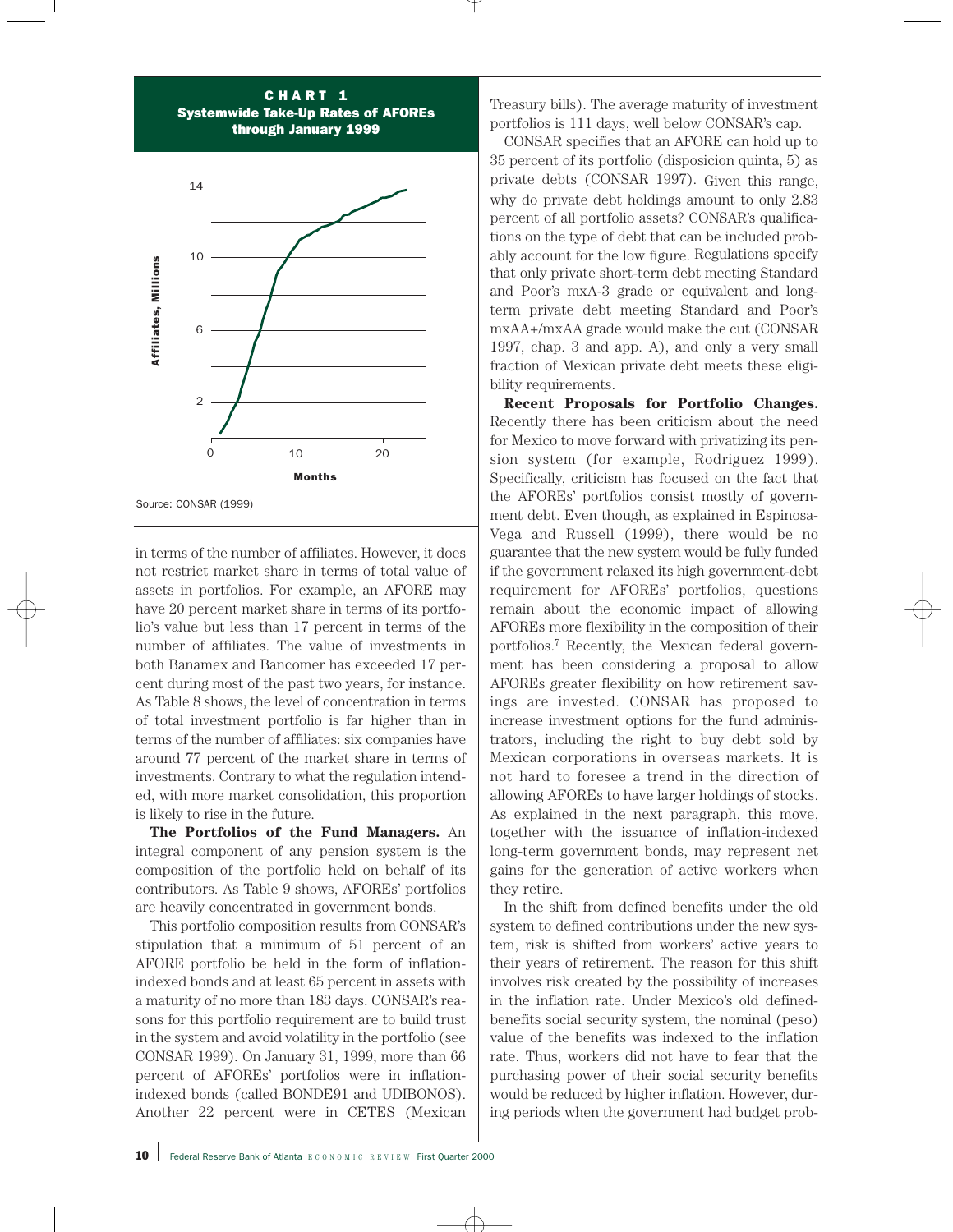**CHART 1**
**Systemwide Take-Up Rates of AFOREs through January 1999**

Source: CONSAR (1999)

in terms of the number of affiliates. However, it does not restrict market share in terms of total value of assets in portfolios. For example, an AFORE may have 20 percent market share in terms of its portfolio's value but less than 17 percent in terms of the number of affiliates. The value of investments in both Banamex and Bancomer has exceeded 17 percent during most of the past two years, for instance. As Table 8 shows, the level of concentration in terms of total investment portfolio is far higher than in terms of the number of affiliates: six companies have around 77 percent of the market share in terms of investments. Contrary to what the regulation intended, with more market consolidation, this proportion is likely to rise in the future.

**The Portfolios of the Fund Managers.** An integral component of any pension system is the composition of the portfolio held on behalf of its contributors. As Table 9 shows, AFOREs' portfolios are heavily concentrated in government bonds.

This portfolio composition results from CONSAR's stipulation that a minimum of 51 percent of an AFORE portfolio be held in the form of inflation-indexed bonds and at least 65 percent in assets with a maturity of no more than 183 days. CONSAR's reasons for this portfolio requirement are to build trust in the system and avoid volatility in the portfolio (see CONSAR 1999). On January 31, 1999, more than 66 percent of AFOREs' portfolios were in inflation-indexed bonds (called BONDE91 and UDIBONOS). Another 22 percent were in CETES (Mexican Treasury bills). The average maturity of investment portfolios is 111 days, well below CONSAR's cap.

CONSAR specifies that an AFORE can hold up to 35 percent of its portfolio (disposicion quinta, 5) as private debts (CONSAR 1997). Given this range, why do private debt holdings amount to only 2.83 percent of all portfolio assets? CONSAR's qualifications on the type of debt that can be included probably account for the low figure. Regulations specify that only private short-term debt meeting Standard and Poor's mxA-3 grade or equivalent and long-term private debt meeting Standard and Poor's mxAA+/mxAA grade would make the cut (CONSAR 1997, chap. 3 and app. A), and only a very small fraction of Mexican private debt meets these eligibility requirements.

**Recent Proposals for Portfolio Changes.** Recently there has been criticism about the need for Mexico to move forward with privatizing its pension system (for example, Rodriguez 1999). Specifically, criticism has focused on the fact that the AFOREs' portfolios consist mostly of government debt. Even though, as explained in Espinosa-Vega and Russell (1999), there would be no guarantee that the new system would be fully funded if the government relaxed its high government-debt requirement for AFOREs' portfolios, questions remain about the economic impact of allowing AFOREs more flexibility in the composition of their portfolios.[7] Recently, the Mexican federal government has been considering a proposal to allow AFOREs greater flexibility on how retirement savings are invested. CONSAR has proposed to increase investment options for the fund administrators, including the right to buy debt sold by Mexican corporations in overseas markets. It is not hard to foresee a trend in the direction of allowing AFOREs to have larger holdings of stocks. As explained in the next paragraph, this move, together with the issuance of inflation-indexed long-term government bonds, may represent net gains for the generation of active workers when they retire.

In the shift from defined benefits under the old system to defined contributions under the new system, risk is shifted from workers' active years to their years of retirement. The reason for this shift involves risk created by the possibility of increases in the inflation rate. Under Mexico's old defined-benefits social security system, the nominal (peso) value of the benefits was indexed to the inflation rate. Thus, workers did not have to fear that the purchasing power of their social security benefits would be reduced by higher inflation. However, during periods when the government had budget prob-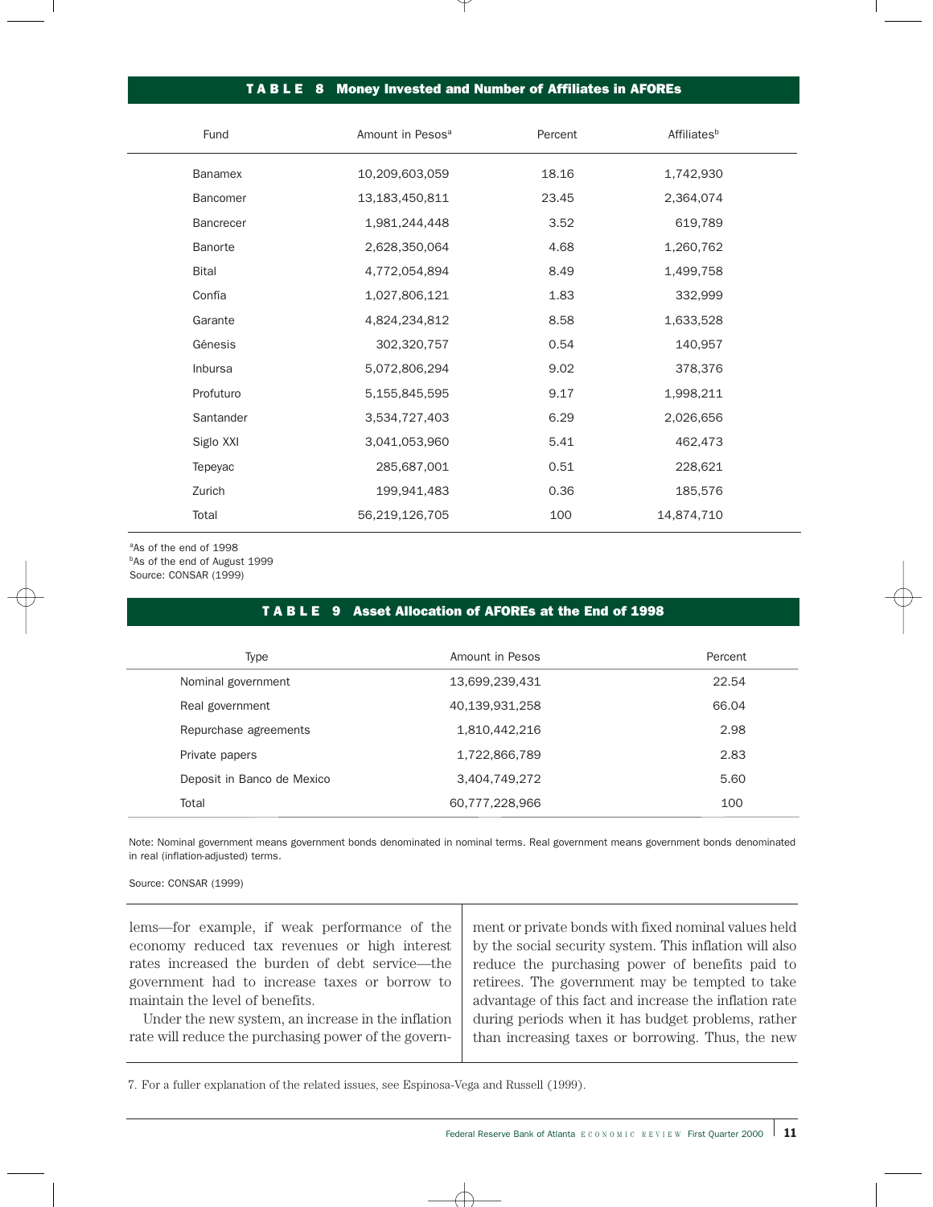**TABLE 8 Money Invested and Number of Affiliates in AFOREs**

| Fund | Amount in Pesos[a] | Percent | Affiliates[b] |
|---|---|---|---|
| Banamex | 10,209,603,059 | 18.16 | 1,742,930 |
| Bancomer | 13,183,450,811 | 23.45 | 2,364,074 |
| Bancrecer | 1,981,244,448 | 3.52 | 619,789 |
| Banorte | 2,628,350,064 | 4.68 | 1,260,762 |
| Bital | 4,772,054,894 | 8.49 | 1,499,758 |
| Confía | 1,027,806,121 | 1.83 | 332,999 |
| Garante | 4,824,234,812 | 8.58 | 1,633,528 |
| Génesis | 302,320,757 | 0.54 | 140,957 |
| Inbursa | 5,072,806,294 | 9.02 | 378,376 |
| Profuturo | 5,155,845,595 | 9.17 | 1,998,211 |
| Santander | 3,534,727,403 | 6.29 | 2,026,656 |
| Siglo XXI | 3,041,053,960 | 5.41 | 462,473 |
| Tepeyac | 285,687,001 | 0.51 | 228,621 |
| Zurich | 199,941,483 | 0.36 | 185,576 |
| Total | 56,219,126,705 | 100 | 14,874,710 |

[a]As of the end of 1998
[b]As of the end of August 1999
Source: CONSAR (1999)

**TABLE 9 Asset Allocation of AFOREs at the End of 1998**

| Type | Amount in Pesos | Percent |
|---|---|---|
| Nominal government | 13,699,239,431 | 22.54 |
| Real government | 40,139,931,258 | 66.04 |
| Repurchase agreements | 1,810,442,216 | 2.98 |
| Private papers | 1,722,866,789 | 2.83 |
| Deposit in Banco de Mexico | 3,404,749,272 | 5.60 |
| Total | 60,777,228,966 | 100 |

Note: Nominal government means government bonds denominated in nominal terms. Real government means government bonds denominated in real (inflation-adjusted) terms.

Source: CONSAR (1999)

lems—for example, if weak performance of the economy reduced tax revenues or high interest rates increased the burden of debt service—the government had to increase taxes or borrow to maintain the level of benefits.

Under the new system, an increase in the inflation rate will reduce the purchasing power of the government or private bonds with fixed nominal values held by the social security system. This inflation will also reduce the purchasing power of benefits paid to retirees. The government may be tempted to take advantage of this fact and increase the inflation rate during periods when it has budget problems, rather than increasing taxes or borrowing. Thus, the new

7. For a fuller explanation of the related issues, see Espinosa-Vega and Russell (1999).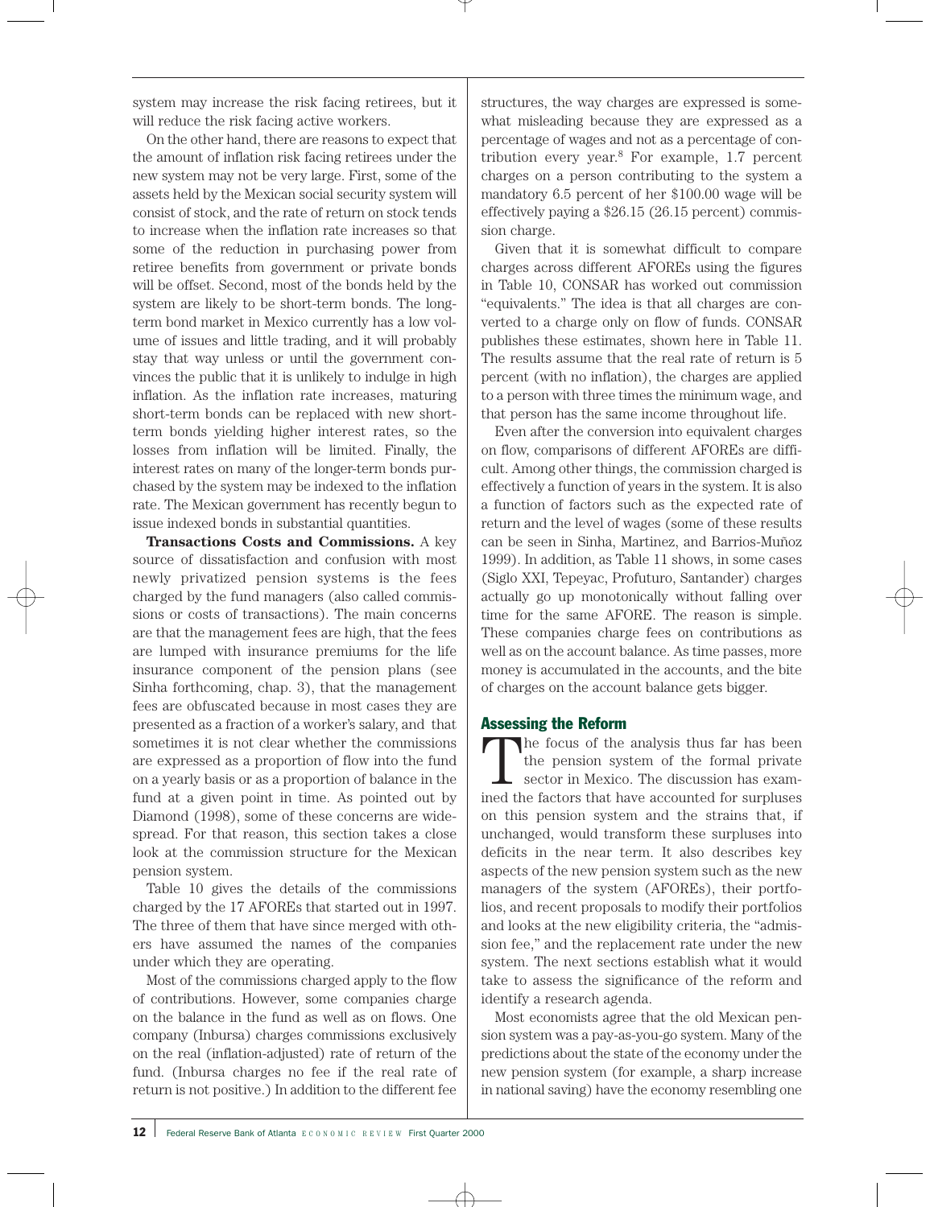system may increase the risk facing retirees, but it will reduce the risk facing active workers.

On the other hand, there are reasons to expect that the amount of inflation risk facing retirees under the new system may not be very large. First, some of the assets held by the Mexican social security system will consist of stock, and the rate of return on stock tends to increase when the inflation rate increases so that some of the reduction in purchasing power from retiree benefits from government or private bonds will be offset. Second, most of the bonds held by the system are likely to be short-term bonds. The long-term bond market in Mexico currently has a low volume of issues and little trading, and it will probably stay that way unless or until the government convinces the public that it is unlikely to indulge in high inflation. As the inflation rate increases, maturing short-term bonds can be replaced with new short-term bonds yielding higher interest rates, so the losses from inflation will be limited. Finally, the interest rates on many of the longer-term bonds purchased by the system may be indexed to the inflation rate. The Mexican government has recently begun to issue indexed bonds in substantial quantities.

**Transactions Costs and Commissions.** A key source of dissatisfaction and confusion with most newly privatized pension systems is the fees charged by the fund managers (also called commissions or costs of transactions). The main concerns are that the management fees are high, that the fees are lumped with insurance premiums for the life insurance component of the pension plans (see Sinha forthcoming, chap. 3), that the management fees are obfuscated because in most cases they are presented as a fraction of a worker's salary, and that sometimes it is not clear whether the commissions are expressed as a proportion of flow into the fund on a yearly basis or as a proportion of balance in the fund at a given point in time. As pointed out by Diamond (1998), some of these concerns are widespread. For that reason, this section takes a close look at the commission structure for the Mexican pension system.

Table 10 gives the details of the commissions charged by the 17 AFOREs that started out in 1997. The three of them that have since merged with others have assumed the names of the companies under which they are operating.

Most of the commissions charged apply to the flow of contributions. However, some companies charge on the balance in the fund as well as on flows. One company (Inbursa) charges commissions exclusively on the real (inflation-adjusted) rate of return of the fund. (Inbursa charges no fee if the real rate of return is not positive.) In addition to the different fee structures, the way charges are expressed is somewhat misleading because they are expressed as a percentage of wages and not as a percentage of contribution every year.[8] For example, 1.7 percent charges on a person contributing to the system a mandatory 6.5 percent of her $100.00 wage will be effectively paying a $26.15 (26.15 percent) commission charge.

Given that it is somewhat difficult to compare charges across different AFOREs using the figures in Table 10, CONSAR has worked out commission "equivalents." The idea is that all charges are converted to a charge only on flow of funds. CONSAR publishes these estimates, shown here in Table 11. The results assume that the real rate of return is 5 percent (with no inflation), the charges are applied to a person with three times the minimum wage, and that person has the same income throughout life.

Even after the conversion into equivalent charges on flow, comparisons of different AFOREs are difficult. Among other things, the commission charged is effectively a function of years in the system. It is also a function of factors such as the expected rate of return and the level of wages (some of these results can be seen in Sinha, Martinez, and Barrios-Muñoz 1999). In addition, as Table 11 shows, in some cases (Siglo XXI, Tepeyac, Profuturo, Santander) charges actually go up monotonically without falling over time for the same AFORE. The reason is simple. These companies charge fees on contributions as well as on the account balance. As time passes, more money is accumulated in the accounts, and the bite of charges on the account balance gets bigger.

## Assessing the Reform

The focus of the analysis thus far has been the pension system of the formal private sector in Mexico. The discussion has examined the factors that have accounted for surpluses on this pension system and the strains that, if unchanged, would transform these surpluses into deficits in the near term. It also describes key aspects of the new pension system such as the new managers of the system (AFOREs), their portfolios, and recent proposals to modify their portfolios and looks at the new eligibility criteria, the "admission fee," and the replacement rate under the new system. The next sections establish what it would take to assess the significance of the reform and identify a research agenda.

Most economists agree that the old Mexican pension system was a pay-as-you-go system. Many of the predictions about the state of the economy under the new pension system (for example, a sharp increase in national saving) have the economy resembling one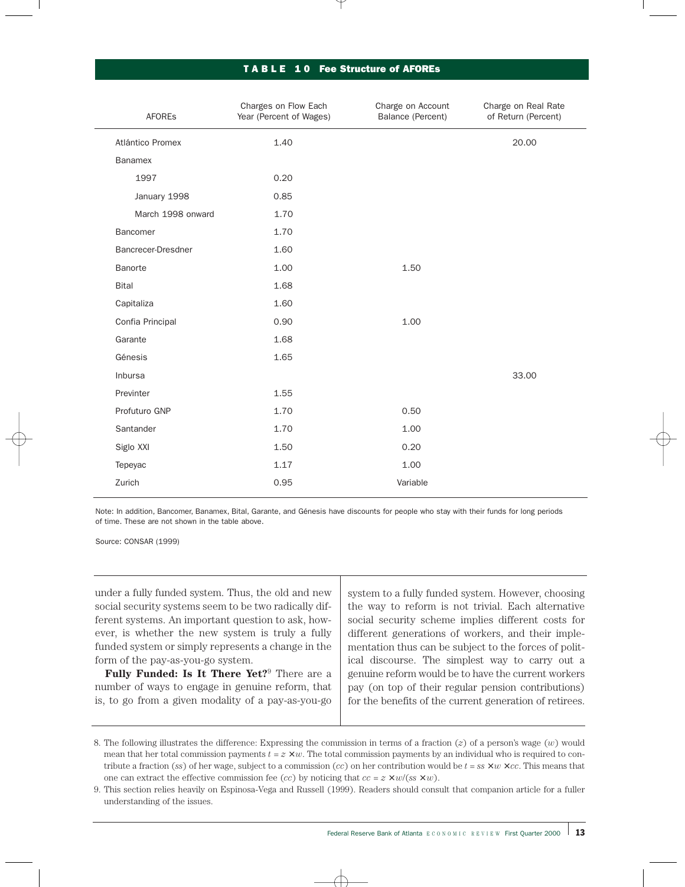**TABLE 10 Fee Structure of AFOREs**

| AFOREs | Charges on Flow Each Year (Percent of Wages) | Charge on Account Balance (Percent) | Charge on Real Rate of Return (Percent) |
|---|---|---|---|
| Atlántico Promex | 1.40 | | 20.00 |
| Banamex | | | |
| 1997 | 0.20 | | |
| January 1998 | 0.85 | | |
| March 1998 onward | 1.70 | | |
| Bancomer | 1.70 | | |
| Bancrecer-Dresdner | 1.60 | | |
| Banorte | 1.00 | 1.50 | |
| Bital | 1.68 | | |
| Capitaliza | 1.60 | | |
| Confia Principal | 0.90 | 1.00 | |
| Garante | 1.68 | | |
| Génesis | 1.65 | | |
| Inbursa | | | 33.00 |
| Previnter | 1.55 | | |
| Profuturo GNP | 1.70 | 0.50 | |
| Santander | 1.70 | 1.00 | |
| Siglo XXI | 1.50 | 0.20 | |
| Tepeyac | 1.17 | 1.00 | |
| Zurich | 0.95 | Variable | |

Note: In addition, Bancomer, Banamex, Bital, Garante, and Génesis have discounts for people who stay with their funds for long periods of time. These are not shown in the table above.

Source: CONSAR (1999)

under a fully funded system. Thus, the old and new social security systems seem to be two radically different systems. An important question to ask, however, is whether the new system is truly a fully funded system or simply represents a change in the form of the pay-as-you-go system.

**Fully Funded: Is It There Yet?**[9] There are a number of ways to engage in genuine reform, that is, to go from a given modality of a pay-as-you-go system to a fully funded system. However, choosing the way to reform is not trivial. Each alternative social security scheme implies different costs for different generations of workers, and their implementation thus can be subject to the forces of political discourse. The simplest way to carry out a genuine reform would be to have the current workers pay (on top of their regular pension contributions) for the benefits of the current generation of retirees.

8. The following illustrates the difference: Expressing the commission in terms of a fraction ($z$) of a person's wage ($w$) would mean that her total commission payments $t = z \times w$. The total commission payments by an individual who is required to contribute a fraction ($ss$) of her wage, subject to a commission ($cc$) on her contribution would be $t = ss \times w \times cc$. This means that one can extract the effective commission fee ($cc$) by noticing that $cc = z \times w/(ss \times w)$.

9. This section relies heavily on Espinosa-Vega and Russell (1999). Readers should consult that companion article for a fuller understanding of the issues.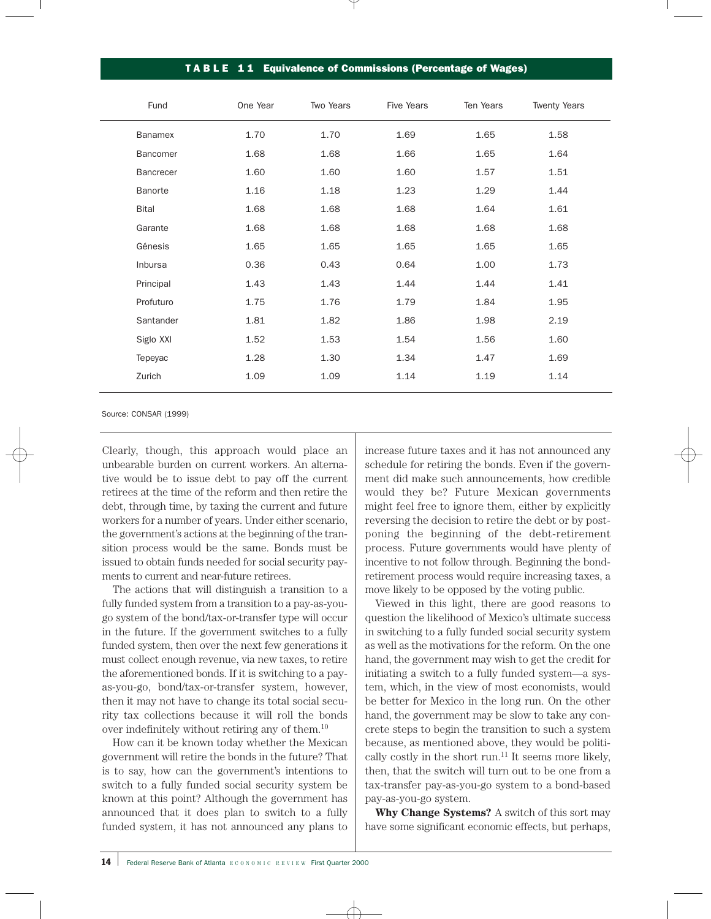**TABLE 11 Equivalence of Commissions (Percentage of Wages)**

| Fund | One Year | Two Years | Five Years | Ten Years | Twenty Years |
|---|---|---|---|---|---|
| Banamex | 1.70 | 1.70 | 1.69 | 1.65 | 1.58 |
| Bancomer | 1.68 | 1.68 | 1.66 | 1.65 | 1.64 |
| Bancrecer | 1.60 | 1.60 | 1.60 | 1.57 | 1.51 |
| Banorte | 1.16 | 1.18 | 1.23 | 1.29 | 1.44 |
| Bital | 1.68 | 1.68 | 1.68 | 1.64 | 1.61 |
| Garante | 1.68 | 1.68 | 1.68 | 1.68 | 1.68 |
| Génesis | 1.65 | 1.65 | 1.65 | 1.65 | 1.65 |
| Inbursa | 0.36 | 0.43 | 0.64 | 1.00 | 1.73 |
| Principal | 1.43 | 1.43 | 1.44 | 1.44 | 1.41 |
| Profuturo | 1.75 | 1.76 | 1.79 | 1.84 | 1.95 |
| Santander | 1.81 | 1.82 | 1.86 | 1.98 | 2.19 |
| Siglo XXI | 1.52 | 1.53 | 1.54 | 1.56 | 1.60 |
| Tepeyac | 1.28 | 1.30 | 1.34 | 1.47 | 1.69 |
| Zurich | 1.09 | 1.09 | 1.14 | 1.19 | 1.14 |

Source: CONSAR (1999)

Clearly, though, this approach would place an unbearable burden on current workers. An alternative would be to issue debt to pay off the current retirees at the time of the reform and then retire the debt, through time, by taxing the current and future workers for a number of years. Under either scenario, the government's actions at the beginning of the transition process would be the same. Bonds must be issued to obtain funds needed for social security payments to current and near-future retirees.

The actions that will distinguish a transition to a fully funded system from a transition to a pay-as-you-go system of the bond/tax-or-transfer type will occur in the future. If the government switches to a fully funded system, then over the next few generations it must collect enough revenue, via new taxes, to retire the aforementioned bonds. If it is switching to a pay-as-you-go, bond/tax-or-transfer system, however, then it may not have to change its total social security tax collections because it will roll the bonds over indefinitely without retiring any of them.[10]

How can it be known today whether the Mexican government will retire the bonds in the future? That is to say, how can the government's intentions to switch to a fully funded social security system be known at this point? Although the government has announced that it does plan to switch to a fully funded system, it has not announced any plans to increase future taxes and it has not announced any schedule for retiring the bonds. Even if the government did make such announcements, how credible would they be? Future Mexican governments might feel free to ignore them, either by explicitly reversing the decision to retire the debt or by postponing the beginning of the debt-retirement process. Future governments would have plenty of incentive to not follow through. Beginning the bond-retirement process would require increasing taxes, a move likely to be opposed by the voting public.

Viewed in this light, there are good reasons to question the likelihood of Mexico's ultimate success in switching to a fully funded social security system as well as the motivations for the reform. On the one hand, the government may wish to get the credit for initiating a switch to a fully funded system—a system, which, in the view of most economists, would be better for Mexico in the long run. On the other hand, the government may be slow to take any concrete steps to begin the transition to such a system because, as mentioned above, they would be politically costly in the short run.[11] It seems more likely, then, that the switch will turn out to be one from a tax-transfer pay-as-you-go system to a bond-based pay-as-you-go system.

**Why Change Systems?** A switch of this sort may have some significant economic effects, but perhaps,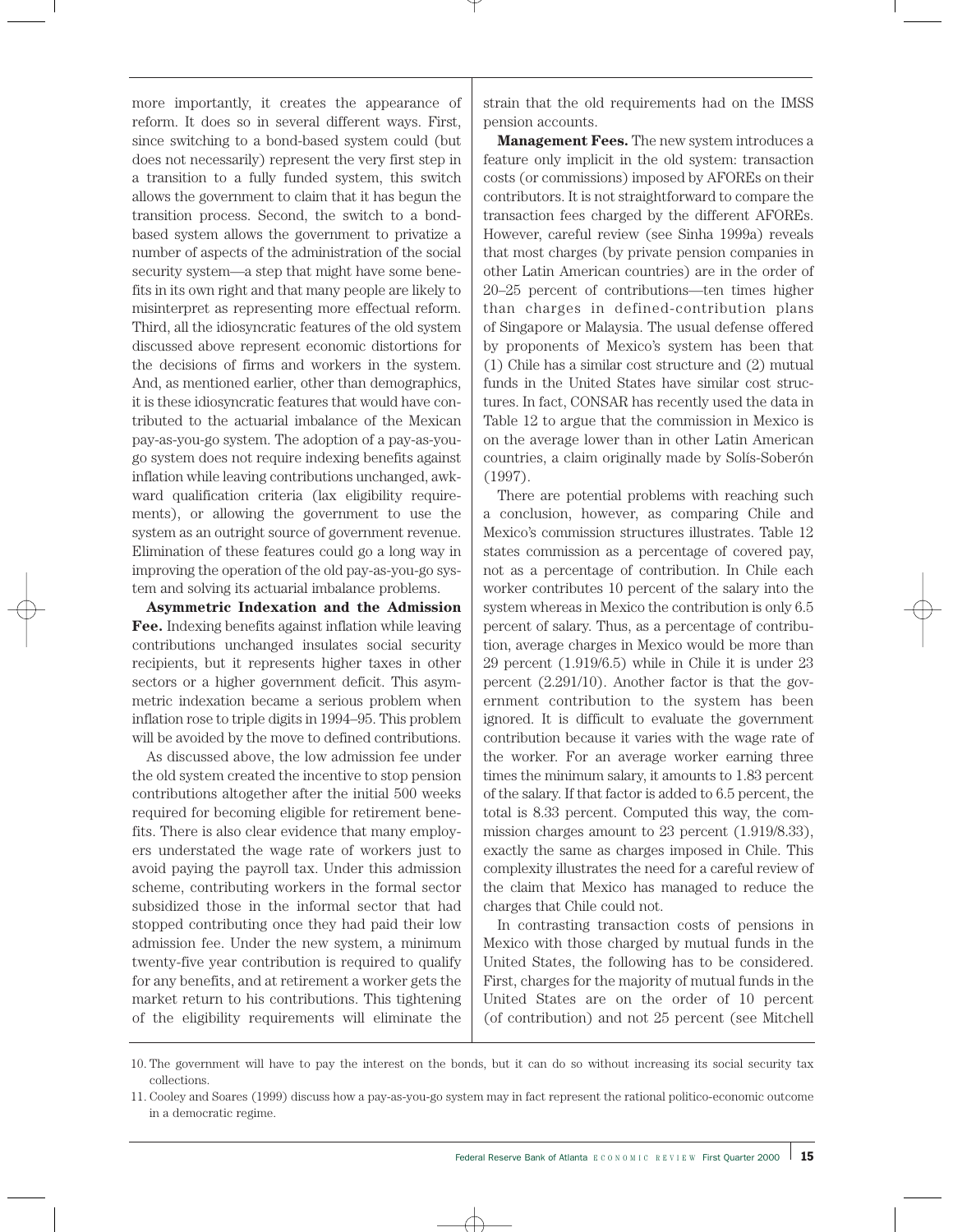more importantly, it creates the appearance of reform. It does so in several different ways. First, since switching to a bond-based system could (but does not necessarily) represent the very first step in a transition to a fully funded system, this switch allows the government to claim that it has begun the transition process. Second, the switch to a bond-based system allows the government to privatize a number of aspects of the administration of the social security system—a step that might have some benefits in its own right and that many people are likely to misinterpret as representing more effectual reform. Third, all the idiosyncratic features of the old system discussed above represent economic distortions for the decisions of firms and workers in the system. And, as mentioned earlier, other than demographics, it is these idiosyncratic features that would have contributed to the actuarial imbalance of the Mexican pay-as-you-go system. The adoption of a pay-as-you-go system does not require indexing benefits against inflation while leaving contributions unchanged, awkward qualification criteria (lax eligibility requirements), or allowing the government to use the system as an outright source of government revenue. Elimination of these features could go a long way in improving the operation of the old pay-as-you-go system and solving its actuarial imbalance problems.

**Asymmetric Indexation and the Admission Fee.** Indexing benefits against inflation while leaving contributions unchanged insulates social security recipients, but it represents higher taxes in other sectors or a higher government deficit. This asymmetric indexation became a serious problem when inflation rose to triple digits in 1994–95. This problem will be avoided by the move to defined contributions.

As discussed above, the low admission fee under the old system created the incentive to stop pension contributions altogether after the initial 500 weeks required for becoming eligible for retirement benefits. There is also clear evidence that many employers understated the wage rate of workers just to avoid paying the payroll tax. Under this admission scheme, contributing workers in the formal sector subsidized those in the informal sector that had stopped contributing once they had paid their low admission fee. Under the new system, a minimum twenty-five year contribution is required to qualify for any benefits, and at retirement a worker gets the market return to his contributions. This tightening of the eligibility requirements will eliminate the strain that the old requirements had on the IMSS pension accounts.

**Management Fees.** The new system introduces a feature only implicit in the old system: transaction costs (or commissions) imposed by AFOREs on their contributors. It is not straightforward to compare the transaction fees charged by the different AFOREs. However, careful review (see Sinha 1999a) reveals that most charges (by private pension companies in other Latin American countries) are in the order of 20–25 percent of contributions—ten times higher than charges in defined-contribution plans of Singapore or Malaysia. The usual defense offered by proponents of Mexico's system has been that (1) Chile has a similar cost structure and (2) mutual funds in the United States have similar cost structures. In fact, CONSAR has recently used the data in Table 12 to argue that the commission in Mexico is on the average lower than in other Latin American countries, a claim originally made by Solís-Soberón (1997).

There are potential problems with reaching such a conclusion, however, as comparing Chile and Mexico's commission structures illustrates. Table 12 states commission as a percentage of covered pay, not as a percentage of contribution. In Chile each worker contributes 10 percent of the salary into the system whereas in Mexico the contribution is only 6.5 percent of salary. Thus, as a percentage of contribution, average charges in Mexico would be more than 29 percent (1.919/6.5) while in Chile it is under 23 percent (2.291/10). Another factor is that the government contribution to the system has been ignored. It is difficult to evaluate the government contribution because it varies with the wage rate of the worker. For an average worker earning three times the minimum salary, it amounts to 1.83 percent of the salary. If that factor is added to 6.5 percent, the total is 8.33 percent. Computed this way, the commission charges amount to 23 percent (1.919/8.33), exactly the same as charges imposed in Chile. This complexity illustrates the need for a careful review of the claim that Mexico has managed to reduce the charges that Chile could not.

In contrasting transaction costs of pensions in Mexico with those charged by mutual funds in the United States, the following has to be considered. First, charges for the majority of mutual funds in the United States are on the order of 10 percent (of contribution) and not 25 percent (see Mitchell

10. The government will have to pay the interest on the bonds, but it can do so without increasing its social security tax collections.

11. Cooley and Soares (1999) discuss how a pay-as-you-go system may in fact represent the rational politico-economic outcome in a democratic regime.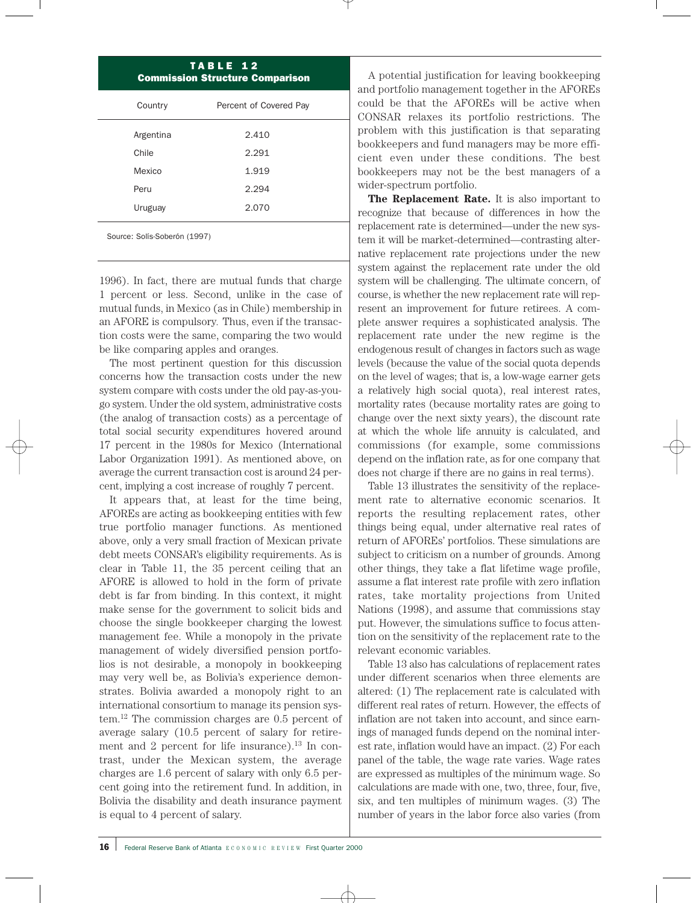**TABLE 12**
**Commission Structure Comparison**

| Country | Percent of Covered Pay |
|---|---|
| Argentina | 2.410 |
| Chile | 2.291 |
| Mexico | 1.919 |
| Peru | 2.294 |
| Uruguay | 2.070 |

Source: Solís-Soberón (1997)

1996). In fact, there are mutual funds that charge 1 percent or less. Second, unlike in the case of mutual funds, in Mexico (as in Chile) membership in an AFORE is compulsory. Thus, even if the transaction costs were the same, comparing the two would be like comparing apples and oranges.

The most pertinent question for this discussion concerns how the transaction costs under the new system compare with costs under the old pay-as-you-go system. Under the old system, administrative costs (the analog of transaction costs) as a percentage of total social security expenditures hovered around 17 percent in the 1980s for Mexico (International Labor Organization 1991). As mentioned above, on average the current transaction cost is around 24 percent, implying a cost increase of roughly 7 percent.

It appears that, at least for the time being, AFOREs are acting as bookkeeping entities with few true portfolio manager functions. As mentioned above, only a very small fraction of Mexican private debt meets CONSAR's eligibility requirements. As is clear in Table 11, the 35 percent ceiling that an AFORE is allowed to hold in the form of private debt is far from binding. In this context, it might make sense for the government to solicit bids and choose the single bookkeeper charging the lowest management fee. While a monopoly in the private management of widely diversified pension portfolios is not desirable, a monopoly in bookkeeping may very well be, as Bolivia's experience demonstrates. Bolivia awarded a monopoly right to an international consortium to manage its pension system.[12] The commission charges are 0.5 percent of average salary (10.5 percent of salary for retirement and 2 percent for life insurance).[13] In contrast, under the Mexican system, the average charges are 1.6 percent of salary with only 6.5 percent going into the retirement fund. In addition, in Bolivia the disability and death insurance payment is equal to 4 percent of salary.

A potential justification for leaving bookkeeping and portfolio management together in the AFOREs could be that the AFOREs will be active when CONSAR relaxes its portfolio restrictions. The problem with this justification is that separating bookkeepers and fund managers may be more efficient even under these conditions. The best bookkeepers may not be the best managers of a wider-spectrum portfolio.

**The Replacement Rate.** It is also important to recognize that because of differences in how the replacement rate is determined—under the new system it will be market-determined—contrasting alternative replacement rate projections under the new system against the replacement rate under the old system will be challenging. The ultimate concern, of course, is whether the new replacement rate will represent an improvement for future retirees. A complete answer requires a sophisticated analysis. The replacement rate under the new regime is the endogenous result of changes in factors such as wage levels (because the value of the social quota depends on the level of wages; that is, a low-wage earner gets a relatively high social quota), real interest rates, mortality rates (because mortality rates are going to change over the next sixty years), the discount rate at which the whole life annuity is calculated, and commissions (for example, some commissions depend on the inflation rate, as for one company that does not charge if there are no gains in real terms).

Table 13 illustrates the sensitivity of the replacement rate to alternative economic scenarios. It reports the resulting replacement rates, other things being equal, under alternative real rates of return of AFOREs' portfolios. These simulations are subject to criticism on a number of grounds. Among other things, they take a flat lifetime wage profile, assume a flat interest rate profile with zero inflation rates, take mortality projections from United Nations (1998), and assume that commissions stay put. However, the simulations suffice to focus attention on the sensitivity of the replacement rate to the relevant economic variables.

Table 13 also has calculations of replacement rates under different scenarios when three elements are altered: (1) The replacement rate is calculated with different real rates of return. However, the effects of inflation are not taken into account, and since earnings of managed funds depend on the nominal interest rate, inflation would have an impact. (2) For each panel of the table, the wage rate varies. Wage rates are expressed as multiples of the minimum wage. So calculations are made with one, two, three, four, five, six, and ten multiples of minimum wages. (3) The number of years in the labor force also varies (from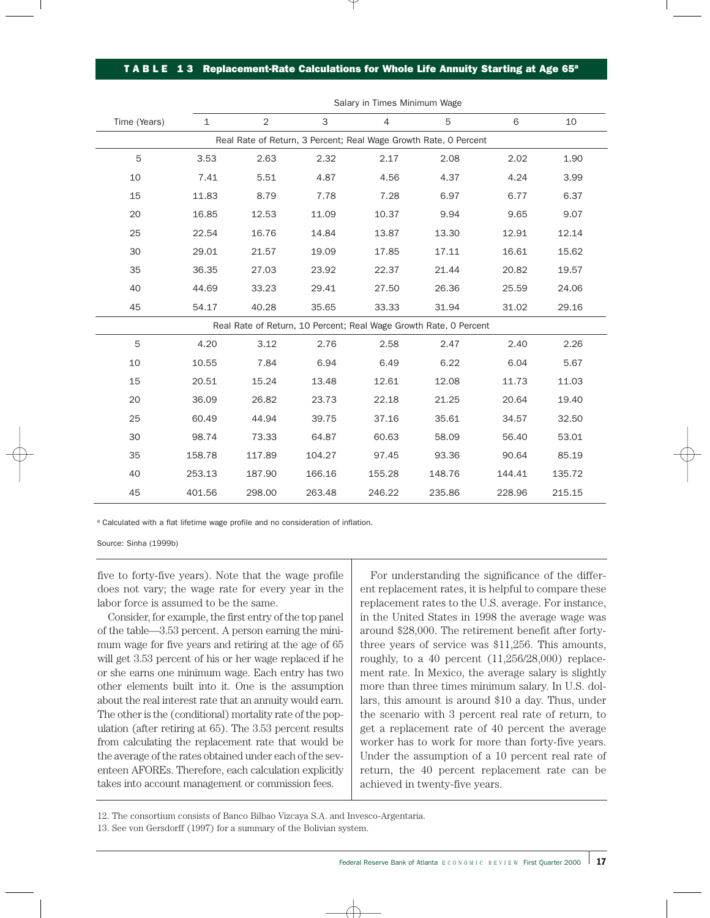**TABLE 13 Replacement-Rate Calculations for Whole Life Annuity Starting at Age 65[a]**

| Time (Years) | Salary in Times Minimum Wage | | | | | | |
|---|---|---|---|---|---|---|---|
| | 1 | 2 | 3 | 4 | 5 | 6 | 10 |
| **Real Rate of Return, 3 Percent; Real Wage Growth Rate, 0 Percent** | | | | | | | |
| 5 | 3.53 | 2.63 | 2.32 | 2.17 | 2.08 | 2.02 | 1.90 |
| 10 | 7.41 | 5.51 | 4.87 | 4.56 | 4.37 | 4.24 | 3.99 |
| 15 | 11.83 | 8.79 | 7.78 | 7.28 | 6.97 | 6.77 | 6.37 |
| 20 | 16.85 | 12.53 | 11.09 | 10.37 | 9.94 | 9.65 | 9.07 |
| 25 | 22.54 | 16.76 | 14.84 | 13.87 | 13.30 | 12.91 | 12.14 |
| 30 | 29.01 | 21.57 | 19.09 | 17.85 | 17.11 | 16.61 | 15.62 |
| 35 | 36.35 | 27.03 | 23.92 | 22.37 | 21.44 | 20.82 | 19.57 |
| 40 | 44.69 | 33.23 | 29.41 | 27.50 | 26.36 | 25.59 | 24.06 |
| 45 | 54.17 | 40.28 | 35.65 | 33.33 | 31.94 | 31.02 | 29.16 |
| **Real Rate of Return, 10 Percent; Real Wage Growth Rate, 0 Percent** | | | | | | | |
| 5 | 4.20 | 3.12 | 2.76 | 2.58 | 2.47 | 2.40 | 2.26 |
| 10 | 10.55 | 7.84 | 6.94 | 6.49 | 6.22 | 6.04 | 5.67 |
| 15 | 20.51 | 15.24 | 13.48 | 12.61 | 12.08 | 11.73 | 11.03 |
| 20 | 36.09 | 26.82 | 23.73 | 22.18 | 21.25 | 20.64 | 19.40 |
| 25 | 60.49 | 44.94 | 39.75 | 37.16 | 35.61 | 34.57 | 32.50 |
| 30 | 98.74 | 73.33 | 64.87 | 60.63 | 58.09 | 56.40 | 53.01 |
| 35 | 158.78 | 117.89 | 104.27 | 97.45 | 93.36 | 90.64 | 85.19 |
| 40 | 253.13 | 187.90 | 166.16 | 155.28 | 148.76 | 144.41 | 135.72 |
| 45 | 401.56 | 298.00 | 263.48 | 246.22 | 235.86 | 228.96 | 215.15 |

[a] Calculated with a flat lifetime wage profile and no consideration of inflation.

Source: Sinha (1999b)

five to forty-five years). Note that the wage profile does not vary; the wage rate for every year in the labor force is assumed to be the same.

Consider, for example, the first entry of the top panel of the table—3.53 percent. A person earning the minimum wage for five years and retiring at the age of 65 will get 3.53 percent of his or her wage replaced if he or she earns one minimum wage. Each entry has two other elements built into it. One is the assumption about the real interest rate that an annuity would earn. The other is the (conditional) mortality rate of the population (after retiring at 65). The 3.53 percent results from calculating the replacement rate that would be the average of the rates obtained under each of the seventeen AFOREs. Therefore, each calculation explicitly takes into account management or commission fees.

For understanding the significance of the different replacement rates, it is helpful to compare these replacement rates to the U.S. average. For instance, in the United States in 1998 the average wage was around $28,000. The retirement benefit after forty-three years of service was $11,256. This amounts, roughly, to a 40 percent (11,256/28,000) replacement rate. In Mexico, the average salary is slightly more than three times minimum salary. In U.S. dollars, this amount is around $10 a day. Thus, under the scenario with 3 percent real rate of return, to get a replacement rate of 40 percent the average worker has to work for more than forty-five years. Under the assumption of a 10 percent real rate of return, the 40 percent replacement rate can be achieved in twenty-five years.

12. The consortium consists of Banco Bilbao Vizcaya S.A. and Invesco-Argentaria.

13. See von Gersdorff (1997) for a summary of the Bolivian system.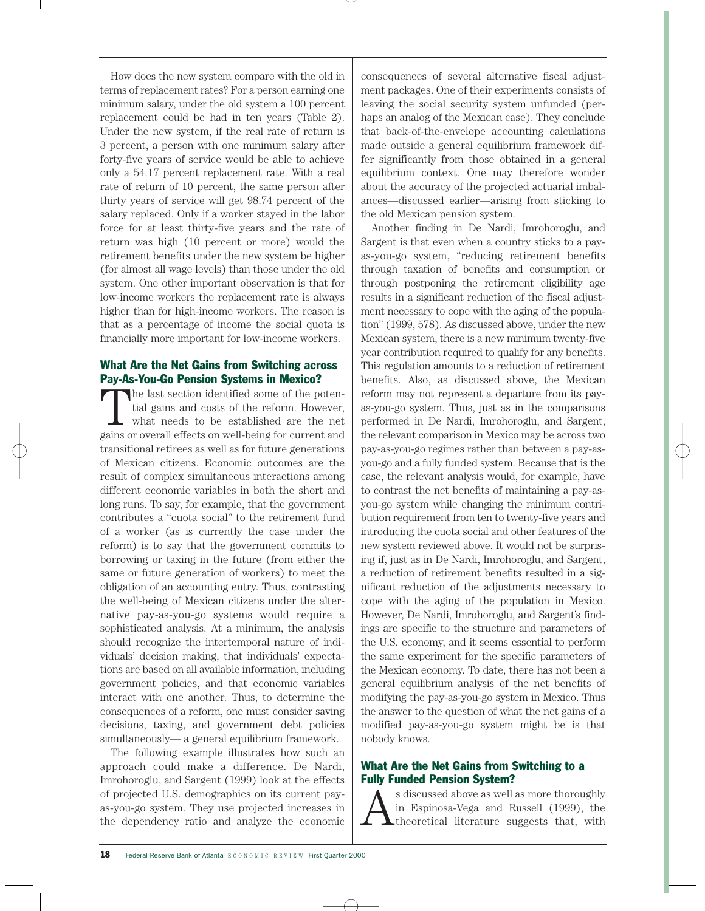How does the new system compare with the old in terms of replacement rates? For a person earning one minimum salary, under the old system a 100 percent replacement could be had in ten years (Table 2). Under the new system, if the real rate of return is 3 percent, a person with one minimum salary after forty-five years of service would be able to achieve only a 54.17 percent replacement rate. With a real rate of return of 10 percent, the same person after thirty years of service will get 98.74 percent of the salary replaced. Only if a worker stayed in the labor force for at least thirty-five years and the rate of return was high (10 percent or more) would the retirement benefits under the new system be higher (for almost all wage levels) than those under the old system. One other important observation is that for low-income workers the replacement rate is always higher than for high-income workers. The reason is that as a percentage of income the social quota is financially more important for low-income workers.

## What Are the Net Gains from Switching across Pay-As-You-Go Pension Systems in Mexico?

The last section identified some of the potential gains and costs of the reform. However, what needs to be established are the net gains or overall effects on well-being for current and transitional retirees as well as for future generations of Mexican citizens. Economic outcomes are the result of complex simultaneous interactions among different economic variables in both the short and long runs. To say, for example, that the government contributes a "cuota social" to the retirement fund of a worker (as is currently the case under the reform) is to say that the government commits to borrowing or taxing in the future (from either the same or future generation of workers) to meet the obligation of an accounting entry. Thus, contrasting the well-being of Mexican citizens under the alternative pay-as-you-go systems would require a sophisticated analysis. At a minimum, the analysis should recognize the intertemporal nature of individuals' decision making, that individuals' expectations are based on all available information, including government policies, and that economic variables interact with one another. Thus, to determine the consequences of a reform, one must consider saving decisions, taxing, and government debt policies simultaneously— a general equilibrium framework.

The following example illustrates how such an approach could make a difference. De Nardi, Imrohoroglu, and Sargent (1999) look at the effects of projected U.S. demographics on its current pay-as-you-go system. They use projected increases in the dependency ratio and analyze the economic consequences of several alternative fiscal adjustment packages. One of their experiments consists of leaving the social security system unfunded (perhaps an analog of the Mexican case). They conclude that back-of-the-envelope accounting calculations made outside a general equilibrium framework differ significantly from those obtained in a general equilibrium context. One may therefore wonder about the accuracy of the projected actuarial imbalances—discussed earlier—arising from sticking to the old Mexican pension system.

Another finding in De Nardi, Imrohoroglu, and Sargent is that even when a country sticks to a pay-as-you-go system, "reducing retirement benefits through taxation of benefits and consumption or through postponing the retirement eligibility age results in a significant reduction of the fiscal adjustment necessary to cope with the aging of the population" (1999, 578). As discussed above, under the new Mexican system, there is a new minimum twenty-five year contribution required to qualify for any benefits. This regulation amounts to a reduction of retirement benefits. Also, as discussed above, the Mexican reform may not represent a departure from its pay-as-you-go system. Thus, just as in the comparisons performed in De Nardi, Imrohoroglu, and Sargent, the relevant comparison in Mexico may be across two pay-as-you-go regimes rather than between a pay-as-you-go and a fully funded system. Because that is the case, the relevant analysis would, for example, have to contrast the net benefits of maintaining a pay-as-you-go system while changing the minimum contribution requirement from ten to twenty-five years and introducing the cuota social and other features of the new system reviewed above. It would not be surprising if, just as in De Nardi, Imrohoroglu, and Sargent, a reduction of retirement benefits resulted in a significant reduction of the adjustments necessary to cope with the aging of the population in Mexico. However, De Nardi, Imrohoroglu, and Sargent's findings are specific to the structure and parameters of the U.S. economy, and it seems essential to perform the same experiment for the specific parameters of the Mexican economy. To date, there has not been a general equilibrium analysis of the net benefits of modifying the pay-as-you-go system in Mexico. Thus the answer to the question of what the net gains of a modified pay-as-you-go system might be is that nobody knows.

## What Are the Net Gains from Switching to a Fully Funded Pension System?

As discussed above as well as more thoroughly in Espinosa-Vega and Russell (1999), the theoretical literature suggests that, with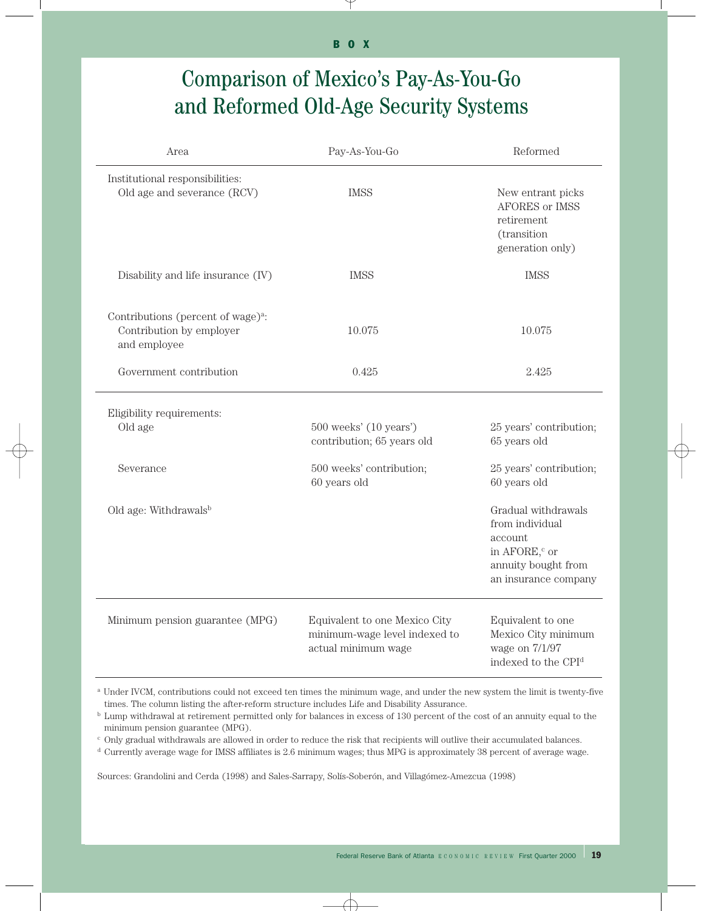BOX

# Comparison of Mexico's Pay-As-You-Go and Reformed Old-Age Security Systems

| Area | Pay-As-You-Go | Reformed |
|---|---|---|
| Institutional responsibilities: | | |
| Old age and severance (RCV) | IMSS | New entrant picks AFORES or IMSS retirement (transition generation only) |
| Disability and life insurance (IV) | IMSS | IMSS |
| Contributions (percent of wage)[a]: | | |
| Contribution by employer and employee | 10.075 | 10.075 |
| Government contribution | 0.425 | 2.425 |
| Eligibility requirements: | | |
| Old age | 500 weeks' (10 years') contribution; 65 years old | 25 years' contribution; 65 years old |
| Severance | 500 weeks' contribution; 60 years old | 25 years' contribution; 60 years old |
| Old age: Withdrawals[b] | | Gradual withdrawals from individual account in AFORE,[c] or annuity bought from an insurance company |
| Minimum pension guarantee (MPG) | Equivalent to one Mexico City minimum-wage level indexed to actual minimum wage | Equivalent to one Mexico City minimum wage on 7/1/97 indexed to the CPI[d] |

[a] Under IVCM, contributions could not exceed ten times the minimum wage, and under the new system the limit is twenty-five times. The column listing the after-reform structure includes Life and Disability Assurance.

[b] Lump withdrawal at retirement permitted only for balances in excess of 130 percent of the cost of an annuity equal to the minimum pension guarantee (MPG).

[c] Only gradual withdrawals are allowed in order to reduce the risk that recipients will outlive their accumulated balances.

[d] Currently average wage for IMSS affiliates is 2.6 minimum wages; thus MPG is approximately 38 percent of average wage.

Sources: Grandolini and Cerda (1998) and Sales-Sarrapy, Solís-Soberón, and Villagómez-Amezcua (1998)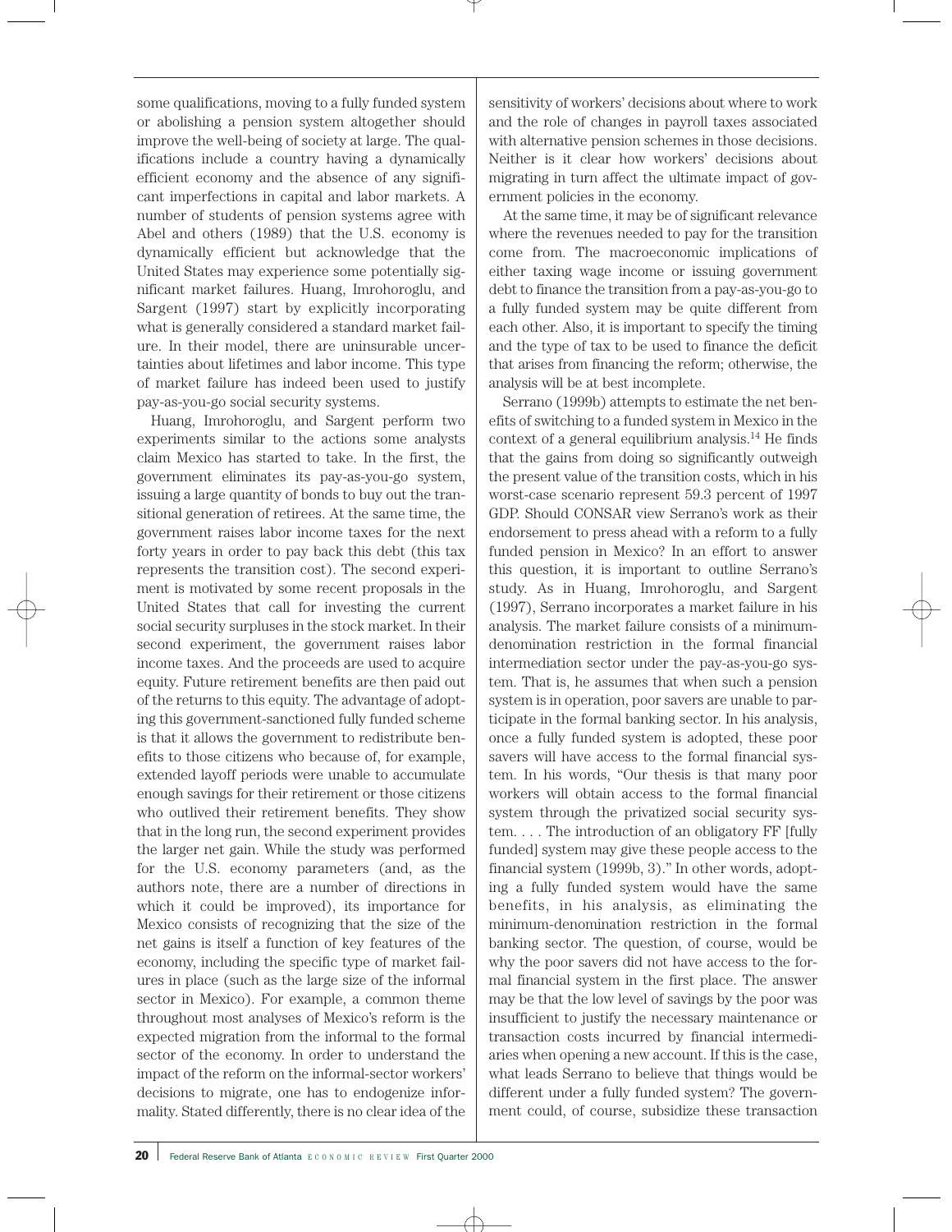some qualifications, moving to a fully funded system or abolishing a pension system altogether should improve the well-being of society at large. The qualifications include a country having a dynamically efficient economy and the absence of any significant imperfections in capital and labor markets. A number of students of pension systems agree with Abel and others (1989) that the U.S. economy is dynamically efficient but acknowledge that the United States may experience some potentially significant market failures. Huang, Imrohoroglu, and Sargent (1997) start by explicitly incorporating what is generally considered a standard market failure. In their model, there are uninsurable uncertainties about lifetimes and labor income. This type of market failure has indeed been used to justify pay-as-you-go social security systems.

Huang, Imrohoroglu, and Sargent perform two experiments similar to the actions some analysts claim Mexico has started to take. In the first, the government eliminates its pay-as-you-go system, issuing a large quantity of bonds to buy out the transitional generation of retirees. At the same time, the government raises labor income taxes for the next forty years in order to pay back this debt (this tax represents the transition cost). The second experiment is motivated by some recent proposals in the United States that call for investing the current social security surpluses in the stock market. In their second experiment, the government raises labor income taxes. And the proceeds are used to acquire equity. Future retirement benefits are then paid out of the returns to this equity. The advantage of adopting this government-sanctioned fully funded scheme is that it allows the government to redistribute benefits to those citizens who because of, for example, extended layoff periods were unable to accumulate enough savings for their retirement or those citizens who outlived their retirement benefits. They show that in the long run, the second experiment provides the larger net gain. While the study was performed for the U.S. economy parameters (and, as the authors note, there are a number of directions in which it could be improved), its importance for Mexico consists of recognizing that the size of the net gains is itself a function of key features of the economy, including the specific type of market failures in place (such as the large size of the informal sector in Mexico). For example, a common theme throughout most analyses of Mexico's reform is the expected migration from the informal to the formal sector of the economy. In order to understand the impact of the reform on the informal-sector workers' decisions to migrate, one has to endogenize informality. Stated differently, there is no clear idea of the sensitivity of workers' decisions about where to work and the role of changes in payroll taxes associated with alternative pension schemes in those decisions. Neither is it clear how workers' decisions about migrating in turn affect the ultimate impact of government policies in the economy.

At the same time, it may be of significant relevance where the revenues needed to pay for the transition come from. The macroeconomic implications of either taxing wage income or issuing government debt to finance the transition from a pay-as-you-go to a fully funded system may be quite different from each other. Also, it is important to specify the timing and the type of tax to be used to finance the deficit that arises from financing the reform; otherwise, the analysis will be at best incomplete.

Serrano (1999b) attempts to estimate the net benefits of switching to a funded system in Mexico in the context of a general equilibrium analysis.[14] He finds that the gains from doing so significantly outweigh the present value of the transition costs, which in his worst-case scenario represent 59.3 percent of 1997 GDP. Should CONSAR view Serrano's work as their endorsement to press ahead with a reform to a fully funded pension in Mexico? In an effort to answer this question, it is important to outline Serrano's study. As in Huang, Imrohoroglu, and Sargent (1997), Serrano incorporates a market failure in his analysis. The market failure consists of a minimum-denomination restriction in the formal financial intermediation sector under the pay-as-you-go system. That is, he assumes that when such a pension system is in operation, poor savers are unable to participate in the formal banking sector. In his analysis, once a fully funded system is adopted, these poor savers will have access to the formal financial system. In his words, "Our thesis is that many poor workers will obtain access to the formal financial system through the privatized social security system. . . . The introduction of an obligatory FF [fully funded] system may give these people access to the financial system (1999b, 3)." In other words, adopting a fully funded system would have the same benefits, in his analysis, as eliminating the minimum-denomination restriction in the formal banking sector. The question, of course, would be why the poor savers did not have access to the formal financial system in the first place. The answer may be that the low level of savings by the poor was insufficient to justify the necessary maintenance or transaction costs incurred by financial intermediaries when opening a new account. If this is the case, what leads Serrano to believe that things would be different under a fully funded system? The government could, of course, subsidize these transaction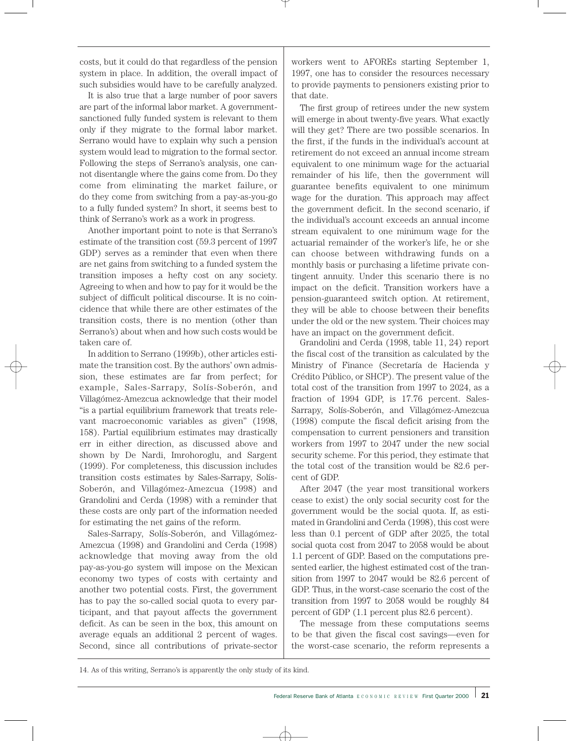costs, but it could do that regardless of the pension system in place. In addition, the overall impact of such subsidies would have to be carefully analyzed.

It is also true that a large number of poor savers are part of the informal labor market. A government-sanctioned fully funded system is relevant to them only if they migrate to the formal labor market. Serrano would have to explain why such a pension system would lead to migration to the formal sector. Following the steps of Serrano's analysis, one cannot disentangle where the gains come from. Do they come from eliminating the market failure, or do they come from switching from a pay-as-you-go to a fully funded system? In short, it seems best to think of Serrano's work as a work in progress.

Another important point to note is that Serrano's estimate of the transition cost (59.3 percent of 1997 GDP) serves as a reminder that even when there are net gains from switching to a funded system the transition imposes a hefty cost on any society. Agreeing to when and how to pay for it would be the subject of difficult political discourse. It is no coincidence that while there are other estimates of the transition costs, there is no mention (other than Serrano's) about when and how such costs would be taken care of.

In addition to Serrano (1999b), other articles estimate the transition cost. By the authors' own admission, these estimates are far from perfect; for example, Sales-Sarrapy, Solís-Soberón, and Villagómez-Amezcua acknowledge that their model "is a partial equilibrium framework that treats relevant macroeconomic variables as given" (1998, 158). Partial equilibrium estimates may drastically err in either direction, as discussed above and shown by De Nardi, Imrohoroglu, and Sargent (1999). For completeness, this discussion includes transition costs estimates by Sales-Sarrapy, Solís-Soberón, and Villagómez-Amezcua (1998) and Grandolini and Cerda (1998) with a reminder that these costs are only part of the information needed for estimating the net gains of the reform.

Sales-Sarrapy, Solís-Soberón, and Villagómez-Amezcua (1998) and Grandolini and Cerda (1998) acknowledge that moving away from the old pay-as-you-go system will impose on the Mexican economy two types of costs with certainty and another two potential costs. First, the government has to pay the so-called social quota to every participant, and that payout affects the government deficit. As can be seen in the box, this amount on average equals an additional 2 percent of wages. Second, since all contributions of private-sector workers went to AFOREs starting September 1, 1997, one has to consider the resources necessary to provide payments to pensioners existing prior to that date.

The first group of retirees under the new system will emerge in about twenty-five years. What exactly will they get? There are two possible scenarios. In the first, if the funds in the individual's account at retirement do not exceed an annual income stream equivalent to one minimum wage for the actuarial remainder of his life, then the government will guarantee benefits equivalent to one minimum wage for the duration. This approach may affect the government deficit. In the second scenario, if the individual's account exceeds an annual income stream equivalent to one minimum wage for the actuarial remainder of the worker's life, he or she can choose between withdrawing funds on a monthly basis or purchasing a lifetime private contingent annuity. Under this scenario there is no impact on the deficit. Transition workers have a pension-guaranteed switch option. At retirement, they will be able to choose between their benefits under the old or the new system. Their choices may have an impact on the government deficit.

Grandolini and Cerda (1998, table 11, 24) report the fiscal cost of the transition as calculated by the Ministry of Finance (Secretaría de Hacienda y Crédito Público, or SHCP). The present value of the total cost of the transition from 1997 to 2024, as a fraction of 1994 GDP, is 17.76 percent. Sales-Sarrapy, Solís-Soberón, and Villagómez-Amezcua (1998) compute the fiscal deficit arising from the compensation to current pensioners and transition workers from 1997 to 2047 under the new social security scheme. For this period, they estimate that the total cost of the transition would be 82.6 percent of GDP.

After 2047 (the year most transitional workers cease to exist) the only social security cost for the government would be the social quota. If, as estimated in Grandolini and Cerda (1998), this cost were less than 0.1 percent of GDP after 2025, the total social quota cost from 2047 to 2058 would be about 1.1 percent of GDP. Based on the computations presented earlier, the highest estimated cost of the transition from 1997 to 2047 would be 82.6 percent of GDP. Thus, in the worst-case scenario the cost of the transition from 1997 to 2058 would be roughly 84 percent of GDP (1.1 percent plus 82.6 percent).

The message from these computations seems to be that given the fiscal cost savings—even for the worst-case scenario, the reform represents a

14. As of this writing, Serrano's is apparently the only study of its kind.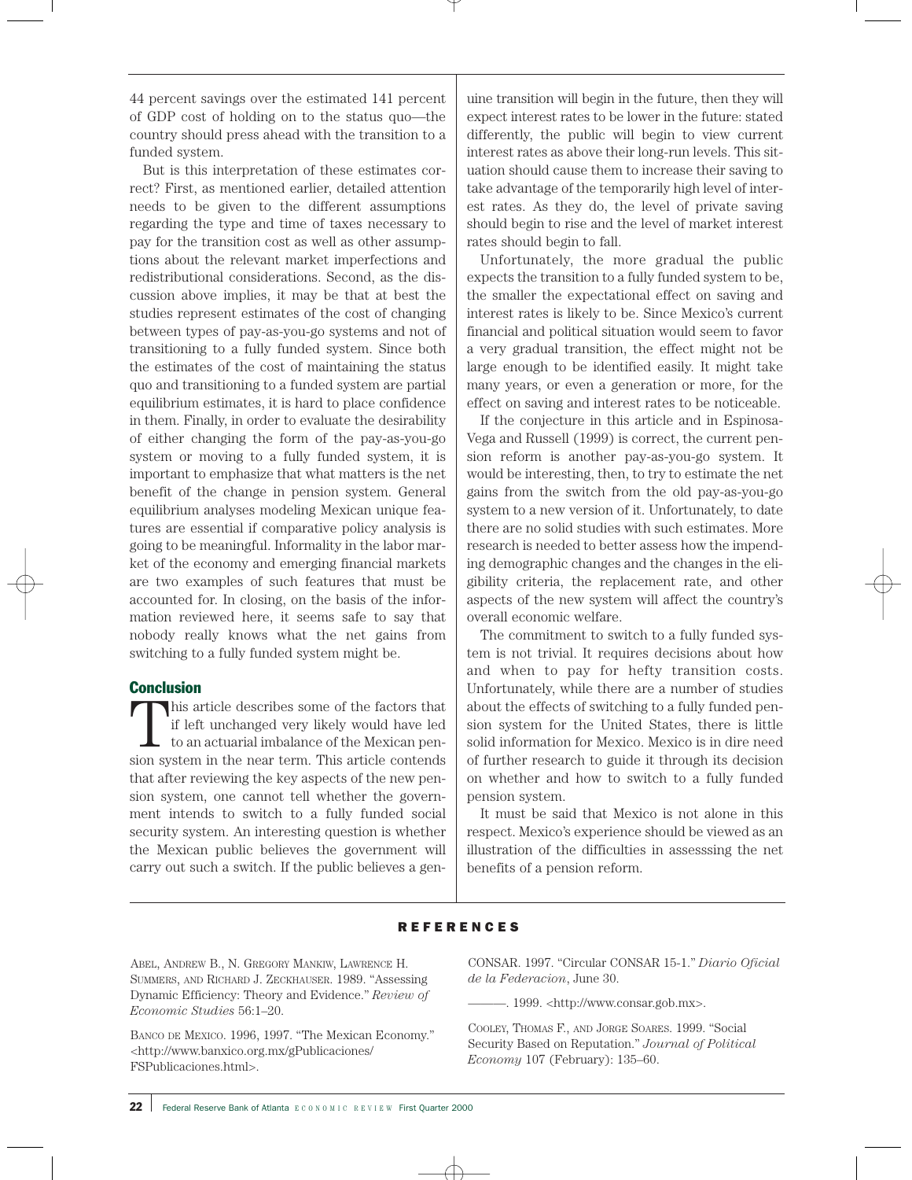44 percent savings over the estimated 141 percent of GDP cost of holding on to the status quo—the country should press ahead with the transition to a funded system.

But is this interpretation of these estimates correct? First, as mentioned earlier, detailed attention needs to be given to the different assumptions regarding the type and time of taxes necessary to pay for the transition cost as well as other assumptions about the relevant market imperfections and redistributional considerations. Second, as the discussion above implies, it may be that at best the studies represent estimates of the cost of changing between types of pay-as-you-go systems and not of transitioning to a fully funded system. Since both the estimates of the cost of maintaining the status quo and transitioning to a funded system are partial equilibrium estimates, it is hard to place confidence in them. Finally, in order to evaluate the desirability of either changing the form of the pay-as-you-go system or moving to a fully funded system, it is important to emphasize that what matters is the net benefit of the change in pension system. General equilibrium analyses modeling Mexican unique features are essential if comparative policy analysis is going to be meaningful. Informality in the labor market of the economy and emerging financial markets are two examples of such features that must be accounted for. In closing, on the basis of the information reviewed here, it seems safe to say that nobody really knows what the net gains from switching to a fully funded system might be.

## Conclusion

This article describes some of the factors that if left unchanged very likely would have led to an actuarial imbalance of the Mexican pension system in the near term. This article contends that after reviewing the key aspects of the new pension system, one cannot tell whether the government intends to switch to a fully funded social security system. An interesting question is whether the Mexican public believes the government will carry out such a switch. If the public believes a genuine transition will begin in the future, then they will expect interest rates to be lower in the future: stated differently, the public will begin to view current interest rates as above their long-run levels. This situation should cause them to increase their saving to take advantage of the temporarily high level of interest rates. As they do, the level of private saving should begin to rise and the level of market interest rates should begin to fall.

Unfortunately, the more gradual the public expects the transition to a fully funded system to be, the smaller the expectational effect on saving and interest rates is likely to be. Since Mexico's current financial and political situation would seem to favor a very gradual transition, the effect might not be large enough to be identified easily. It might take many years, or even a generation or more, for the effect on saving and interest rates to be noticeable.

If the conjecture in this article and in Espinosa-Vega and Russell (1999) is correct, the current pension reform is another pay-as-you-go system. It would be interesting, then, to try to estimate the net gains from the switch from the old pay-as-you-go system to a new version of it. Unfortunately, to date there are no solid studies with such estimates. More research is needed to better assess how the impending demographic changes and the changes in the eligibility criteria, the replacement rate, and other aspects of the new system will affect the country's overall economic welfare.

The commitment to switch to a fully funded system is not trivial. It requires decisions about how and when to pay for hefty transition costs. Unfortunately, while there are a number of studies about the effects of switching to a fully funded pension system for the United States, there is little solid information for Mexico. Mexico is in dire need of further research to guide it through its decision on whether and how to switch to a fully funded pension system.

It must be said that Mexico is not alone in this respect. Mexico's experience should be viewed as an illustration of the difficulties in assesssing the net benefits of a pension reform.

## REFERENCES

Abel, Andrew B., N. Gregory Mankiw, Lawrence H. Summers, and Richard J. Zeckhauser. 1989. "Assessing Dynamic Efficiency: Theory and Evidence." *Review of Economic Studies* 56:1–20.

Banco de Mexico. 1996, 1997. "The Mexican Economy." <http://www.banxico.org.mx/gPublicaciones/FSPublicaciones.html>.

CONSAR. 1997. "Circular CONSAR 15-1." *Diario Oficial de la Federacion*, June 30.

———. 1999. <http://www.consar.gob.mx>.

Cooley, Thomas F., and Jorge Soares. 1999. "Social Security Based on Reputation." *Journal of Political Economy* 107 (February): 135–60.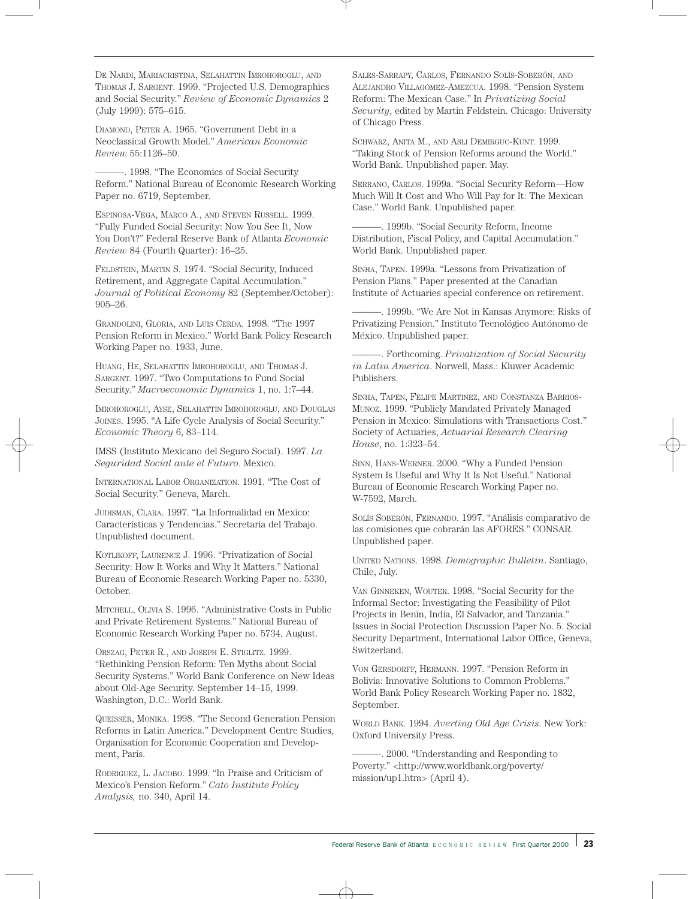De Nardi, Mariacristina, Selahattin Imrohoroglu, and Thomas J. Sargent. 1999. "Projected U.S. Demographics and Social Security." *Review of Economic Dynamics* 2 (July 1999): 575–615.

Diamond, Peter A. 1965. "Government Debt in a Neoclassical Growth Model." *American Economic Review* 55:1126–50.

———. 1998. "The Economics of Social Security Reform." National Bureau of Economic Research Working Paper no. 6719, September.

Espinosa-Vega, Marco A., and Steven Russell. 1999. "Fully Funded Social Security: Now You See It, Now You Don't?" Federal Reserve Bank of Atlanta *Economic Review* 84 (Fourth Quarter): 16–25.

Feldstein, Martin S. 1974. "Social Security, Induced Retirement, and Aggregate Capital Accumulation." *Journal of Political Economy* 82 (September/October): 905–26.

Grandolini, Gloria, and Luis Cerda. 1998. "The 1997 Pension Reform in Mexico." World Bank Policy Research Working Paper no. 1933, June.

Huang, He, Selahattin Imrohoroglu, and Thomas J. Sargent. 1997. "Two Computations to Fund Social Security." *Macroeconomic Dynamics* 1, no. 1:7–44.

Imrohoroglu, Ayse, Selahattin Imrohoroglu, and Douglas Joines. 1995. "A Life Cycle Analysis of Social Security." *Economic Theory* 6, 83–114.

IMSS (Instituto Mexicano del Seguro Social). 1997. *La Seguridad Social ante el Futuro*. Mexico.

International Labor Organization. 1991. "The Cost of Social Security." Geneva, March.

Judisman, Clara. 1997. "La Informalidad en Mexico: Características y Tendencias." Secretaria del Trabajo. Unpublished document.

Kotlikoff, Laurence J. 1996. "Privatization of Social Security: How It Works and Why It Matters." National Bureau of Economic Research Working Paper no. 5330, October.

Mitchell, Olivia S. 1996. "Administrative Costs in Public and Private Retirement Systems." National Bureau of Economic Research Working Paper no. 5734, August.

Orszag, Peter R., and Joseph E. Stiglitz. 1999. "Rethinking Pension Reform: Ten Myths about Social Security Systems." World Bank Conference on New Ideas about Old-Age Security. September 14–15, 1999. Washington, D.C.: World Bank.

Queisser, Monika. 1998. "The Second Generation Pension Reforms in Latin America." Development Centre Studies, Organisation for Economic Cooperation and Development, Paris.

Rodriguez, L. Jacobo. 1999. "In Praise and Criticism of Mexico's Pension Reform." *Cato Institute Policy Analysis,* no. 340, April 14.

Sales-Sarrapy, Carlos, Fernando Solís-Soberón, and Alejandro Villagómez-Amezcua. 1998. "Pension System Reform: The Mexican Case." In *Privatizing Social Security*, edited by Martin Feldstein. Chicago: University of Chicago Press.

Schwarz, Anita M., and Asli Demirguc-Kunt. 1999. "Taking Stock of Pension Reforms around the World." World Bank. Unpublished paper. May.

Serrano, Carlos. 1999a. "Social Security Reform—How Much Will It Cost and Who Will Pay for It: The Mexican Case." World Bank. Unpublished paper.

———. 1999b. "Social Security Reform, Income Distribution, Fiscal Policy, and Capital Accumulation." World Bank. Unpublished paper.

Sinha, Tapen. 1999a. "Lessons from Privatization of Pension Plans." Paper presented at the Canadian Institute of Actuaries special conference on retirement.

———. 1999b. "We Are Not in Kansas Anymore: Risks of Privatizing Pension." Instituto Tecnológico Autónomo de México. Unpublished paper.

———. Forthcoming. *Privatization of Social Security in Latin America*. Norwell, Mass.: Kluwer Academic Publishers.

Sinha, Tapen, Felipe Martinez, and Constanza Barrios-Muñoz. 1999. "Publicly Mandated Privately Managed Pension in Mexico: Simulations with Transactions Cost." Society of Actuaries, *Actuarial Research Clearing House*, no. 1:323–54.

Sinn, Hans-Werner. 2000. "Why a Funded Pension System Is Useful and Why It Is Not Useful." National Bureau of Economic Research Working Paper no. W-7592, March.

Solís Soberón, Fernando. 1997. "Análisis comparativo de las comisiones que cobrarán las AFORES." CONSAR. Unpublished paper.

United Nations. 1998. *Demographic Bulletin*. Santiago, Chile, July.

Van Ginneken, Wouter. 1998. "Social Security for the Informal Sector: Investigating the Feasibility of Pilot Projects in Benin, India, El Salvador, and Tanzania." Issues in Social Protection Discussion Paper No. 5. Social Security Department, International Labor Office, Geneva, Switzerland.

Von Gersdorff, Hermann. 1997. "Pension Reform in Bolivia: Innovative Solutions to Common Problems." World Bank Policy Research Working Paper no. 1832, September.

World Bank. 1994. *Averting Old Age Crisis*. New York: Oxford University Press.

———. 2000. "Understanding and Responding to Poverty." <http://www.worldbank.org/poverty/mission/up1.htm> (April 4).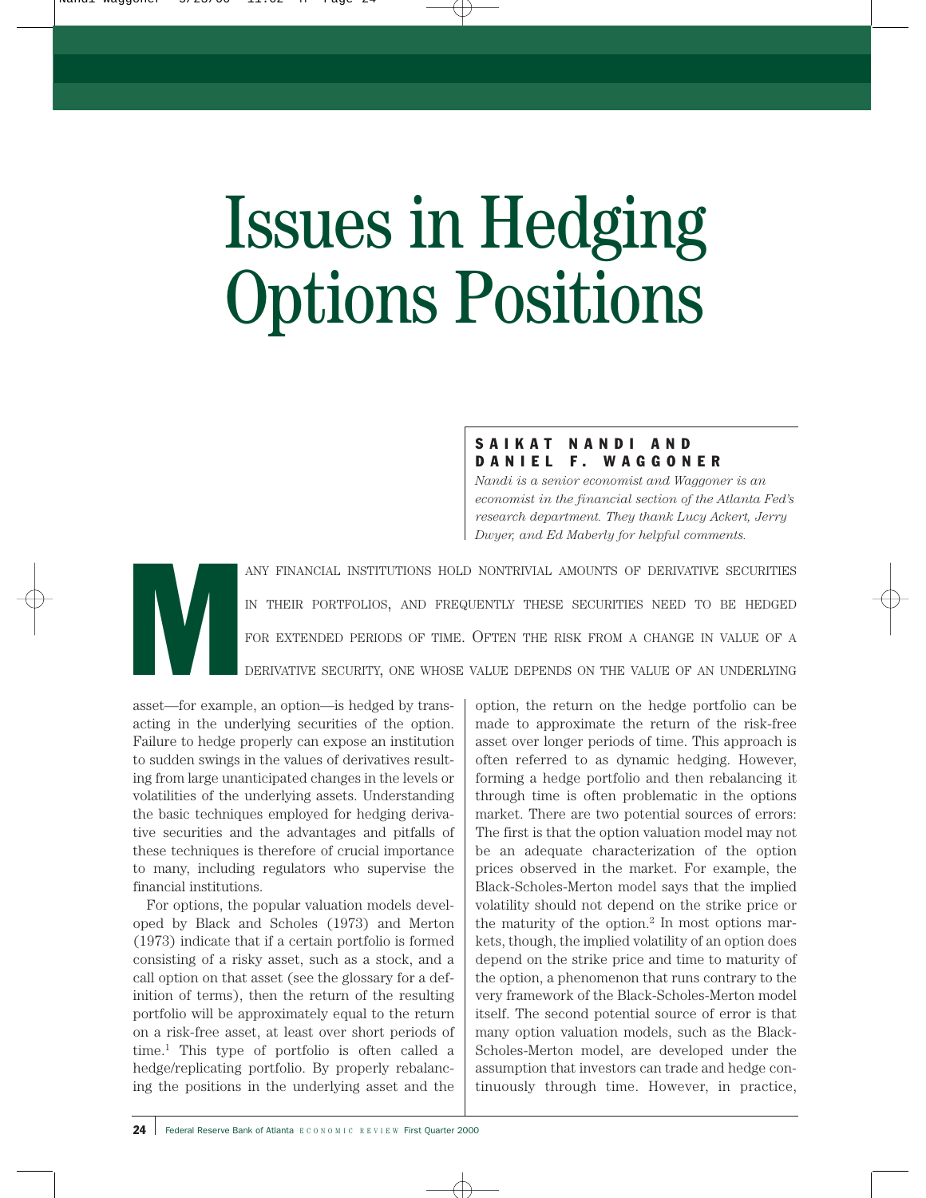# Issues in Hedging Options Positions

**SAIKAT NANDI AND DANIEL F. WAGGONER**

*Nandi is a senior economist and Waggoner is an economist in the financial section of the Atlanta Fed's research department. They thank Lucy Ackert, Jerry Dwyer, and Ed Maberly for helpful comments.*

Many financial institutions hold nontrivial amounts of derivative securities in their portfolios, and frequently these securities need to be hedged for extended periods of time. Often the risk from a change in value of a derivative security, one whose value depends on the value of an underlying asset—for example, an option—is hedged by transacting in the underlying securities of the option. Failure to hedge properly can expose an institution to sudden swings in the values of derivatives resulting from large unanticipated changes in the levels or volatilities of the underlying assets. Understanding the basic techniques employed for hedging derivative securities and the advantages and pitfalls of these techniques is therefore of crucial importance to many, including regulators who supervise the financial institutions.

For options, the popular valuation models developed by Black and Scholes (1973) and Merton (1973) indicate that if a certain portfolio is formed consisting of a risky asset, such as a stock, and a call option on that asset (see the glossary for a definition of terms), then the return of the resulting portfolio will be approximately equal to the return on a risk-free asset, at least over short periods of time.[1] This type of portfolio is often called a hedge/replicating portfolio. By properly rebalancing the positions in the underlying asset and the option, the return on the hedge portfolio can be made to approximate the return of the risk-free asset over longer periods of time. This approach is often referred to as dynamic hedging. However, forming a hedge portfolio and then rebalancing it through time is often problematic in the options market. There are two potential sources of errors: The first is that the option valuation model may not be an adequate characterization of the option prices observed in the market. For example, the Black-Scholes-Merton model says that the implied volatility should not depend on the strike price or the maturity of the option.[2] In most options markets, though, the implied volatility of an option does depend on the strike price and time to maturity of the option, a phenomenon that runs contrary to the very framework of the Black-Scholes-Merton model itself. The second potential source of error is that many option valuation models, such as the Black-Scholes-Merton model, are developed under the assumption that investors can trade and hedge continuously through time. However, in practice,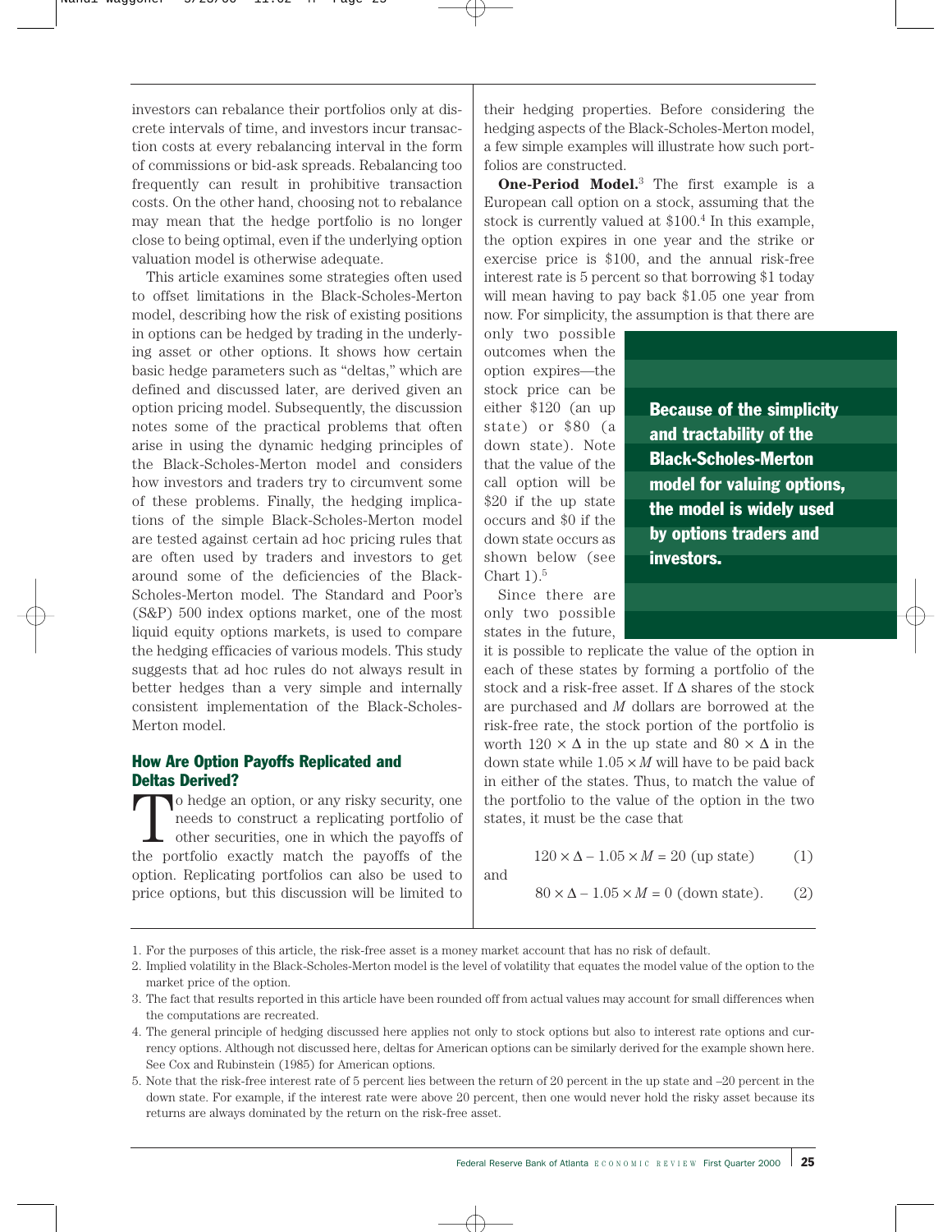investors can rebalance their portfolios only at discrete intervals of time, and investors incur transaction costs at every rebalancing interval in the form of commissions or bid-ask spreads. Rebalancing too frequently can result in prohibitive transaction costs. On the other hand, choosing not to rebalance may mean that the hedge portfolio is no longer close to being optimal, even if the underlying option valuation model is otherwise adequate.

This article examines some strategies often used to offset limitations in the Black-Scholes-Merton model, describing how the risk of existing positions in options can be hedged by trading in the underlying asset or other options. It shows how certain basic hedge parameters such as "deltas," which are defined and discussed later, are derived given an option pricing model. Subsequently, the discussion notes some of the practical problems that often arise in using the dynamic hedging principles of the Black-Scholes-Merton model and considers how investors and traders try to circumvent some of these problems. Finally, the hedging implications of the simple Black-Scholes-Merton model are tested against certain ad hoc pricing rules that are often used by traders and investors to get around some of the deficiencies of the Black-Scholes-Merton model. The Standard and Poor's (S&P) 500 index options market, one of the most liquid equity options markets, is used to compare the hedging efficacies of various models. This study suggests that ad hoc rules do not always result in better hedges than a very simple and internally consistent implementation of the Black-Scholes-Merton model.

## How Are Option Payoffs Replicated and Deltas Derived?

To hedge an option, or any risky security, one needs to construct a replicating portfolio of other securities, one in which the payoffs of the portfolio exactly match the payoffs of the option. Replicating portfolios can also be used to price options, but this discussion will be limited to their hedging properties. Before considering the hedging aspects of the Black-Scholes-Merton model, a few simple examples will illustrate how such portfolios are constructed.

**One-Period Model.**[3] The first example is a European call option on a stock, assuming that the stock is currently valued at \$100.[4] In this example, the option expires in one year and the strike or exercise price is \$100, and the annual risk-free interest rate is 5 percent so that borrowing \$1 today will mean having to pay back \$1.05 one year from now. For simplicity, the assumption is that there are only two possible outcomes when the option expires—the stock price can be either \$120 (an up state) or \$80 (a down state). Note that the value of the call option will be \$20 if the up state occurs and \$0 if the down state occurs as shown below (see Chart 1).[5]

> **Because of the simplicity and tractability of the Black-Scholes-Merton model for valuing options, the model is widely used by options traders and investors.**

Since there are only two possible states in the future, it is possible to replicate the value of the option in each of these states by forming a portfolio of the stock and a risk-free asset. If $\Delta$ shares of the stock are purchased and $M$ dollars are borrowed at the risk-free rate, the stock portion of the portfolio is worth $120 \times \Delta$ in the up state and $80 \times \Delta$ in the down state while $1.05 \times M$ will have to be paid back in either of the states. Thus, to match the value of the portfolio to the value of the option in the two states, it must be the case that

$$120 \times \Delta - 1.05 \times M = 20 \text{ (up state)} \qquad (1)$$

and

$$80 \times \Delta - 1.05 \times M = 0 \text{ (down state)}. \qquad (2)$$

---

1. For the purposes of this article, the risk-free asset is a money market account that has no risk of default.
2. Implied volatility in the Black-Scholes-Merton model is the level of volatility that equates the model value of the option to the market price of the option.
3. The fact that results reported in this article have been rounded off from actual values may account for small differences when the computations are recreated.
4. The general principle of hedging discussed here applies not only to stock options but also to interest rate options and currency options. Although not discussed here, deltas for American options can be similarly derived for the example shown here. See Cox and Rubinstein (1985) for American options.
5. Note that the risk-free interest rate of 5 percent lies between the return of 20 percent in the up state and –20 percent in the down state. For example, if the interest rate were above 20 percent, then one would never hold the risky asset because its returns are always dominated by the return on the risk-free asset.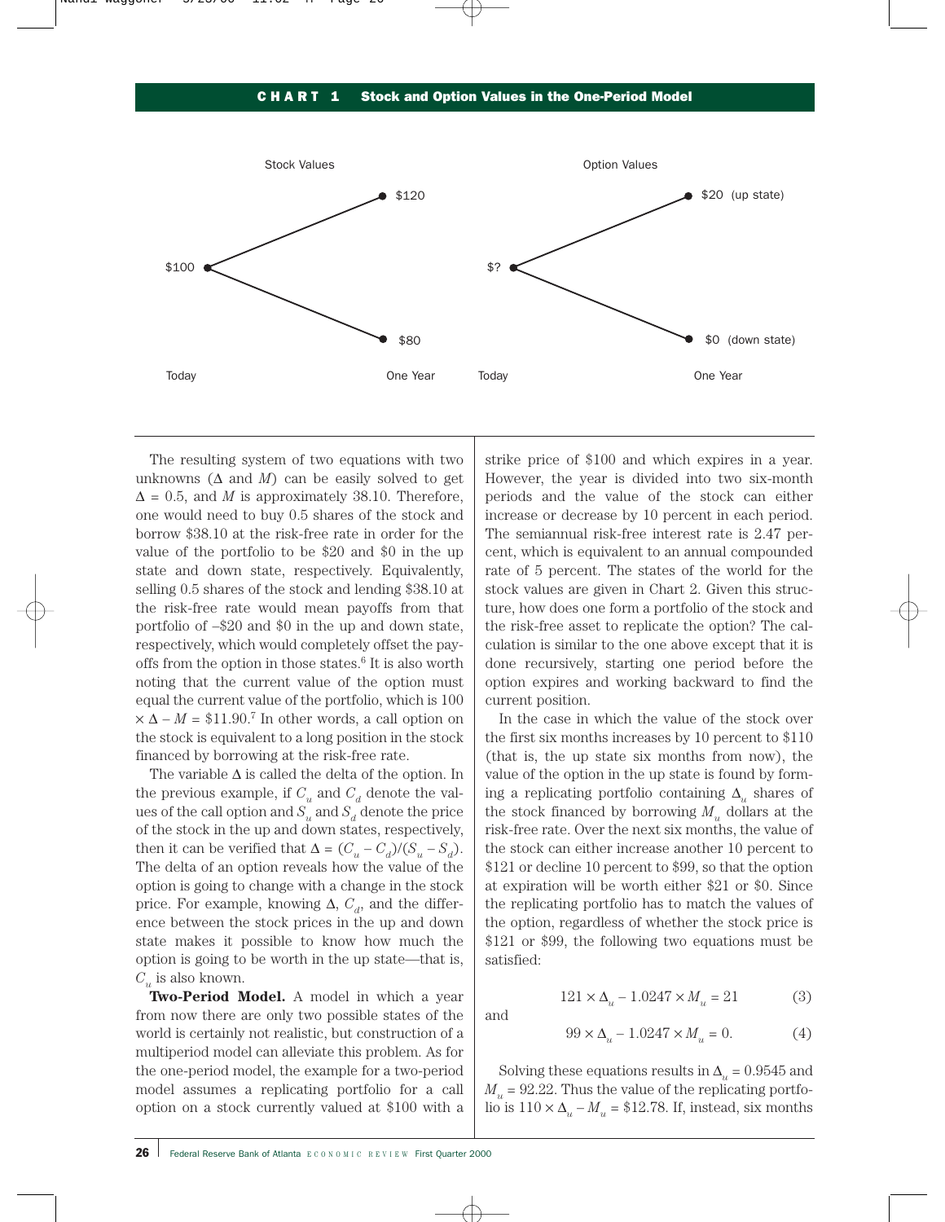**CHART 1 Stock and Option Values in the One-Period Model**

Stock Values

Today: \$100 → One Year: \$120 or \$80

Option Values

Today: \$? → One Year: \$20 (up state) or \$0 (down state)

The resulting system of two equations with two unknowns ($\Delta$ and $M$) can be easily solved to get $\Delta = 0.5$, and $M$ is approximately 38.10. Therefore, one would need to buy 0.5 shares of the stock and borrow \$38.10 at the risk-free rate in order for the value of the portfolio to be \$20 and \$0 in the up state and down state, respectively. Equivalently, selling 0.5 shares of the stock and lending \$38.10 at the risk-free rate would mean payoffs from that portfolio of –\$20 and \$0 in the up and down state, respectively, which would completely offset the payoffs from the option in those states.[6] It is also worth noting that the current value of the option must equal the current value of the portfolio, which is $100 \times \Delta - M = \$11.90$.[7] In other words, a call option on the stock is equivalent to a long position in the stock financed by borrowing at the risk-free rate.

The variable $\Delta$ is called the delta of the option. In the previous example, if $C_u$ and $C_d$ denote the values of the call option and $S_u$ and $S_d$ denote the price of the stock in the up and down states, respectively, then it can be verified that $\Delta = (C_u - C_d)/(S_u - S_d)$. The delta of an option reveals how the value of the option is going to change with a change in the stock price. For example, knowing $\Delta$, $C_d$, and the difference between the stock prices in the up and down state makes it possible to know how much the option is going to be worth in the up state—that is, $C_u$ is also known.

**Two-Period Model.** A model in which a year from now there are only two possible states of the world is certainly not realistic, but construction of a multiperiod model can alleviate this problem. As for the one-period model, the example for a two-period model assumes a replicating portfolio for a call option on a stock currently valued at \$100 with a strike price of \$100 and which expires in a year. However, the year is divided into two six-month periods and the value of the stock can either increase or decrease by 10 percent in each period. The semiannual risk-free interest rate is 2.47 percent, which is equivalent to an annual compounded rate of 5 percent. The states of the world for the stock values are given in Chart 2. Given this structure, how does one form a portfolio of the stock and the risk-free asset to replicate the option? The calculation is similar to the one above except that it is done recursively, starting one period before the option expires and working backward to find the current position.

In the case in which the value of the stock over the first six months increases by 10 percent to \$110 (that is, the up state six months from now), the value of the option in the up state is found by forming a replicating portfolio containing $\Delta_u$ shares of the stock financed by borrowing $M_u$ dollars at the risk-free rate. Over the next six months, the value of the stock can either increase another 10 percent to \$121 or decline 10 percent to \$99, so that the option at expiration will be worth either \$21 or \$0. Since the replicating portfolio has to match the values of the option, regardless of whether the stock price is \$121 or \$99, the following two equations must be satisfied:

$$121 \times \Delta_u - 1.0247 \times M_u = 21 \tag{3}$$

and

$$99 \times \Delta_u - 1.0247 \times M_u = 0. \tag{4}$$

Solving these equations results in $\Delta_u = 0.9545$ and $M_u = 92.22$. Thus the value of the replicating portfolio is $110 \times \Delta_u - M_u = \$12.78$. If, instead, six months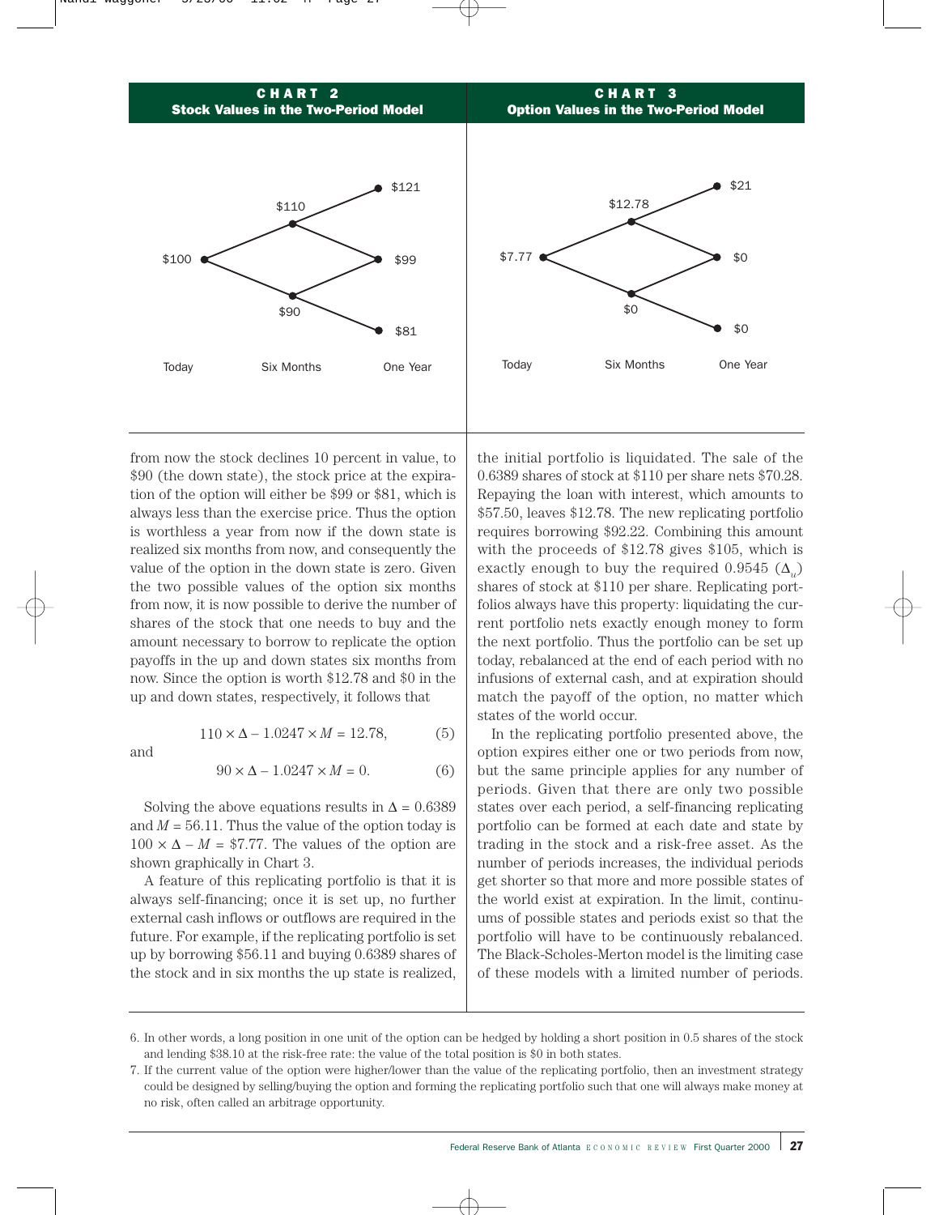**CHART 2**
**Stock Values in the Two-Period Model**

| Today | Six Months | One Year |
|---|---|---|
| | | $121 |
| | $110 | |
| $100 | | $99 |
| | $90 | |
| | | $81 |

**CHART 3**
**Option Values in the Two-Period Model**

| Today | Six Months | One Year |
|---|---|---|
| | | $21 |
| | $12.78 | |
| $7.77 | | $0 |
| | $0 | |
| | | $0 |

from now the stock declines 10 percent in value, to $90 (the down state), the stock price at the expiration of the option will either be $99 or $81, which is always less than the exercise price. Thus the option is worthless a year from now if the down state is realized six months from now, and consequently the value of the option in the down state is zero. Given the two possible values of the option six months from now, it is now possible to derive the number of shares of the stock that one needs to buy and the amount necessary to borrow to replicate the option payoffs in the up and down states six months from now. Since the option is worth $12.78 and $0 in the up and down states, respectively, it follows that

$$110 \times \Delta - 1.0247 \times M = 12.78, \tag{5}$$

and

$$90 \times \Delta - 1.0247 \times M = 0. \tag{6}$$

Solving the above equations results in $\Delta = 0.6389$ and $M = 56.11$. Thus the value of the option today is $100 \times \Delta - M = \$7.77$. The values of the option are shown graphically in Chart 3.

A feature of this replicating portfolio is that it is always self-financing; once it is set up, no further external cash inflows or outflows are required in the future. For example, if the replicating portfolio is set up by borrowing $56.11 and buying 0.6389 shares of the stock and in six months the up state is realized, the initial portfolio is liquidated. The sale of the 0.6389 shares of stock at $110 per share nets $70.28. Repaying the loan with interest, which amounts to $57.50, leaves $12.78. The new replicating portfolio requires borrowing $92.22. Combining this amount with the proceeds of $12.78 gives $105, which is exactly enough to buy the required 0.9545 ($\Delta_u$) shares of stock at $110 per share. Replicating portfolios always have this property: liquidating the current portfolio nets exactly enough money to form the next portfolio. Thus the portfolio can be set up today, rebalanced at the end of each period with no infusions of external cash, and at expiration should match the payoff of the option, no matter which states of the world occur.

In the replicating portfolio presented above, the option expires either one or two periods from now, but the same principle applies for any number of periods. Given that there are only two possible states over each period, a self-financing replicating portfolio can be formed at each date and state by trading in the stock and a risk-free asset. As the number of periods increases, the individual periods get shorter so that more and more possible states of the world exist at expiration. In the limit, continuums of possible states and periods exist so that the portfolio will have to be continuously rebalanced. The Black-Scholes-Merton model is the limiting case of these models with a limited number of periods.

6. In other words, a long position in one unit of the option can be hedged by holding a short position in 0.5 shares of the stock and lending $38.10 at the risk-free rate: the value of the total position is $0 in both states.

7. If the current value of the option were higher/lower than the value of the replicating portfolio, then an investment strategy could be designed by selling/buying the option and forming the replicating portfolio such that one will always make money at no risk, often called an arbitrage opportunity.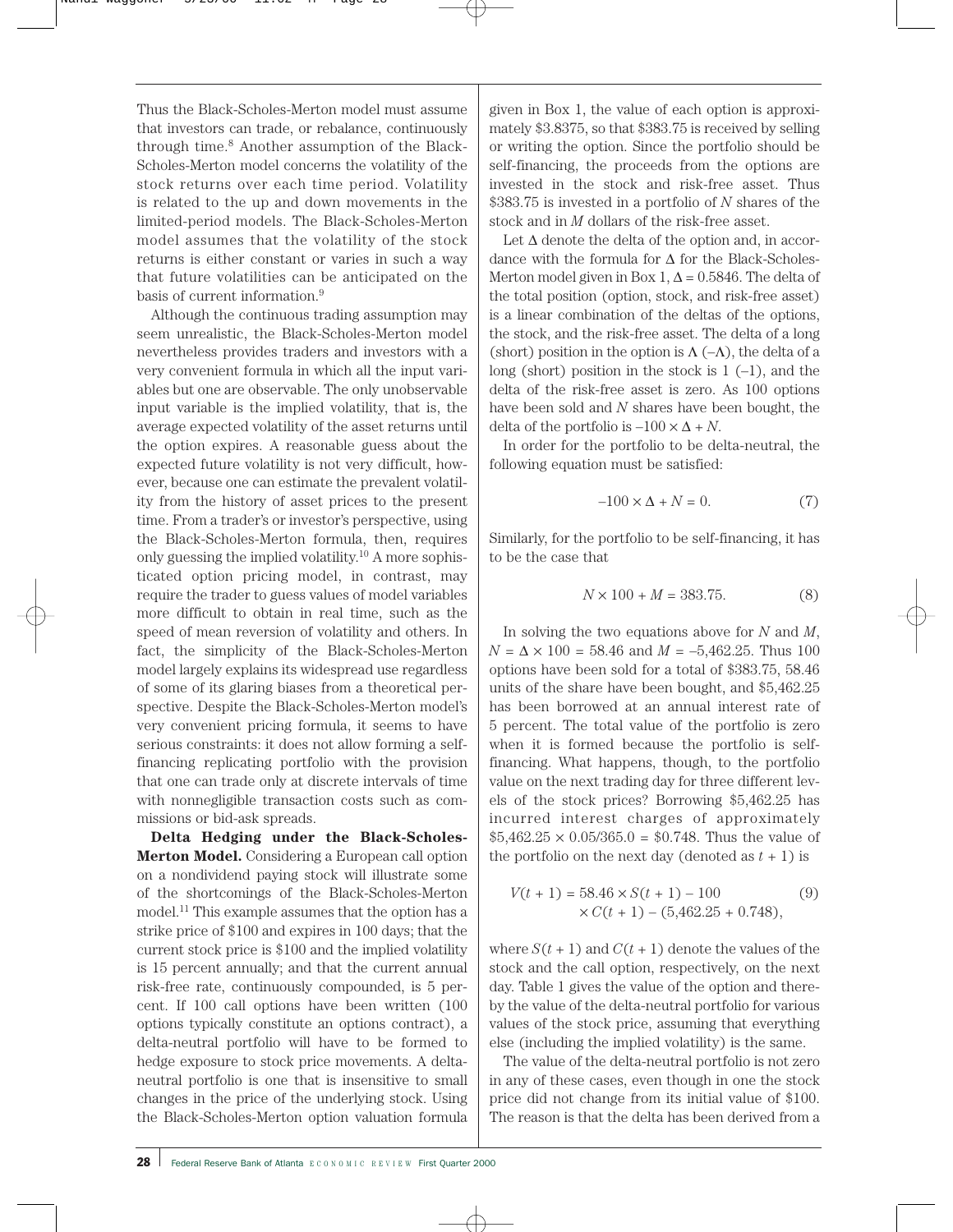Thus the Black-Scholes-Merton model must assume that investors can trade, or rebalance, continuously through time.[8] Another assumption of the Black-Scholes-Merton model concerns the volatility of the stock returns over each time period. Volatility is related to the up and down movements in the limited-period models. The Black-Scholes-Merton model assumes that the volatility of the stock returns is either constant or varies in such a way that future volatilities can be anticipated on the basis of current information.[9]

Although the continuous trading assumption may seem unrealistic, the Black-Scholes-Merton model nevertheless provides traders and investors with a very convenient formula in which all the input variables but one are observable. The only unobservable input variable is the implied volatility, that is, the average expected volatility of the asset returns until the option expires. A reasonable guess about the expected future volatility is not very difficult, however, because one can estimate the prevalent volatility from the history of asset prices to the present time. From a trader's or investor's perspective, using the Black-Scholes-Merton formula, then, requires only guessing the implied volatility.[10] A more sophisticated option pricing model, in contrast, may require the trader to guess values of model variables more difficult to obtain in real time, such as the speed of mean reversion of volatility and others. In fact, the simplicity of the Black-Scholes-Merton model largely explains its widespread use regardless of some of its glaring biases from a theoretical perspective. Despite the Black-Scholes-Merton model's very convenient pricing formula, it seems to have serious constraints: it does not allow forming a self-financing replicating portfolio with the provision that one can trade only at discrete intervals of time with nonnegligible transaction costs such as commissions or bid-ask spreads.

**Delta Hedging under the Black-Scholes-Merton Model.** Considering a European call option on a nondividend paying stock will illustrate some of the shortcomings of the Black-Scholes-Merton model.[11] This example assumes that the option has a strike price of \$100 and expires in 100 days; that the current stock price is \$100 and the implied volatility is 15 percent annually; and that the current annual risk-free rate, continuously compounded, is 5 percent. If 100 call options have been written (100 options typically constitute an options contract), a delta-neutral portfolio will have to be formed to hedge exposure to stock price movements. A delta-neutral portfolio is one that is insensitive to small changes in the price of the underlying stock. Using the Black-Scholes-Merton option valuation formula given in Box 1, the value of each option is approximately \$3.8375, so that \$383.75 is received by selling or writing the option. Since the portfolio should be self-financing, the proceeds from the options are invested in the stock and risk-free asset. Thus \$383.75 is invested in a portfolio of $N$ shares of the stock and in $M$ dollars of the risk-free asset.

Let $\Delta$ denote the delta of the option and, in accordance with the formula for $\Delta$ for the Black-Scholes-Merton model given in Box 1, $\Delta = 0.5846$. The delta of the total position (option, stock, and risk-free asset) is a linear combination of the deltas of the options, the stock, and the risk-free asset. The delta of a long (short) position in the option is $\Lambda$ ($-\Lambda$), the delta of a long (short) position in the stock is 1 ($-1$), and the delta of the risk-free asset is zero. As 100 options have been sold and $N$ shares have been bought, the delta of the portfolio is $-100 \times \Delta + N$.

In order for the portfolio to be delta-neutral, the following equation must be satisfied:

$$-100 \times \Delta + N = 0. \tag{7}$$

Similarly, for the portfolio to be self-financing, it has to be the case that

$$N \times 100 + M = 383.75. \tag{8}$$

In solving the two equations above for $N$ and $M$, $N = \Delta \times 100 = 58.46$ and $M = -5{,}462.25$. Thus 100 options have been sold for a total of \$383.75, 58.46 units of the share have been bought, and \$5,462.25 has been borrowed at an annual interest rate of 5 percent. The total value of the portfolio is zero when it is formed because the portfolio is self-financing. What happens, though, to the portfolio value on the next trading day for three different levels of the stock prices? Borrowing \$5,462.25 has incurred interest charges of approximately $\$5{,}462.25 \times 0.05/365.0 = \$0.748$. Thus the value of the portfolio on the next day (denoted as $t + 1$) is

$$V(t+1) = 58.46 \times S(t+1) - 100 \times C(t+1) - (5{,}462.25 + 0.748), \tag{9}$$

where $S(t + 1)$ and $C(t + 1)$ denote the values of the stock and the call option, respectively, on the next day. Table 1 gives the value of the option and thereby the value of the delta-neutral portfolio for various values of the stock price, assuming that everything else (including the implied volatility) is the same.

The value of the delta-neutral portfolio is not zero in any of these cases, even though in one the stock price did not change from its initial value of \$100. The reason is that the delta has been derived from a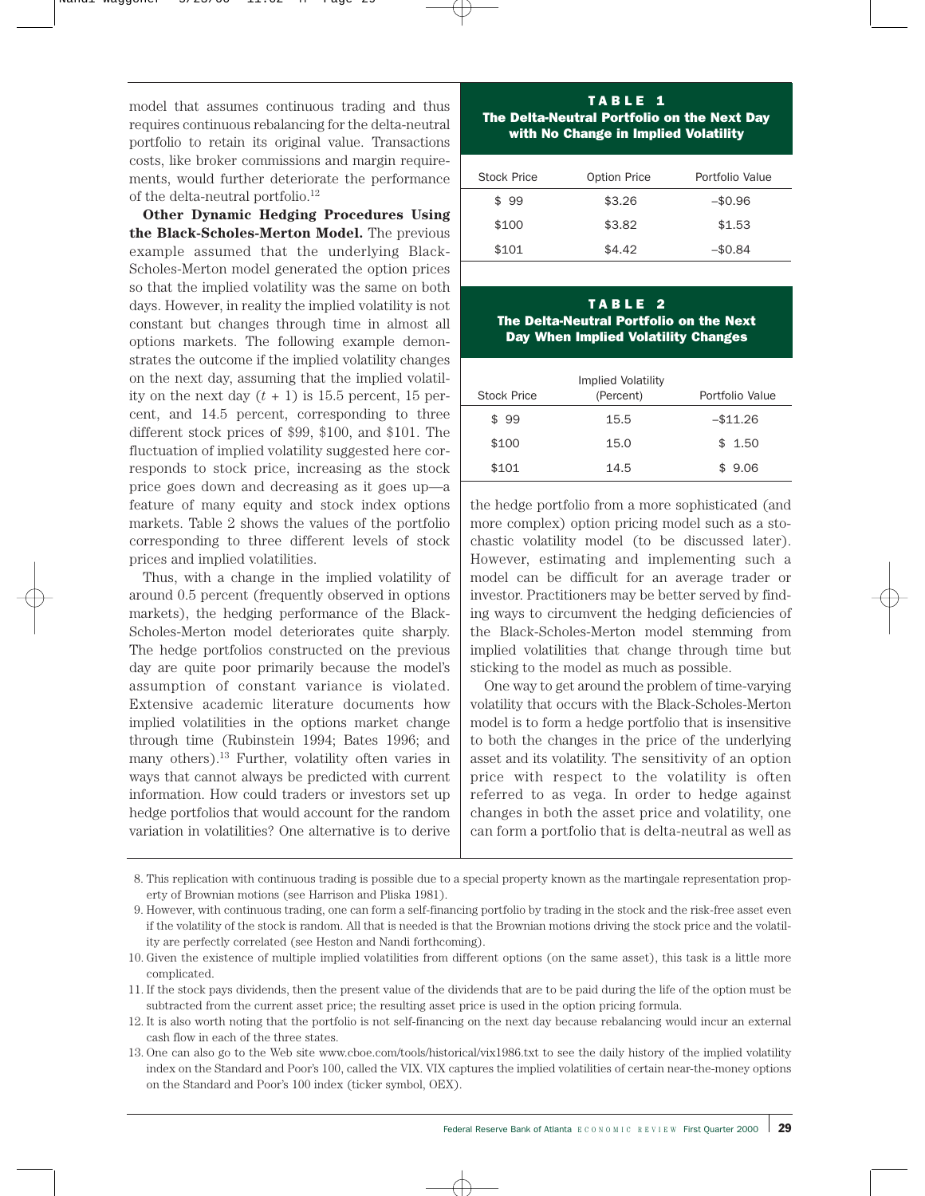model that assumes continuous trading and thus requires continuous rebalancing for the delta-neutral portfolio to retain its original value. Transactions costs, like broker commissions and margin requirements, would further deteriorate the performance of the delta-neutral portfolio.[12]

**Other Dynamic Hedging Procedures Using the Black-Scholes-Merton Model.** The previous example assumed that the underlying Black-Scholes-Merton model generated the option prices so that the implied volatility was the same on both days. However, in reality the implied volatility is not constant but changes through time in almost all options markets. The following example demonstrates the outcome if the implied volatility changes on the next day, assuming that the implied volatility on the next day ($t + 1$) is 15.5 percent, 15 percent, and 14.5 percent, corresponding to three different stock prices of $99, $100, and $101. The fluctuation of implied volatility suggested here corresponds to stock price, increasing as the stock price goes down and decreasing as it goes up—a feature of many equity and stock index options markets. Table 2 shows the values of the portfolio corresponding to three different levels of stock prices and implied volatilities.

Thus, with a change in the implied volatility of around 0.5 percent (frequently observed in options markets), the hedging performance of the Black-Scholes-Merton model deteriorates quite sharply. The hedge portfolios constructed on the previous day are quite poor primarily because the model's assumption of constant variance is violated. Extensive academic literature documents how implied volatilities in the options market change through time (Rubinstein 1994; Bates 1996; and many others).[13] Further, volatility often varies in ways that cannot always be predicted with current information. How could traders or investors set up hedge portfolios that would account for the random variation in volatilities? One alternative is to derive the hedge portfolio from a more sophisticated (and more complex) option pricing model such as a stochastic volatility model (to be discussed later). However, estimating and implementing such a model can be difficult for an average trader or investor. Practitioners may be better served by finding ways to circumvent the hedging deficiencies of the Black-Scholes-Merton model stemming from implied volatilities that change through time but sticking to the model as much as possible.

One way to get around the problem of time-varying volatility that occurs with the Black-Scholes-Merton model is to form a hedge portfolio that is insensitive to both the changes in the price of the underlying asset and its volatility. The sensitivity of an option price with respect to the volatility is often referred to as vega. In order to hedge against changes in both the asset price and volatility, one can form a portfolio that is delta-neutral as well as

**TABLE 1**
**The Delta-Neutral Portfolio on the Next Day with No Change in Implied Volatility**

| Stock Price | Option Price | Portfolio Value |
|---|---|---|
| $ 99 | $3.26 | –$0.96 |
| $100 | $3.82 | $1.53 |
| $101 | $4.42 | –$0.84 |

**TABLE 2**
**The Delta-Neutral Portfolio on the Next Day When Implied Volatility Changes**

| Stock Price | Implied Volatility (Percent) | Portfolio Value |
|---|---|---|
| $ 99 | 15.5 | –$11.26 |
| $100 | 15.0 | $ 1.50 |
| $101 | 14.5 | $ 9.06 |

8. This replication with continuous trading is possible due to a special property known as the martingale representation property of Brownian motions (see Harrison and Pliska 1981).
9. However, with continuous trading, one can form a self-financing portfolio by trading in the stock and the risk-free asset even if the volatility of the stock is random. All that is needed is that the Brownian motions driving the stock price and the volatility are perfectly correlated (see Heston and Nandi forthcoming).
10. Given the existence of multiple implied volatilities from different options (on the same asset), this task is a little more complicated.
11. If the stock pays dividends, then the present value of the dividends that are to be paid during the life of the option must be subtracted from the current asset price; the resulting asset price is used in the option pricing formula.
12. It is also worth noting that the portfolio is not self-financing on the next day because rebalancing would incur an external cash flow in each of the three states.
13. One can also go to the Web site www.cboe.com/tools/historical/vix1986.txt to see the daily history of the implied volatility index on the Standard and Poor's 100, called the VIX. VIX captures the implied volatilities of certain near-the-money options on the Standard and Poor's 100 index (ticker symbol, OEX).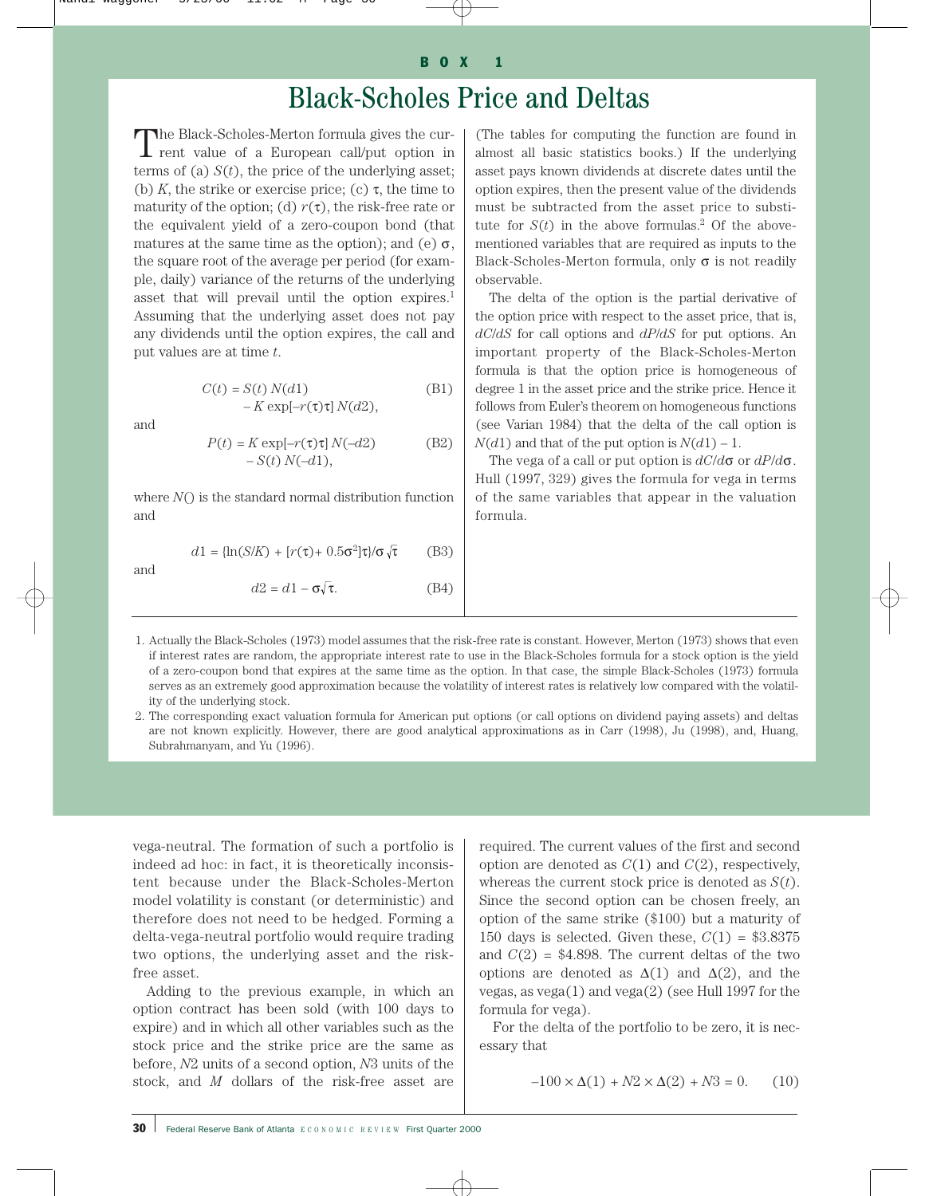## BOX 1

# Black-Scholes Price and Deltas

The Black-Scholes-Merton formula gives the current value of a European call/put option in terms of (a) $S(t)$, the price of the underlying asset; (b) $K$, the strike or exercise price; (c) $\tau$, the time to maturity of the option; (d) $r(\tau)$, the risk-free rate or the equivalent yield of a zero-coupon bond (that matures at the same time as the option); and (e) $\sigma$, the square root of the average per period (for example, daily) variance of the returns of the underlying asset that will prevail until the option expires.[1] Assuming that the underlying asset does not pay any dividends until the option expires, the call and put values are at time $t$.

$$C(t) = S(t)\,N(d1) - K\exp[-r(\tau)\tau]\,N(d2), \tag{B1}$$

and

$$P(t) = K\exp[-r(\tau)\tau]\,N(-d2) - S(t)\,N(-d1), \tag{B2}$$

where $N()$ is the standard normal distribution function and

$$d1 = \{\ln(S/K) + [r(\tau) + 0.5\sigma^2]\tau\}/\sigma\sqrt{\tau} \tag{B3}$$

and

$$d2 = d1 - \sigma\sqrt{\tau}. \tag{B4}$$

(The tables for computing the function are found in almost all basic statistics books.) If the underlying asset pays known dividends at discrete dates until the option expires, then the present value of the dividends must be subtracted from the asset price to substitute for $S(t)$ in the above formulas.[2] Of the above-mentioned variables that are required as inputs to the Black-Scholes-Merton formula, only $\sigma$ is not readily observable.

The delta of the option is the partial derivative of the option price with respect to the asset price, that is, $dC/dS$ for call options and $dP/dS$ for put options. An important property of the Black-Scholes-Merton formula is that the option price is homogeneous of degree 1 in the asset price and the strike price. Hence it follows from Euler's theorem on homogeneous functions (see Varian 1984) that the delta of the call option is $N(d1)$ and that of the put option is $N(d1) - 1$.

The vega of a call or put option is $dC/d\sigma$ or $dP/d\sigma$. Hull (1997, 329) gives the formula for vega in terms of the same variables that appear in the valuation formula.

1. Actually the Black-Scholes (1973) model assumes that the risk-free rate is constant. However, Merton (1973) shows that even if interest rates are random, the appropriate interest rate to use in the Black-Scholes formula for a stock option is the yield of a zero-coupon bond that expires at the same time as the option. In that case, the simple Black-Scholes (1973) formula serves as an extremely good approximation because the volatility of interest rates is relatively low compared with the volatility of the underlying stock.

2. The corresponding exact valuation formula for American put options (or call options on dividend paying assets) and deltas are not known explicitly. However, there are good analytical approximations as in Carr (1998), Ju (1998), and, Huang, Subrahmanyam, and Yu (1996).

---

vega-neutral. The formation of such a portfolio is indeed ad hoc: in fact, it is theoretically inconsistent because under the Black-Scholes-Merton model volatility is constant (or deterministic) and therefore does not need to be hedged. Forming a delta-vega-neutral portfolio would require trading two options, the underlying asset and the risk-free asset.

Adding to the previous example, in which an option contract has been sold (with 100 days to expire) and in which all other variables such as the stock price and the strike price are the same as before, $N2$ units of a second option, $N3$ units of the stock, and $M$ dollars of the risk-free asset are required. The current values of the first and second option are denoted as $C(1)$ and $C(2)$, respectively, whereas the current stock price is denoted as $S(t)$. Since the second option can be chosen freely, an option of the same strike ($100) but a maturity of 150 days is selected. Given these, $C(1) = \$3.8375$ and $C(2) = \$4.898$. The current deltas of the two options are denoted as $\Delta(1)$ and $\Delta(2)$, and the vegas, as vega(1) and vega(2) (see Hull 1997 for the formula for vega).

For the delta of the portfolio to be zero, it is necessary that

$$-100 \times \Delta(1) + N2 \times \Delta(2) + N3 = 0. \tag{10}$$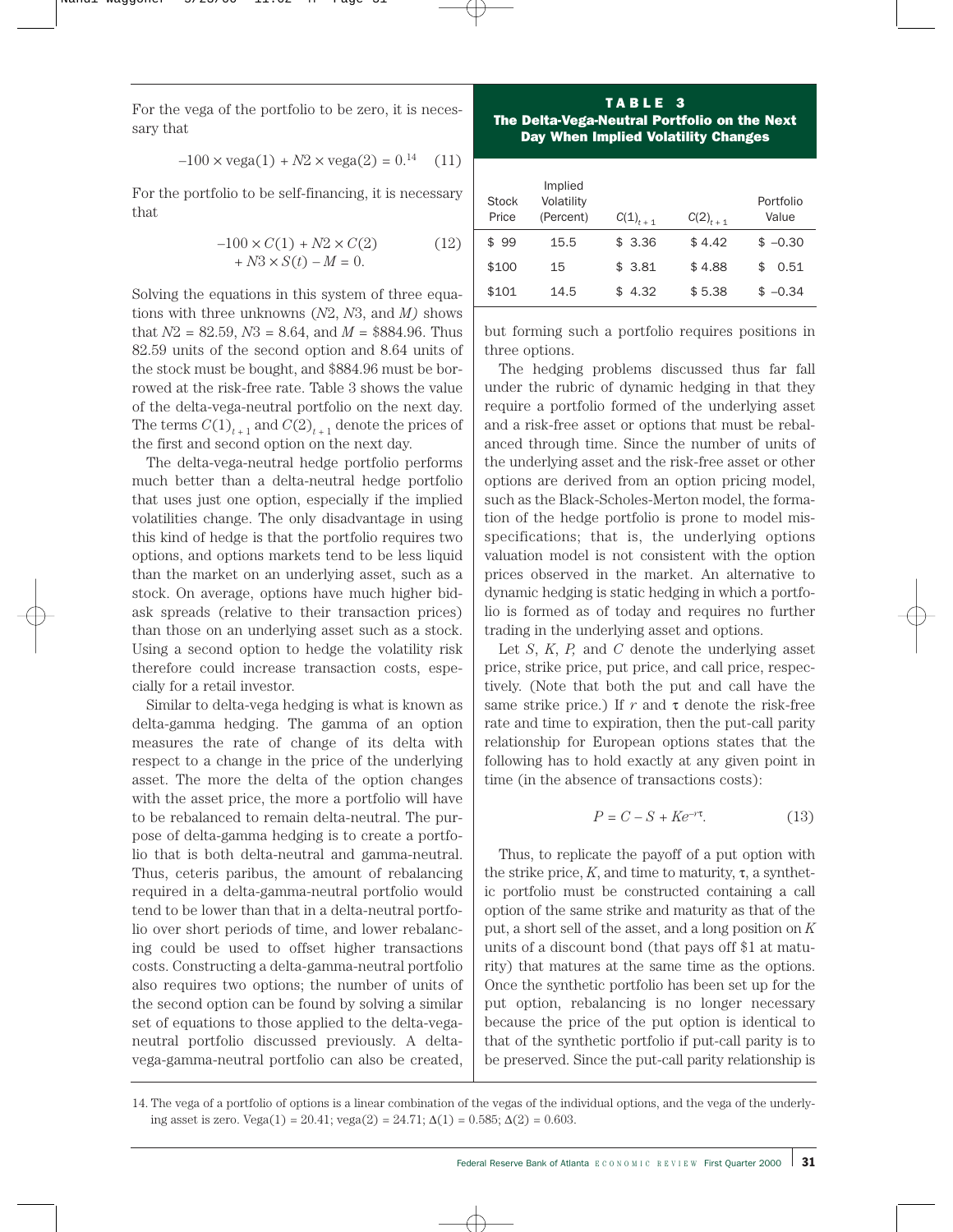For the vega of the portfolio to be zero, it is necessary that

$$-100 \times \text{vega}(1) + N2 \times \text{vega}(2) = 0.^{14} \quad (11)$$

For the portfolio to be self-financing, it is necessary that

$$-100 \times C(1) + N2 \times C(2) + N3 \times S(t) - M = 0. \quad (12)$$

Solving the equations in this system of three equations with three unknowns ($N2$, $N3$, and $M$) shows that $N2 = 82.59$, $N3 = 8.64$, and $M = \$884.96$. Thus 82.59 units of the second option and 8.64 units of the stock must be bought, and $884.96 must be borrowed at the risk-free rate. Table 3 shows the value of the delta-vega-neutral portfolio on the next day. The terms $C(1)_{t+1}$ and $C(2)_{t+1}$ denote the prices of the first and second option on the next day.

The delta-vega-neutral hedge portfolio performs much better than a delta-neutral hedge portfolio that uses just one option, especially if the implied volatilities change. The only disadvantage in using this kind of hedge is that the portfolio requires two options, and options markets tend to be less liquid than the market on an underlying asset, such as a stock. On average, options have much higher bid-ask spreads (relative to their transaction prices) than those on an underlying asset such as a stock. Using a second option to hedge the volatility risk therefore could increase transaction costs, especially for a retail investor.

Similar to delta-vega hedging is what is known as delta-gamma hedging. The gamma of an option measures the rate of change of its delta with respect to a change in the price of the underlying asset. The more the delta of the option changes with the asset price, the more a portfolio will have to be rebalanced to remain delta-neutral. The purpose of delta-gamma hedging is to create a portfolio that is both delta-neutral and gamma-neutral. Thus, ceteris paribus, the amount of rebalancing required in a delta-gamma-neutral portfolio would tend to be lower than that in a delta-neutral portfolio over short periods of time, and lower rebalancing could be used to offset higher transactions costs. Constructing a delta-gamma-neutral portfolio also requires two options; the number of units of the second option can be found by solving a similar set of equations to those applied to the delta-vega-neutral portfolio discussed previously. A delta-vega-gamma-neutral portfolio can also be created, but forming such a portfolio requires positions in three options.

**TABLE 3**
**The Delta-Vega-Neutral Portfolio on the Next Day When Implied Volatility Changes**

| Stock Price | Implied Volatility (Percent) | $C(1)_{t+1}$ | $C(2)_{t+1}$ | Portfolio Value |
|---|---|---|---|---|
| $ 99 | 15.5 | $ 3.36 | $ 4.42 | $ –0.30 |
| $100 | 15 | $ 3.81 | $ 4.88 | $ 0.51 |
| $101 | 14.5 | $ 4.32 | $ 5.38 | $ –0.34 |

The hedging problems discussed thus far fall under the rubric of dynamic hedging in that they require a portfolio formed of the underlying asset and a risk-free asset or options that must be rebalanced through time. Since the number of units of the underlying asset and the risk-free asset or other options are derived from an option pricing model, such as the Black-Scholes-Merton model, the formation of the hedge portfolio is prone to model misspecifications; that is, the underlying options valuation model is not consistent with the option prices observed in the market. An alternative to dynamic hedging is static hedging in which a portfolio is formed as of today and requires no further trading in the underlying asset and options.

Let $S$, $K$, $P$, and $C$ denote the underlying asset price, strike price, put price, and call price, respectively. (Note that both the put and call have the same strike price.) If $r$ and $\tau$ denote the risk-free rate and time to expiration, then the put-call parity relationship for European options states that the following has to hold exactly at any given point in time (in the absence of transactions costs):

$$P = C - S + Ke^{-r\tau}. \quad (13)$$

Thus, to replicate the payoff of a put option with the strike price, $K$, and time to maturity, $\tau$, a synthetic portfolio must be constructed containing a call option of the same strike and maturity as that of the put, a short sell of the asset, and a long position on $K$ units of a discount bond (that pays off $1 at maturity) that matures at the same time as the options. Once the synthetic portfolio has been set up for the put option, rebalancing is no longer necessary because the price of the put option is identical to that of the synthetic portfolio if put-call parity is to be preserved. Since the put-call parity relationship is

14. The vega of a portfolio of options is a linear combination of the vegas of the individual options, and the vega of the underlying asset is zero. Vega(1) = 20.41; vega(2) = 24.71; $\Delta(1) = 0.585$; $\Delta(2) = 0.603$.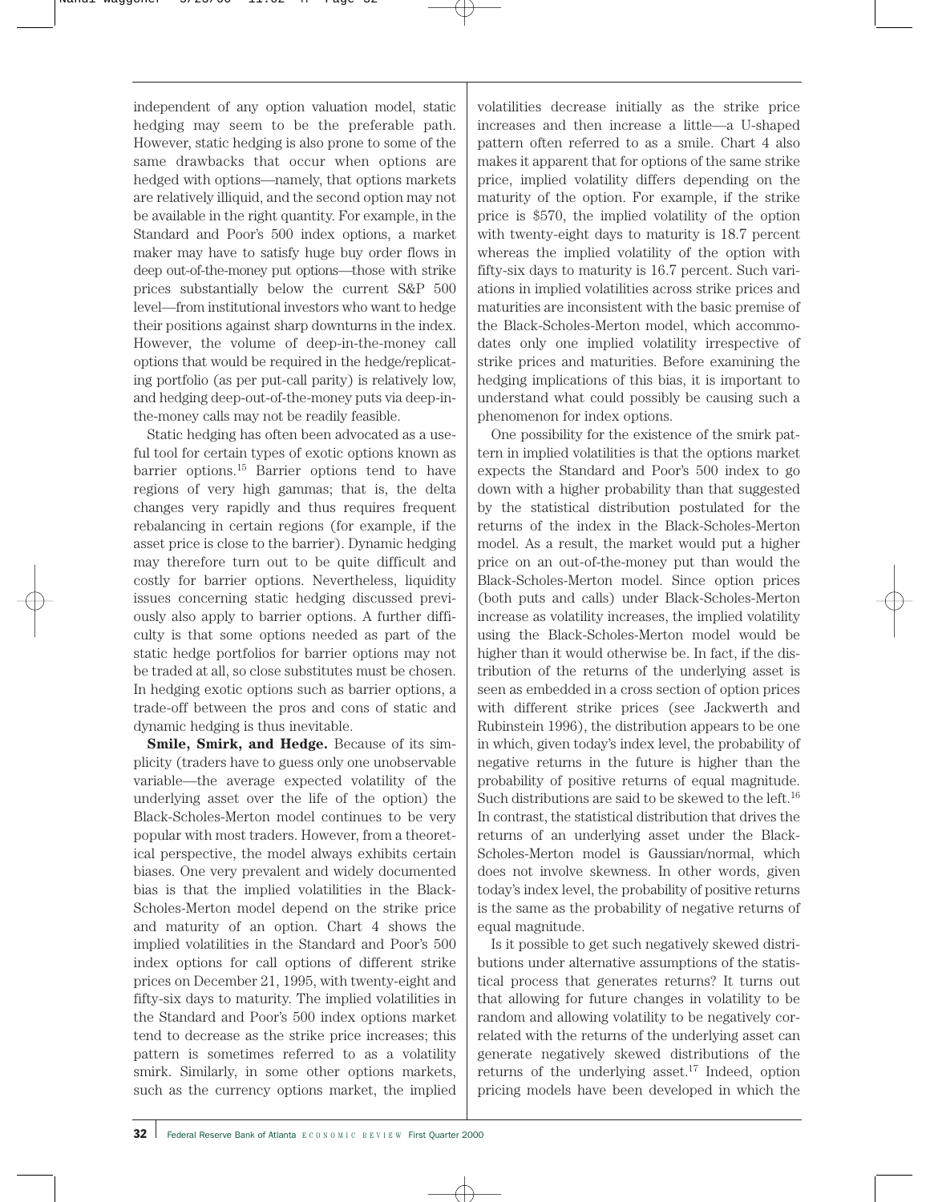independent of any option valuation model, static hedging may seem to be the preferable path. However, static hedging is also prone to some of the same drawbacks that occur when options are hedged with options—namely, that options markets are relatively illiquid, and the second option may not be available in the right quantity. For example, in the Standard and Poor's 500 index options, a market maker may have to satisfy huge buy order flows in deep out-of-the-money put options—those with strike prices substantially below the current S&P 500 level—from institutional investors who want to hedge their positions against sharp downturns in the index. However, the volume of deep-in-the-money call options that would be required in the hedge/replicating portfolio (as per put-call parity) is relatively low, and hedging deep-out-of-the-money puts via deep-in-the-money calls may not be readily feasible.

Static hedging has often been advocated as a useful tool for certain types of exotic options known as barrier options.[15] Barrier options tend to have regions of very high gammas; that is, the delta changes very rapidly and thus requires frequent rebalancing in certain regions (for example, if the asset price is close to the barrier). Dynamic hedging may therefore turn out to be quite difficult and costly for barrier options. Nevertheless, liquidity issues concerning static hedging discussed previously also apply to barrier options. A further difficulty is that some options needed as part of the static hedge portfolios for barrier options may not be traded at all, so close substitutes must be chosen. In hedging exotic options such as barrier options, a trade-off between the pros and cons of static and dynamic hedging is thus inevitable.

**Smile, Smirk, and Hedge.** Because of its simplicity (traders have to guess only one unobservable variable—the average expected volatility of the underlying asset over the life of the option) the Black-Scholes-Merton model continues to be very popular with most traders. However, from a theoretical perspective, the model always exhibits certain biases. One very prevalent and widely documented bias is that the implied volatilities in the Black-Scholes-Merton model depend on the strike price and maturity of an option. Chart 4 shows the implied volatilities in the Standard and Poor's 500 index options for call options of different strike prices on December 21, 1995, with twenty-eight and fifty-six days to maturity. The implied volatilities in the Standard and Poor's 500 index options market tend to decrease as the strike price increases; this pattern is sometimes referred to as a volatility smirk. Similarly, in some other options markets, such as the currency options market, the implied volatilities decrease initially as the strike price increases and then increase a little—a U-shaped pattern often referred to as a smile. Chart 4 also makes it apparent that for options of the same strike price, implied volatility differs depending on the maturity of the option. For example, if the strike price is $570, the implied volatility of the option with twenty-eight days to maturity is 18.7 percent whereas the implied volatility of the option with fifty-six days to maturity is 16.7 percent. Such variations in implied volatilities across strike prices and maturities are inconsistent with the basic premise of the Black-Scholes-Merton model, which accommodates only one implied volatility irrespective of strike prices and maturities. Before examining the hedging implications of this bias, it is important to understand what could possibly be causing such a phenomenon for index options.

One possibility for the existence of the smirk pattern in implied volatilities is that the options market expects the Standard and Poor's 500 index to go down with a higher probability than that suggested by the statistical distribution postulated for the returns of the index in the Black-Scholes-Merton model. As a result, the market would put a higher price on an out-of-the-money put than would the Black-Scholes-Merton model. Since option prices (both puts and calls) under Black-Scholes-Merton increase as volatility increases, the implied volatility using the Black-Scholes-Merton model would be higher than it would otherwise be. In fact, if the distribution of the returns of the underlying asset is seen as embedded in a cross section of option prices with different strike prices (see Jackwerth and Rubinstein 1996), the distribution appears to be one in which, given today's index level, the probability of negative returns in the future is higher than the probability of positive returns of equal magnitude. Such distributions are said to be skewed to the left.[16] In contrast, the statistical distribution that drives the returns of an underlying asset under the Black-Scholes-Merton model is Gaussian/normal, which does not involve skewness. In other words, given today's index level, the probability of positive returns is the same as the probability of negative returns of equal magnitude.

Is it possible to get such negatively skewed distributions under alternative assumptions of the statistical process that generates returns? It turns out that allowing for future changes in volatility to be random and allowing volatility to be negatively correlated with the returns of the underlying asset can generate negatively skewed distributions of the returns of the underlying asset.[17] Indeed, option pricing models have been developed in which the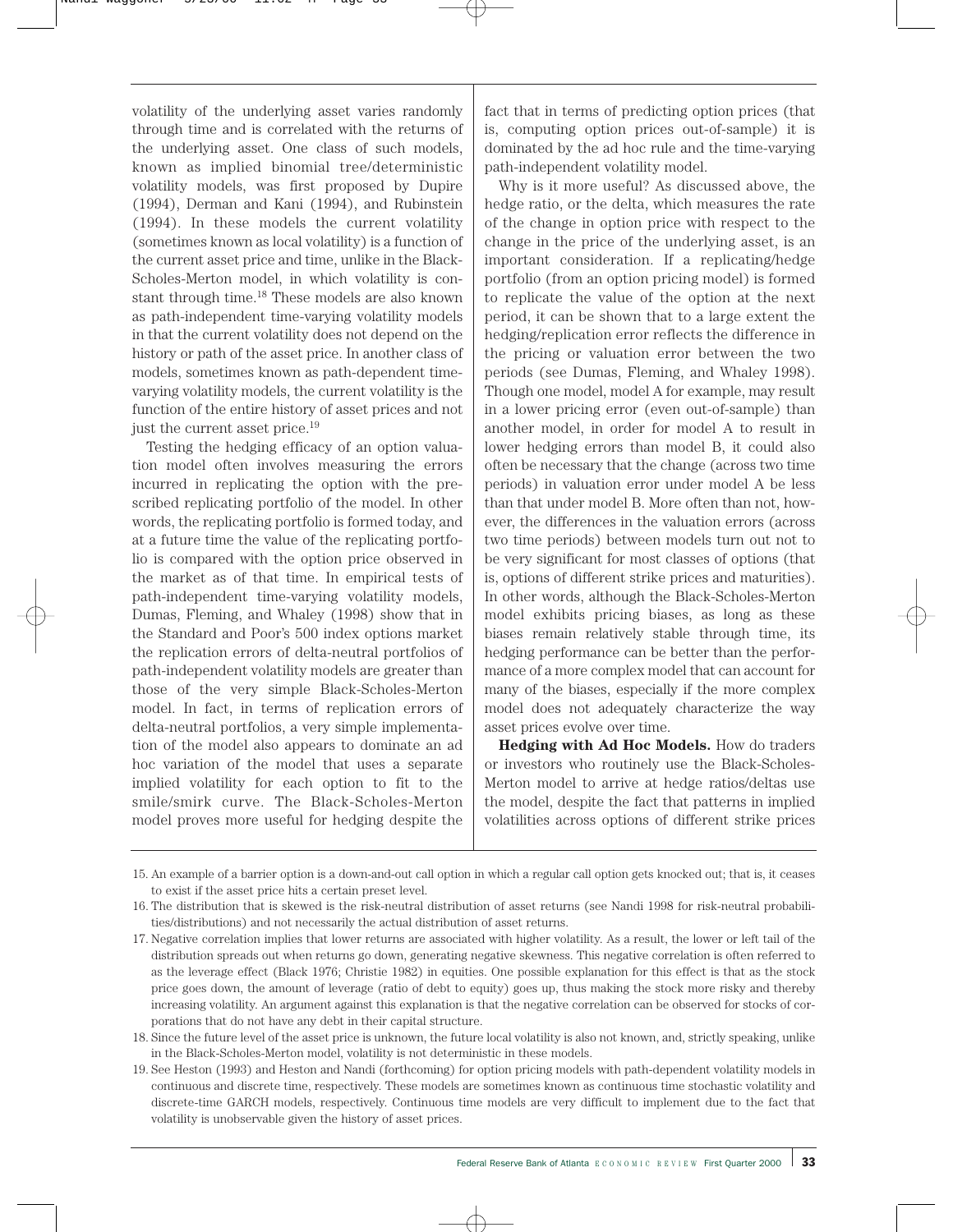volatility of the underlying asset varies randomly through time and is correlated with the returns of the underlying asset. One class of such models, known as implied binomial tree/deterministic volatility models, was first proposed by Dupire (1994), Derman and Kani (1994), and Rubinstein (1994). In these models the current volatility (sometimes known as local volatility) is a function of the current asset price and time, unlike in the Black-Scholes-Merton model, in which volatility is constant through time.[18] These models are also known as path-independent time-varying volatility models in that the current volatility does not depend on the history or path of the asset price. In another class of models, sometimes known as path-dependent time-varying volatility models, the current volatility is the function of the entire history of asset prices and not just the current asset price.[19]

Testing the hedging efficacy of an option valuation model often involves measuring the errors incurred in replicating the option with the prescribed replicating portfolio of the model. In other words, the replicating portfolio is formed today, and at a future time the value of the replicating portfolio is compared with the option price observed in the market as of that time. In empirical tests of path-independent time-varying volatility models, Dumas, Fleming, and Whaley (1998) show that in the Standard and Poor's 500 index options market the replication errors of delta-neutral portfolios of path-independent volatility models are greater than those of the very simple Black-Scholes-Merton model. In fact, in terms of replication errors of delta-neutral portfolios, a very simple implementation of the model also appears to dominate an ad hoc variation of the model that uses a separate implied volatility for each option to fit to the smile/smirk curve. The Black-Scholes-Merton model proves more useful for hedging despite the fact that in terms of predicting option prices (that is, computing option prices out-of-sample) it is dominated by the ad hoc rule and the time-varying path-independent volatility model.

Why is it more useful? As discussed above, the hedge ratio, or the delta, which measures the rate of the change in option price with respect to the change in the price of the underlying asset, is an important consideration. If a replicating/hedge portfolio (from an option pricing model) is formed to replicate the value of the option at the next period, it can be shown that to a large extent the hedging/replication error reflects the difference in the pricing or valuation error between the two periods (see Dumas, Fleming, and Whaley 1998). Though one model, model A for example, may result in a lower pricing error (even out-of-sample) than another model, in order for model A to result in lower hedging errors than model B, it could also often be necessary that the change (across two time periods) in valuation error under model A be less than that under model B. More often than not, however, the differences in the valuation errors (across two time periods) between models turn out not to be very significant for most classes of options (that is, options of different strike prices and maturities). In other words, although the Black-Scholes-Merton model exhibits pricing biases, as long as these biases remain relatively stable through time, its hedging performance can be better than the performance of a more complex model that can account for many of the biases, especially if the more complex model does not adequately characterize the way asset prices evolve over time.

**Hedging with Ad Hoc Models.** How do traders or investors who routinely use the Black-Scholes-Merton model to arrive at hedge ratios/deltas use the model, despite the fact that patterns in implied volatilities across options of different strike prices

---

15. An example of a barrier option is a down-and-out call option in which a regular call option gets knocked out; that is, it ceases to exist if the asset price hits a certain preset level.

16. The distribution that is skewed is the risk-neutral distribution of asset returns (see Nandi 1998 for risk-neutral probabilities/distributions) and not necessarily the actual distribution of asset returns.

17. Negative correlation implies that lower returns are associated with higher volatility. As a result, the lower or left tail of the distribution spreads out when returns go down, generating negative skewness. This negative correlation is often referred to as the leverage effect (Black 1976; Christie 1982) in equities. One possible explanation for this effect is that as the stock price goes down, the amount of leverage (ratio of debt to equity) goes up, thus making the stock more risky and thereby increasing volatility. An argument against this explanation is that the negative correlation can be observed for stocks of corporations that do not have any debt in their capital structure.

18. Since the future level of the asset price is unknown, the future local volatility is also not known, and, strictly speaking, unlike in the Black-Scholes-Merton model, volatility is not deterministic in these models.

19. See Heston (1993) and Heston and Nandi (forthcoming) for option pricing models with path-dependent volatility models in continuous and discrete time, respectively. These models are sometimes known as continuous time stochastic volatility and discrete-time GARCH models, respectively. Continuous time models are very difficult to implement due to the fact that volatility is unobservable given the history of asset prices.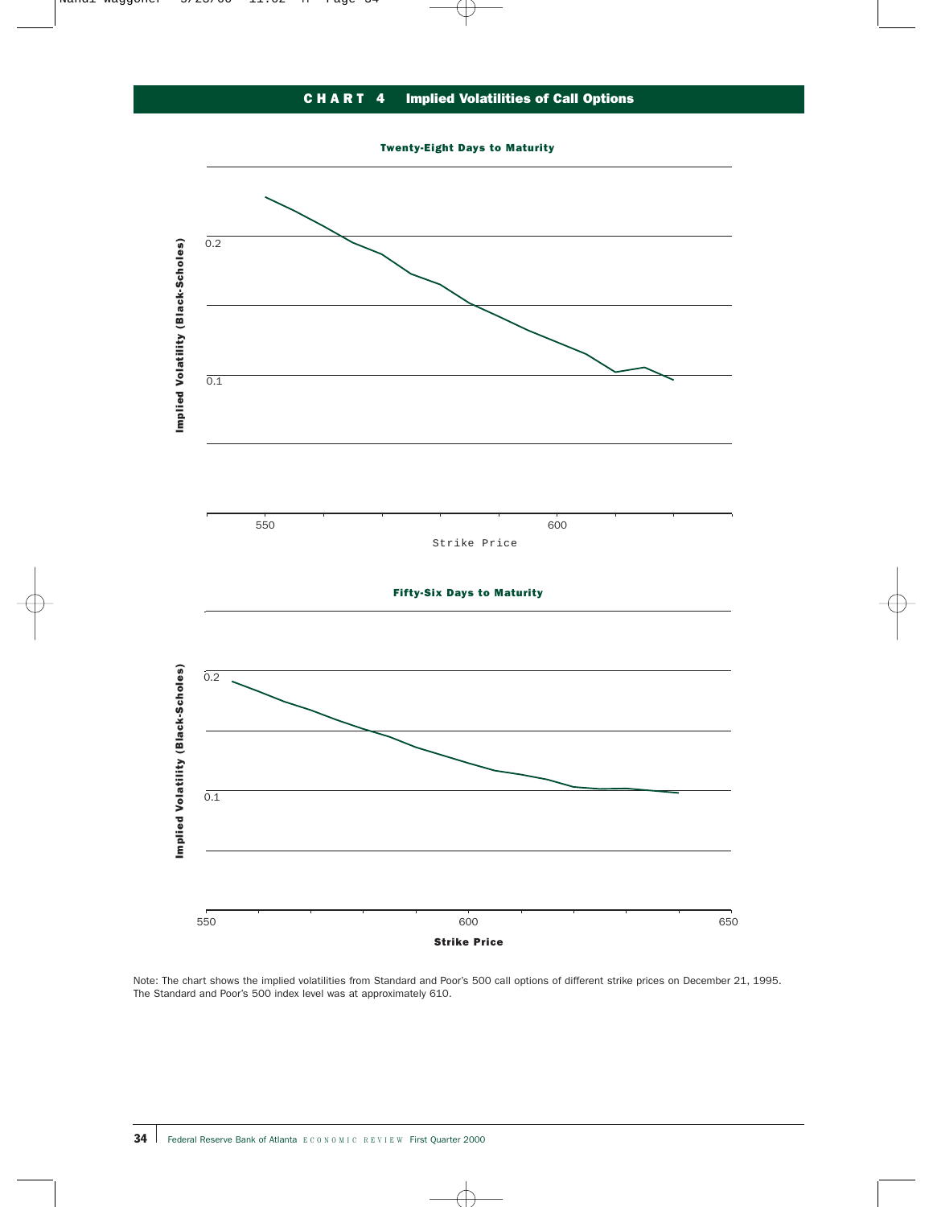**CHART 4 Implied Volatilities of Call Options**

**Twenty-Eight Days to Maturity**

Implied Volatility (Black-Scholes)

0.2

0.1

550 600

Strike Price

**Fifty-Six Days to Maturity**

Implied Volatility (Black-Scholes)

0.2

0.1

550 600 650

**Strike Price**

Note: The chart shows the implied volatilities from Standard and Poor's 500 call options of different strike prices on December 21, 1995. The Standard and Poor's 500 index level was at approximately 610.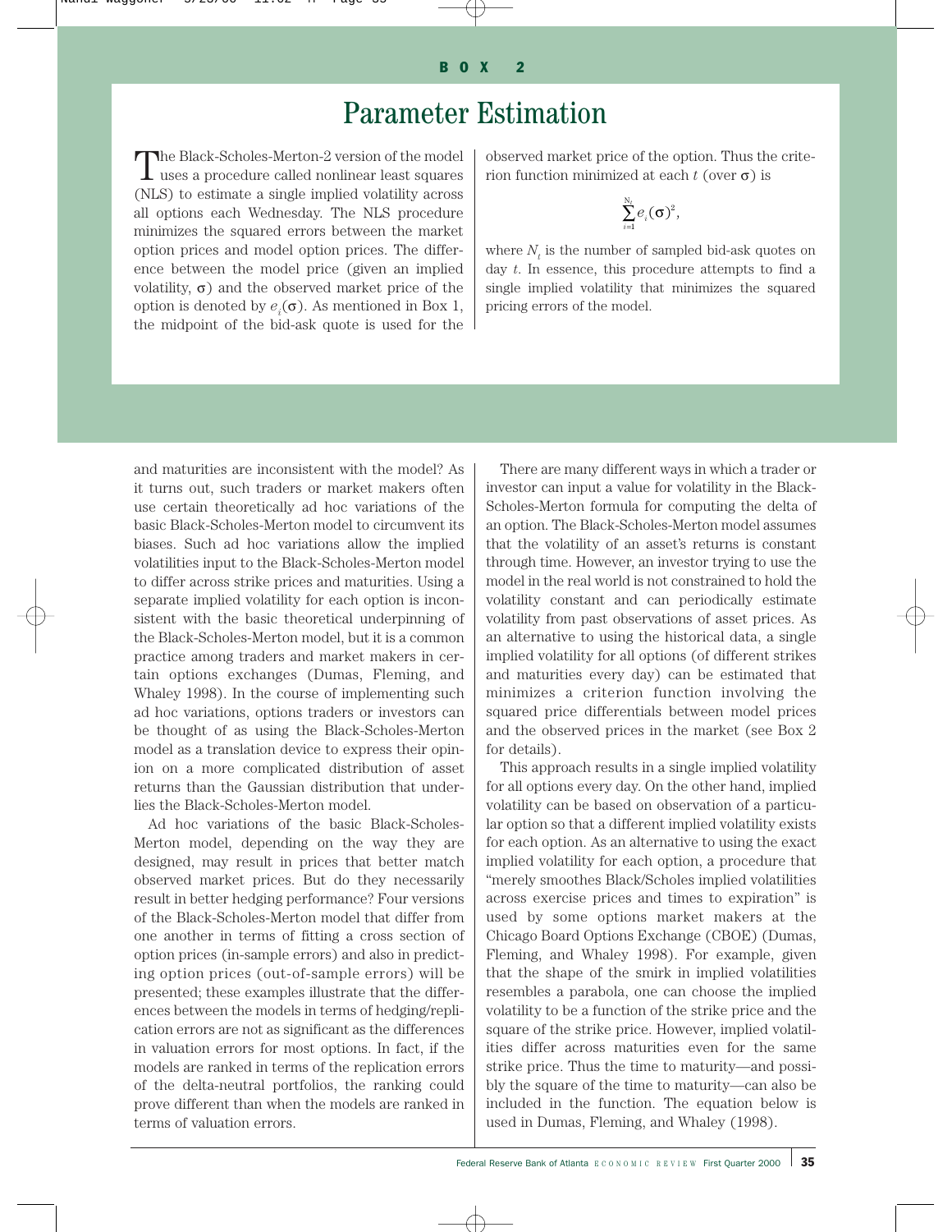## BOX 2

# Parameter Estimation

The Black-Scholes-Merton-2 version of the model uses a procedure called nonlinear least squares (NLS) to estimate a single implied volatility across all options each Wednesday. The NLS procedure minimizes the squared errors between the market option prices and model option prices. The difference between the model price (given an implied volatility, $\sigma$) and the observed market price of the option is denoted by $e_i(\sigma)$. As mentioned in Box 1, the midpoint of the bid-ask quote is used for the observed market price of the option. Thus the criterion function minimized at each $t$ (over $\sigma$) is

$$\sum_{i=1}^{N_t} e_i(\sigma)^2,$$

where $N_t$ is the number of sampled bid-ask quotes on day $t$. In essence, this procedure attempts to find a single implied volatility that minimizes the squared pricing errors of the model.

---

and maturities are inconsistent with the model? As it turns out, such traders or market makers often use certain theoretically ad hoc variations of the basic Black-Scholes-Merton model to circumvent its biases. Such ad hoc variations allow the implied volatilities input to the Black-Scholes-Merton model to differ across strike prices and maturities. Using a separate implied volatility for each option is inconsistent with the basic theoretical underpinning of the Black-Scholes-Merton model, but it is a common practice among traders and market makers in certain options exchanges (Dumas, Fleming, and Whaley 1998). In the course of implementing such ad hoc variations, options traders or investors can be thought of as using the Black-Scholes-Merton model as a translation device to express their opinion on a more complicated distribution of asset returns than the Gaussian distribution that underlies the Black-Scholes-Merton model.

Ad hoc variations of the basic Black-Scholes-Merton model, depending on the way they are designed, may result in prices that better match observed market prices. But do they necessarily result in better hedging performance? Four versions of the Black-Scholes-Merton model that differ from one another in terms of fitting a cross section of option prices (in-sample errors) and also in predicting option prices (out-of-sample errors) will be presented; these examples illustrate that the differences between the models in terms of hedging/replication errors are not as significant as the differences in valuation errors for most options. In fact, if the models are ranked in terms of the replication errors of the delta-neutral portfolios, the ranking could prove different than when the models are ranked in terms of valuation errors.

There are many different ways in which a trader or investor can input a value for volatility in the Black-Scholes-Merton formula for computing the delta of an option. The Black-Scholes-Merton model assumes that the volatility of an asset's returns is constant through time. However, an investor trying to use the model in the real world is not constrained to hold the volatility constant and can periodically estimate volatility from past observations of asset prices. As an alternative to using the historical data, a single implied volatility for all options (of different strikes and maturities every day) can be estimated that minimizes a criterion function involving the squared price differentials between model prices and the observed prices in the market (see Box 2 for details).

This approach results in a single implied volatility for all options every day. On the other hand, implied volatility can be based on observation of a particular option so that a different implied volatility exists for each option. As an alternative to using the exact implied volatility for each option, a procedure that "merely smoothes Black/Scholes implied volatilities across exercise prices and times to expiration" is used by some options market makers at the Chicago Board Options Exchange (CBOE) (Dumas, Fleming, and Whaley 1998). For example, given that the shape of the smirk in implied volatilities resembles a parabola, one can choose the implied volatility to be a function of the strike price and the square of the strike price. However, implied volatilities differ across maturities even for the same strike price. Thus the time to maturity—and possibly the square of the time to maturity—can also be included in the function. The equation below is used in Dumas, Fleming, and Whaley (1998).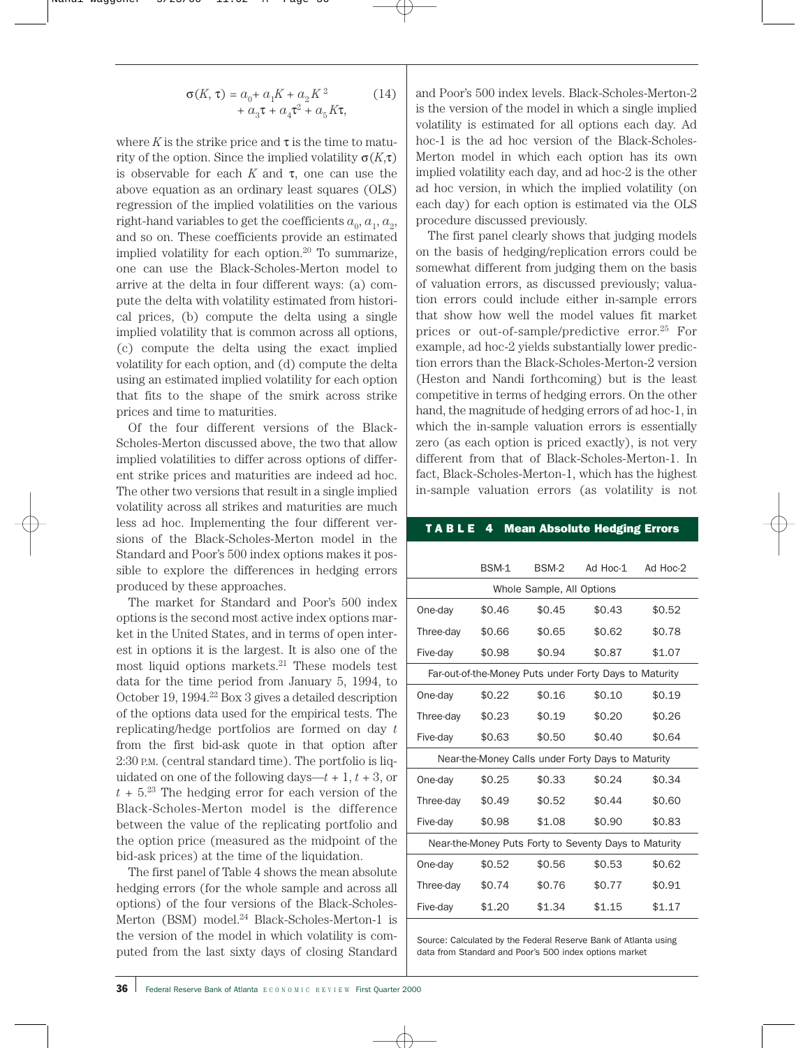$$\sigma(K, \tau) = a_0 + a_1 K + a_2 K^2 + a_3 \tau + a_4 \tau^2 + a_5 K\tau, \quad (14)$$

where $K$ is the strike price and $\tau$ is the time to maturity of the option. Since the implied volatility $\sigma(K,\tau)$ is observable for each $K$ and $\tau$, one can use the above equation as an ordinary least squares (OLS) regression of the implied volatilities on the various right-hand variables to get the coefficients $a_0$, $a_1$, $a_2$, and so on. These coefficients provide an estimated implied volatility for each option.[20] To summarize, one can use the Black-Scholes-Merton model to arrive at the delta in four different ways: (a) compute the delta with volatility estimated from historical prices, (b) compute the delta using a single implied volatility that is common across all options, (c) compute the delta using the exact implied volatility for each option, and (d) compute the delta using an estimated implied volatility for each option that fits to the shape of the smirk across strike prices and time to maturities.

Of the four different versions of the Black-Scholes-Merton discussed above, the two that allow implied volatilities to differ across options of different strike prices and maturities are indeed ad hoc. The other two versions that result in a single implied volatility across all strikes and maturities are much less ad hoc. Implementing the four different versions of the Black-Scholes-Merton model in the Standard and Poor's 500 index options makes it possible to explore the differences in hedging errors produced by these approaches.

The market for Standard and Poor's 500 index options is the second most active index options market in the United States, and in terms of open interest in options it is the largest. It is also one of the most liquid options markets.[21] These models test data for the time period from January 5, 1994, to October 19, 1994.[22] Box 3 gives a detailed description of the options data used for the empirical tests. The replicating/hedge portfolios are formed on day $t$ from the first bid-ask quote in that option after 2:30 P.M. (central standard time). The portfolio is liquidated on one of the following days—$t + 1$, $t + 3$, or $t + 5$.[23] The hedging error for each version of the Black-Scholes-Merton model is the difference between the value of the replicating portfolio and the option price (measured as the midpoint of the bid-ask prices) at the time of the liquidation.

The first panel of Table 4 shows the mean absolute hedging errors (for the whole sample and across all options) of the four versions of the Black-Scholes-Merton (BSM) model.[24] Black-Scholes-Merton-1 is the version of the model in which volatility is computed from the last sixty days of closing Standard and Poor's 500 index levels. Black-Scholes-Merton-2 is the version of the model in which a single implied volatility is estimated for all options each day. Ad hoc-1 is the ad hoc version of the Black-Scholes-Merton model in which each option has its own implied volatility each day, and ad hoc-2 is the other ad hoc version, in which the implied volatility (on each day) for each option is estimated via the OLS procedure discussed previously.

The first panel clearly shows that judging models on the basis of hedging/replication errors could be somewhat different from judging them on the basis of valuation errors, as discussed previously; valuation errors could include either in-sample errors that show how well the model values fit market prices or out-of-sample/predictive error.[25] For example, ad hoc-2 yields substantially lower prediction errors than the Black-Scholes-Merton-2 version (Heston and Nandi forthcoming) but is the least competitive in terms of hedging errors. On the other hand, the magnitude of hedging errors of ad hoc-1, in which the in-sample valuation errors is essentially zero (as each option is priced exactly), is not very different from that of Black-Scholes-Merton-1. In fact, Black-Scholes-Merton-1, which has the highest in-sample valuation errors (as volatility is not

**TABLE 4 Mean Absolute Hedging Errors**

| | BSM-1 | BSM-2 | Ad Hoc-1 | Ad Hoc-2 |
|---|---|---|---|---|
| **Whole Sample, All Options** | | | | |
| One-day | \$0.46 | \$0.45 | \$0.43 | \$0.52 |
| Three-day | \$0.66 | \$0.65 | \$0.62 | \$0.78 |
| Five-day | \$0.98 | \$0.94 | \$0.87 | \$1.07 |
| **Far-out-of-the-Money Puts under Forty Days to Maturity** | | | | |
| One-day | \$0.22 | \$0.16 | \$0.10 | \$0.19 |
| Three-day | \$0.23 | \$0.19 | \$0.20 | \$0.26 |
| Five-day | \$0.63 | \$0.50 | \$0.40 | \$0.64 |
| **Near-the-Money Calls under Forty Days to Maturity** | | | | |
| One-day | \$0.25 | \$0.33 | \$0.24 | \$0.34 |
| Three-day | \$0.49 | \$0.52 | \$0.44 | \$0.60 |
| Five-day | \$0.98 | \$1.08 | \$0.90 | \$0.83 |
| **Near-the-Money Puts Forty to Seventy Days to Maturity** | | | | |
| One-day | \$0.52 | \$0.56 | \$0.53 | \$0.62 |
| Three-day | \$0.74 | \$0.76 | \$0.77 | \$0.91 |
| Five-day | \$1.20 | \$1.34 | \$1.15 | \$1.17 |

Source: Calculated by the Federal Reserve Bank of Atlanta using data from Standard and Poor's 500 index options market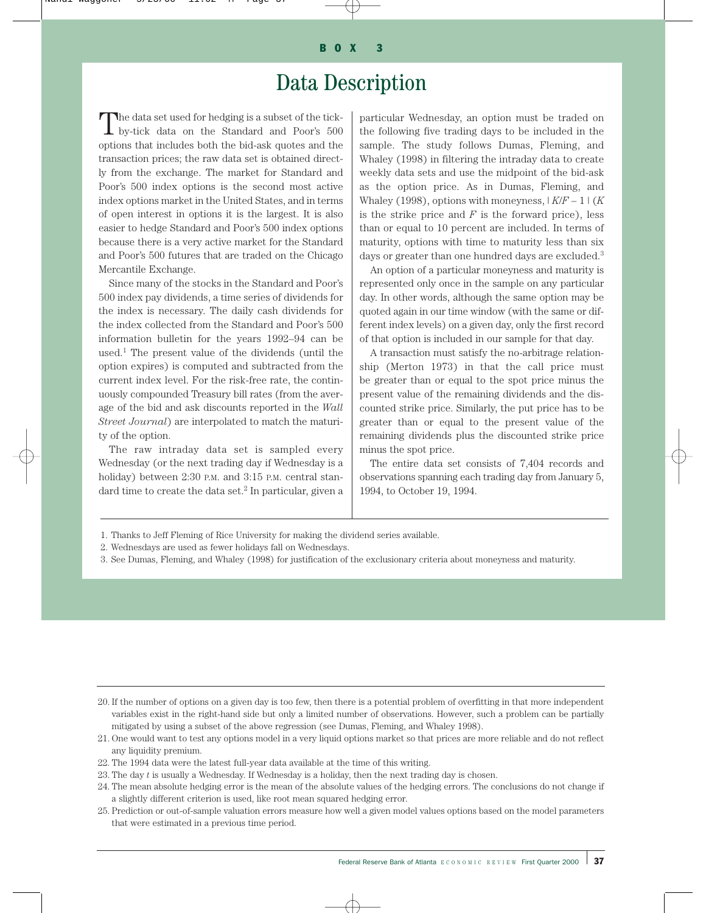**BOX 3**

# Data Description

The data set used for hedging is a subset of the tick-by-tick data on the Standard and Poor's 500 options that includes both the bid-ask quotes and the transaction prices; the raw data set is obtained directly from the exchange. The market for Standard and Poor's 500 index options is the second most active index options market in the United States, and in terms of open interest in options it is the largest. It is also easier to hedge Standard and Poor's 500 index options because there is a very active market for the Standard and Poor's 500 futures that are traded on the Chicago Mercantile Exchange.

Since many of the stocks in the Standard and Poor's 500 index pay dividends, a time series of dividends for the index is necessary. The daily cash dividends for the index collected from the Standard and Poor's 500 information bulletin for the years 1992–94 can be used.[1] The present value of the dividends (until the option expires) is computed and subtracted from the current index level. For the risk-free rate, the continuously compounded Treasury bill rates (from the average of the bid and ask discounts reported in the *Wall Street Journal*) are interpolated to match the maturity of the option.

The raw intraday data set is sampled every Wednesday (or the next trading day if Wednesday is a holiday) between 2:30 P.M. and 3:15 P.M. central standard time to create the data set.[2] In particular, given a particular Wednesday, an option must be traded on the following five trading days to be included in the sample. The study follows Dumas, Fleming, and Whaley (1998) in filtering the intraday data to create weekly data sets and use the midpoint of the bid-ask as the option price. As in Dumas, Fleming, and Whaley (1998), options with moneyness, $|K/F - 1|$ ($K$ is the strike price and $F$ is the forward price), less than or equal to 10 percent are included. In terms of maturity, options with time to maturity less than six days or greater than one hundred days are excluded.[3]

An option of a particular moneyness and maturity is represented only once in the sample on any particular day. In other words, although the same option may be quoted again in our time window (with the same or different index levels) on a given day, only the first record of that option is included in our sample for that day.

A transaction must satisfy the no-arbitrage relationship (Merton 1973) in that the call price must be greater than or equal to the spot price minus the present value of the remaining dividends and the discounted strike price. Similarly, the put price has to be greater than or equal to the present value of the remaining dividends plus the discounted strike price minus the spot price.

The entire data set consists of 7,404 records and observations spanning each trading day from January 5, 1994, to October 19, 1994.

1. Thanks to Jeff Fleming of Rice University for making the dividend series available.
2. Wednesdays are used as fewer holidays fall on Wednesdays.
3. See Dumas, Fleming, and Whaley (1998) for justification of the exclusionary criteria about moneyness and maturity.

---

20. If the number of options on a given day is too few, then there is a potential problem of overfitting in that more independent variables exist in the right-hand side but only a limited number of observations. However, such a problem can be partially mitigated by using a subset of the above regression (see Dumas, Fleming, and Whaley 1998).
21. One would want to test any options model in a very liquid options market so that prices are more reliable and do not reflect any liquidity premium.
22. The 1994 data were the latest full-year data available at the time of this writing.
23. The day $t$ is usually a Wednesday. If Wednesday is a holiday, then the next trading day is chosen.
24. The mean absolute hedging error is the mean of the absolute values of the hedging errors. The conclusions do not change if a slightly different criterion is used, like root mean squared hedging error.
25. Prediction or out-of-sample valuation errors measure how well a given model values options based on the model parameters that were estimated in a previous time period.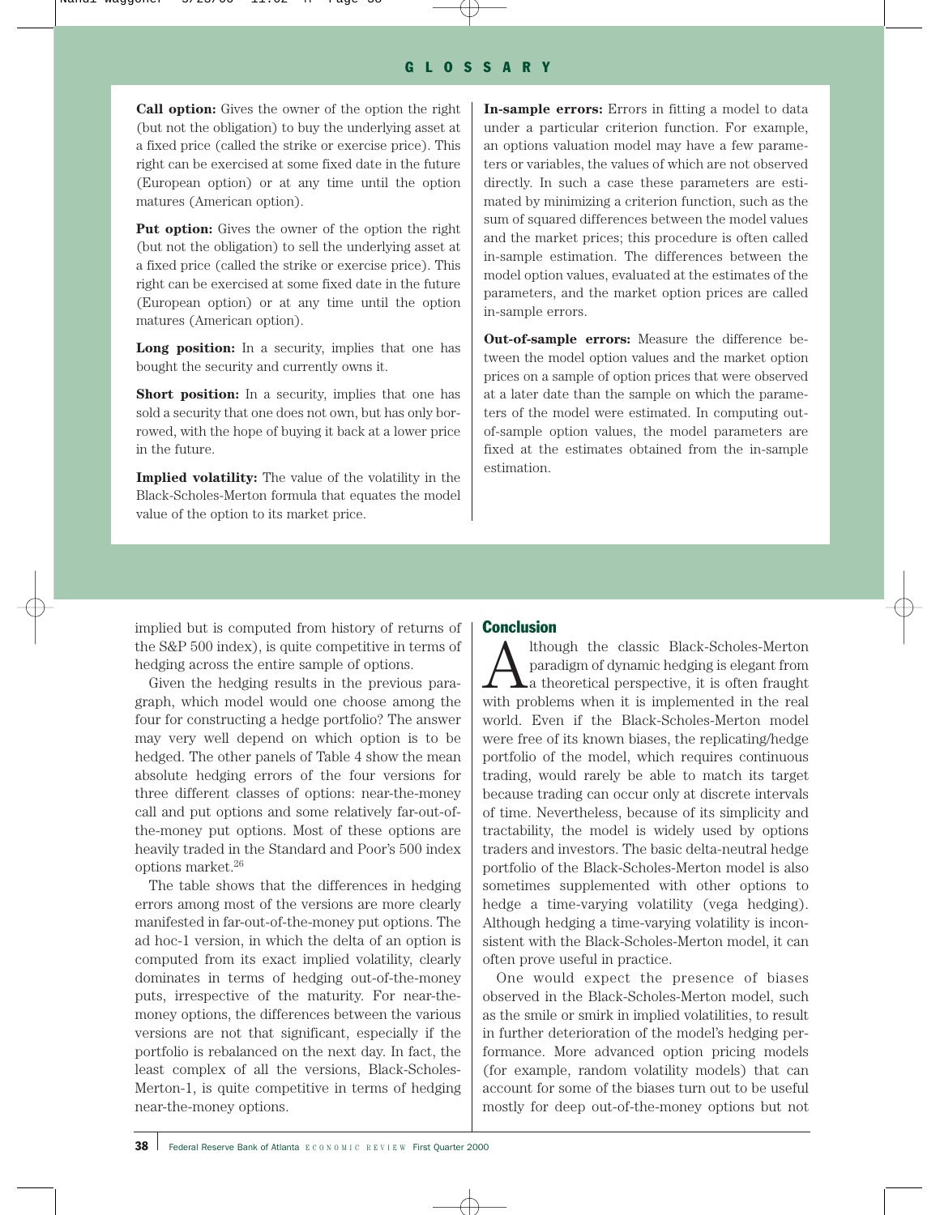## GLOSSARY

**Call option:** Gives the owner of the option the right (but not the obligation) to buy the underlying asset at a fixed price (called the strike or exercise price). This right can be exercised at some fixed date in the future (European option) or at any time until the option matures (American option).

**Put option:** Gives the owner of the option the right (but not the obligation) to sell the underlying asset at a fixed price (called the strike or exercise price). This right can be exercised at some fixed date in the future (European option) or at any time until the option matures (American option).

**Long position:** In a security, implies that one has bought the security and currently owns it.

**Short position:** In a security, implies that one has sold a security that one does not own, but has only borrowed, with the hope of buying it back at a lower price in the future.

**Implied volatility:** The value of the volatility in the Black-Scholes-Merton formula that equates the model value of the option to its market price.

**In-sample errors:** Errors in fitting a model to data under a particular criterion function. For example, an options valuation model may have a few parameters or variables, the values of which are not observed directly. In such a case these parameters are estimated by minimizing a criterion function, such as the sum of squared differences between the model values and the market prices; this procedure is often called in-sample estimation. The differences between the model option values, evaluated at the estimates of the parameters, and the market option prices are called in-sample errors.

**Out-of-sample errors:** Measure the difference between the model option values and the market option prices on a sample of option prices that were observed at a later date than the sample on which the parameters of the model were estimated. In computing out-of-sample option values, the model parameters are fixed at the estimates obtained from the in-sample estimation.

implied but is computed from history of returns of the S&P 500 index), is quite competitive in terms of hedging across the entire sample of options.

Given the hedging results in the previous paragraph, which model would one choose among the four for constructing a hedge portfolio? The answer may very well depend on which option is to be hedged. The other panels of Table 4 show the mean absolute hedging errors of the four versions for three different classes of options: near-the-money call and put options and some relatively far-out-of-the-money put options. Most of these options are heavily traded in the Standard and Poor's 500 index options market.[26]

The table shows that the differences in hedging errors among most of the versions are more clearly manifested in far-out-of-the-money put options. The ad hoc-1 version, in which the delta of an option is computed from its exact implied volatility, clearly dominates in terms of hedging out-of-the-money puts, irrespective of the maturity. For near-the-money options, the differences between the various versions are not that significant, especially if the portfolio is rebalanced on the next day. In fact, the least complex of all the versions, Black-Scholes-Merton-1, is quite competitive in terms of hedging near-the-money options.

## Conclusion

Although the classic Black-Scholes-Merton paradigm of dynamic hedging is elegant from a theoretical perspective, it is often fraught with problems when it is implemented in the real world. Even if the Black-Scholes-Merton model were free of its known biases, the replicating/hedge portfolio of the model, which requires continuous trading, would rarely be able to match its target because trading can occur only at discrete intervals of time. Nevertheless, because of its simplicity and tractability, the model is widely used by options traders and investors. The basic delta-neutral hedge portfolio of the Black-Scholes-Merton model is also sometimes supplemented with other options to hedge a time-varying volatility (vega hedging). Although hedging a time-varying volatility is inconsistent with the Black-Scholes-Merton model, it can often prove useful in practice.

One would expect the presence of biases observed in the Black-Scholes-Merton model, such as the smile or smirk in implied volatilities, to result in further deterioration of the model's hedging performance. More advanced option pricing models (for example, random volatility models) that can account for some of the biases turn out to be useful mostly for deep out-of-the-money options but not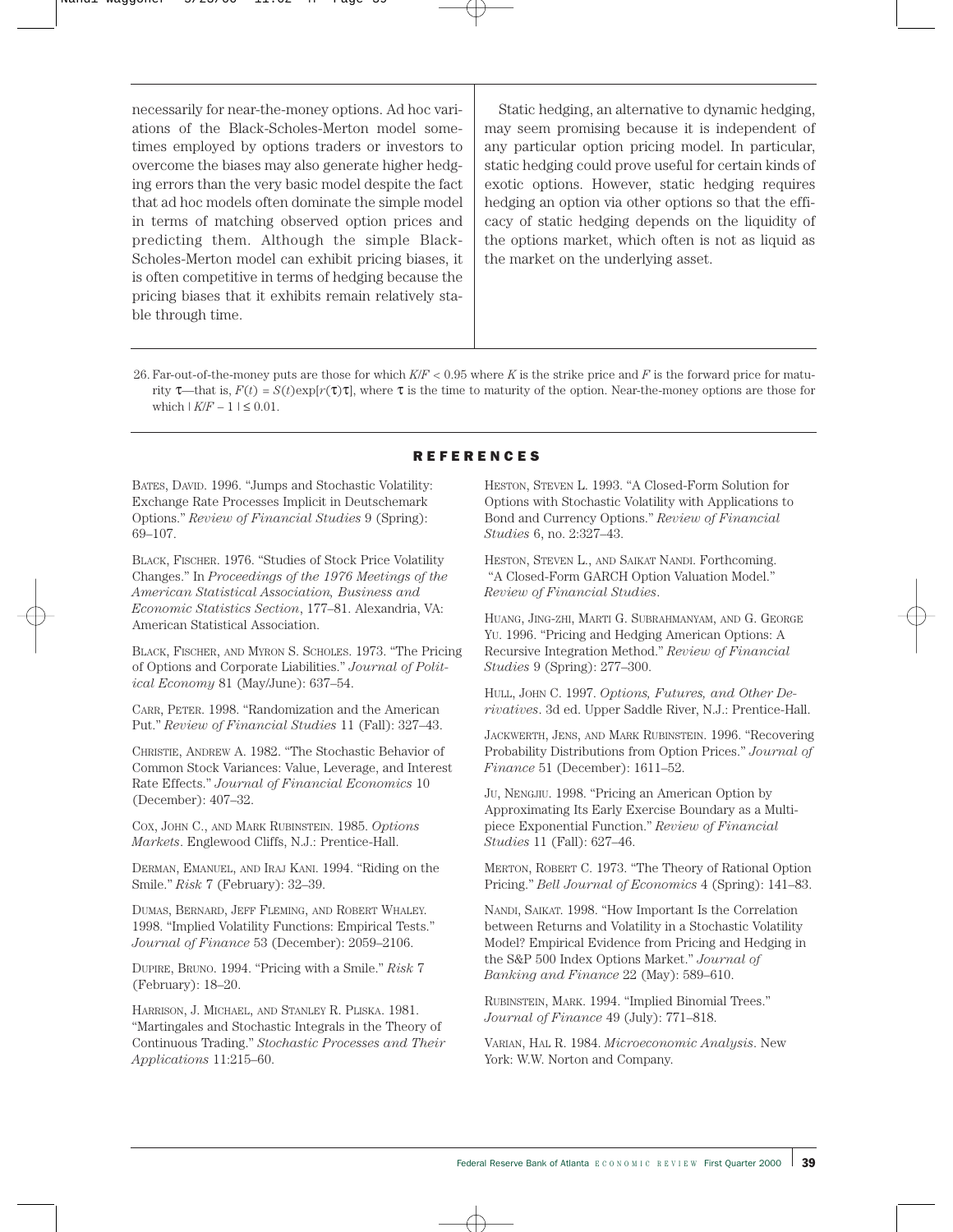necessarily for near-the-money options. Ad hoc variations of the Black-Scholes-Merton model sometimes employed by options traders or investors to overcome the biases may also generate higher hedging errors than the very basic model despite the fact that ad hoc models often dominate the simple model in terms of matching observed option prices and predicting them. Although the simple Black-Scholes-Merton model can exhibit pricing biases, it is often competitive in terms of hedging because the pricing biases that it exhibits remain relatively stable through time.

Static hedging, an alternative to dynamic hedging, may seem promising because it is independent of any particular option pricing model. In particular, static hedging could prove useful for certain kinds of exotic options. However, static hedging requires hedging an option via other options so that the efficacy of static hedging depends on the liquidity of the options market, which often is not as liquid as the market on the underlying asset.

26. Far-out-of-the-money puts are those for which $K/F < 0.95$ where $K$ is the strike price and $F$ is the forward price for maturity $\tau$—that is, $F(t) = S(t)\exp[r(\tau)\tau]$, where $\tau$ is the time to maturity of the option. Near-the-money options are those for which $|K/F - 1| \leq 0.01$.

## REFERENCES

Bates, David. 1996. "Jumps and Stochastic Volatility: Exchange Rate Processes Implicit in Deutschemark Options." *Review of Financial Studies* 9 (Spring): 69–107.

Black, Fischer. 1976. "Studies of Stock Price Volatility Changes." In *Proceedings of the 1976 Meetings of the American Statistical Association, Business and Economic Statistics Section*, 177–81. Alexandria, VA: American Statistical Association.

Black, Fischer, and Myron S. Scholes. 1973. "The Pricing of Options and Corporate Liabilities." *Journal of Political Economy* 81 (May/June): 637–54.

Carr, Peter. 1998. "Randomization and the American Put." *Review of Financial Studies* 11 (Fall): 327–43.

Christie, Andrew A. 1982. "The Stochastic Behavior of Common Stock Variances: Value, Leverage, and Interest Rate Effects." *Journal of Financial Economics* 10 (December): 407–32.

Cox, John C., and Mark Rubinstein. 1985. *Options Markets*. Englewood Cliffs, N.J.: Prentice-Hall.

Derman, Emanuel, and Iraj Kani. 1994. "Riding on the Smile." *Risk* 7 (February): 32–39.

Dumas, Bernard, Jeff Fleming, and Robert Whaley. 1998. "Implied Volatility Functions: Empirical Tests." *Journal of Finance* 53 (December): 2059–2106.

Dupire, Bruno. 1994. "Pricing with a Smile." *Risk* 7 (February): 18–20.

Harrison, J. Michael, and Stanley R. Pliska. 1981. "Martingales and Stochastic Integrals in the Theory of Continuous Trading." *Stochastic Processes and Their Applications* 11:215–60.

Heston, Steven L. 1993. "A Closed-Form Solution for Options with Stochastic Volatility with Applications to Bond and Currency Options." *Review of Financial Studies* 6, no. 2:327–43.

Heston, Steven L., and Saikat Nandi. Forthcoming. "A Closed-Form GARCH Option Valuation Model." *Review of Financial Studies*.

Huang, Jing-zhi, Marti G. Subrahmanyam, and G. George Yu. 1996. "Pricing and Hedging American Options: A Recursive Integration Method." *Review of Financial Studies* 9 (Spring): 277–300.

Hull, John C. 1997. *Options, Futures, and Other Derivatives*. 3d ed. Upper Saddle River, N.J.: Prentice-Hall.

Jackwerth, Jens, and Mark Rubinstein. 1996. "Recovering Probability Distributions from Option Prices." *Journal of Finance* 51 (December): 1611–52.

Ju, Nengjiu. 1998. "Pricing an American Option by Approximating Its Early Exercise Boundary as a Multipiece Exponential Function." *Review of Financial Studies* 11 (Fall): 627–46.

Merton, Robert C. 1973. "The Theory of Rational Option Pricing." *Bell Journal of Economics* 4 (Spring): 141–83.

Nandi, Saikat. 1998. "How Important Is the Correlation between Returns and Volatility in a Stochastic Volatility Model? Empirical Evidence from Pricing and Hedging in the S&P 500 Index Options Market." *Journal of Banking and Finance* 22 (May): 589–610.

Rubinstein, Mark. 1994. "Implied Binomial Trees." *Journal of Finance* 49 (July): 771–818.

Varian, Hal R. 1984. *Microeconomic Analysis*. New York: W.W. Norton and Company.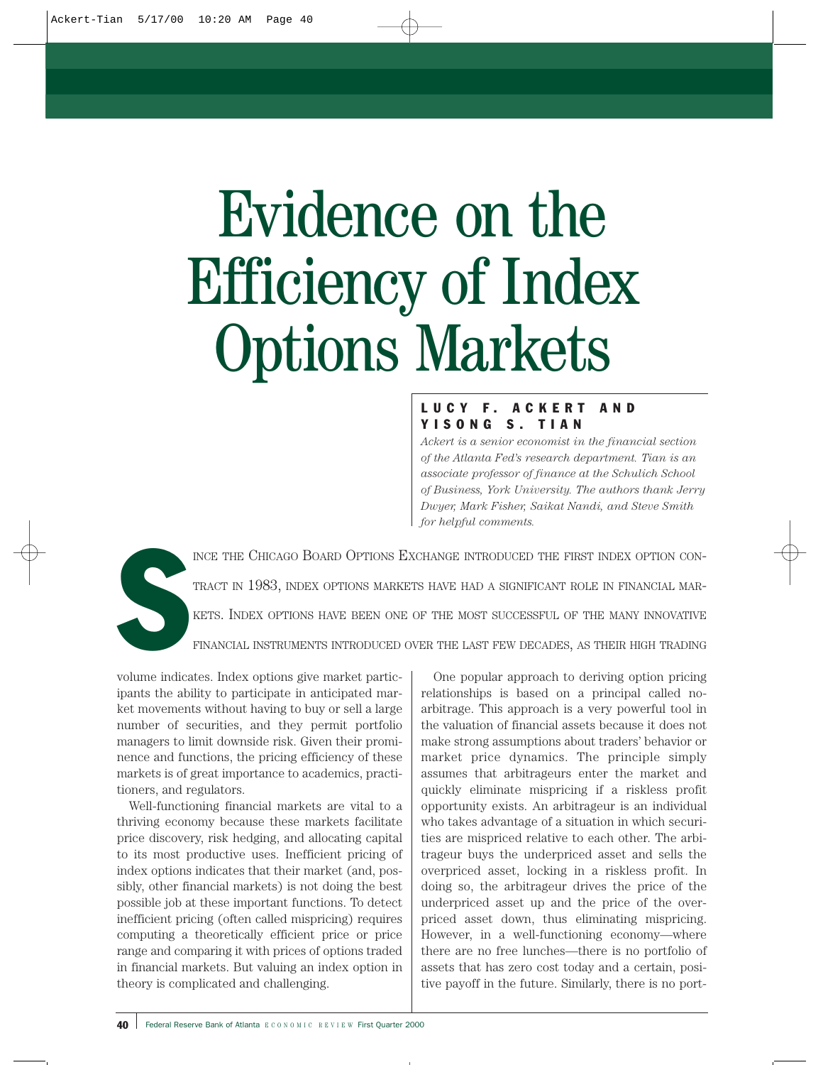# Evidence on the Efficiency of Index Options Markets

**LUCY F. ACKERT AND YISONG S. TIAN**

*Ackert is a senior economist in the financial section of the Atlanta Fed's research department. Tian is an associate professor of finance at the Schulich School of Business, York University. The authors thank Jerry Dwyer, Mark Fisher, Saikat Nandi, and Steve Smith for helpful comments.*

SINCE THE CHICAGO BOARD OPTIONS EXCHANGE INTRODUCED THE FIRST INDEX OPTION CONTRACT IN 1983, INDEX OPTIONS MARKETS HAVE HAD A SIGNIFICANT ROLE IN FINANCIAL MARKETS. INDEX OPTIONS HAVE BEEN ONE OF THE MOST SUCCESSFUL OF THE MANY INNOVATIVE FINANCIAL INSTRUMENTS INTRODUCED OVER THE LAST FEW DECADES, AS THEIR HIGH TRADING volume indicates. Index options give market participants the ability to participate in anticipated market movements without having to buy or sell a large number of securities, and they permit portfolio managers to limit downside risk. Given their prominence and functions, the pricing efficiency of these markets is of great importance to academics, practitioners, and regulators.

Well-functioning financial markets are vital to a thriving economy because these markets facilitate price discovery, risk hedging, and allocating capital to its most productive uses. Inefficient pricing of index options indicates that their market (and, possibly, other financial markets) is not doing the best possible job at these important functions. To detect inefficient pricing (often called mispricing) requires computing a theoretically efficient price or price range and comparing it with prices of options traded in financial markets. But valuing an index option in theory is complicated and challenging.

One popular approach to deriving option pricing relationships is based on a principal called no-arbitrage. This approach is a very powerful tool in the valuation of financial assets because it does not make strong assumptions about traders' behavior or market price dynamics. The principle simply assumes that arbitrageurs enter the market and quickly eliminate mispricing if a riskless profit opportunity exists. An arbitrageur is an individual who takes advantage of a situation in which securities are mispriced relative to each other. The arbitrageur buys the underpriced asset and sells the overpriced asset, locking in a riskless profit. In doing so, the arbitrageur drives the price of the underpriced asset up and the price of the overpriced asset down, thus eliminating mispricing. However, in a well-functioning economy—where there are no free lunches—there is no portfolio of assets that has zero cost today and a certain, positive payoff in the future. Similarly, there is no port-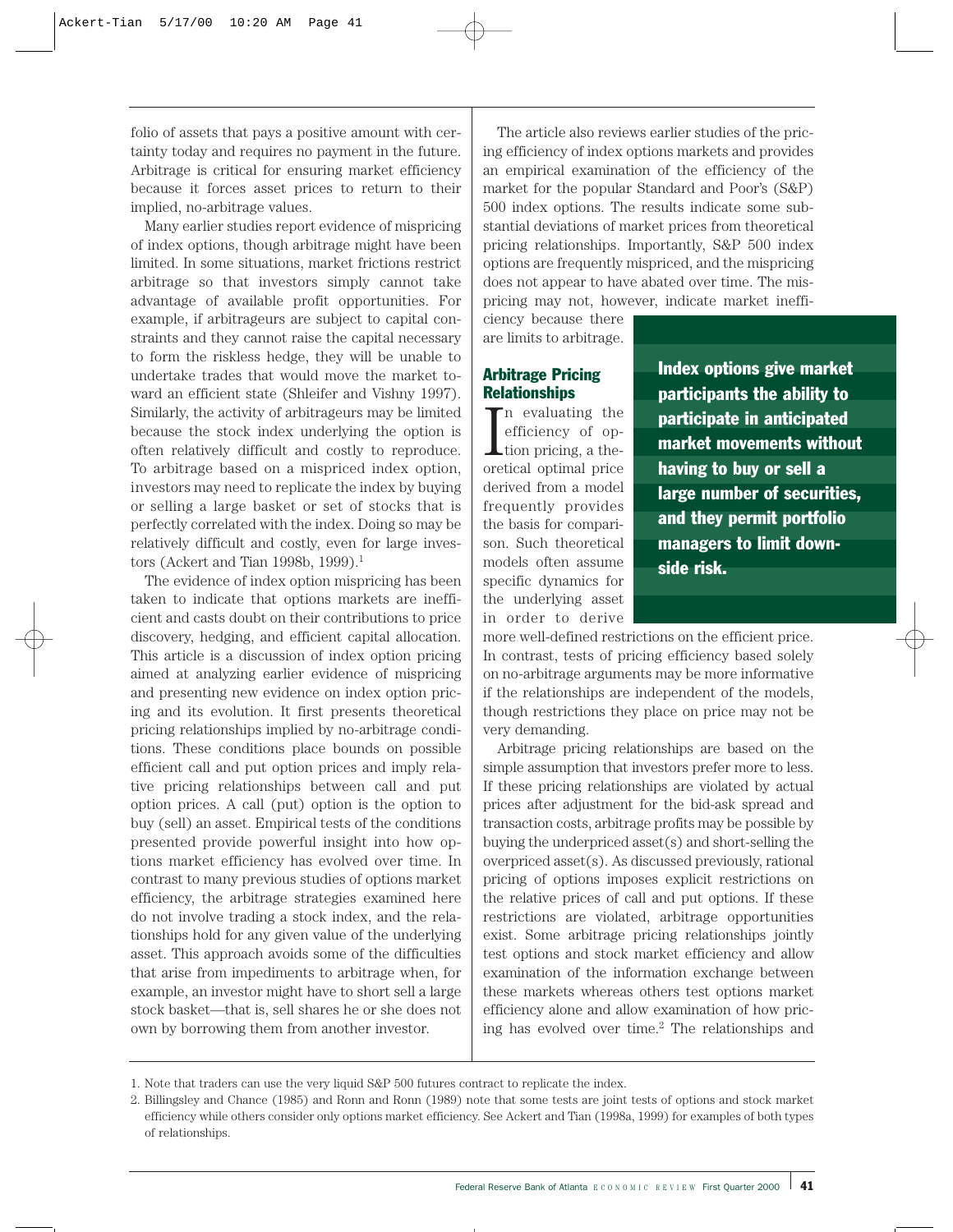folio of assets that pays a positive amount with certainty today and requires no payment in the future. Arbitrage is critical for ensuring market efficiency because it forces asset prices to return to their implied, no-arbitrage values.

Many earlier studies report evidence of mispricing of index options, though arbitrage might have been limited. In some situations, market frictions restrict arbitrage so that investors simply cannot take advantage of available profit opportunities. For example, if arbitrageurs are subject to capital constraints and they cannot raise the capital necessary to form the riskless hedge, they will be unable to undertake trades that would move the market toward an efficient state (Shleifer and Vishny 1997). Similarly, the activity of arbitrageurs may be limited because the stock index underlying the option is often relatively difficult and costly to reproduce. To arbitrage based on a mispriced index option, investors may need to replicate the index by buying or selling a large basket or set of stocks that is perfectly correlated with the index. Doing so may be relatively difficult and costly, even for large investors (Ackert and Tian 1998b, 1999).[1]

The evidence of index option mispricing has been taken to indicate that options markets are inefficient and casts doubt on their contributions to price discovery, hedging, and efficient capital allocation. This article is a discussion of index option pricing aimed at analyzing earlier evidence of mispricing and presenting new evidence on index option pricing and its evolution. It first presents theoretical pricing relationships implied by no-arbitrage conditions. These conditions place bounds on possible efficient call and put option prices and imply relative pricing relationships between call and put option prices. A call (put) option is the option to buy (sell) an asset. Empirical tests of the conditions presented provide powerful insight into how options market efficiency has evolved over time. In contrast to many previous studies of options market efficiency, the arbitrage strategies examined here do not involve trading a stock index, and the relationships hold for any given value of the underlying asset. This approach avoids some of the difficulties that arise from impediments to arbitrage when, for example, an investor might have to short sell a large stock basket—that is, sell shares he or she does not own by borrowing them from another investor.

The article also reviews earlier studies of the pricing efficiency of index options markets and provides an empirical examination of the efficiency of the market for the popular Standard and Poor's (S&P) 500 index options. The results indicate some substantial deviations of market prices from theoretical pricing relationships. Importantly, S&P 500 index options are frequently mispriced, and the mispricing does not appear to have abated over time. The mispricing may not, however, indicate market inefficiency because there are limits to arbitrage.

**Index options give market participants the ability to participate in anticipated market movements without having to buy or sell a large number of securities, and they permit portfolio managers to limit downside risk.**

## Arbitrage Pricing Relationships

In evaluating the efficiency of option pricing, a theoretical optimal price derived from a model frequently provides the basis for comparison. Such theoretical models often assume specific dynamics for the underlying asset in order to derive more well-defined restrictions on the efficient price. In contrast, tests of pricing efficiency based solely on no-arbitrage arguments may be more informative if the relationships are independent of the models, though restrictions they place on price may not be very demanding.

Arbitrage pricing relationships are based on the simple assumption that investors prefer more to less. If these pricing relationships are violated by actual prices after adjustment for the bid-ask spread and transaction costs, arbitrage profits may be possible by buying the underpriced asset(s) and short-selling the overpriced asset(s). As discussed previously, rational pricing of options imposes explicit restrictions on the relative prices of call and put options. If these restrictions are violated, arbitrage opportunities exist. Some arbitrage pricing relationships jointly test options and stock market efficiency and allow examination of the information exchange between these markets whereas others test options market efficiency alone and allow examination of how pricing has evolved over time.[2] The relationships and

1. Note that traders can use the very liquid S&P 500 futures contract to replicate the index.

2. Billingsley and Chance (1985) and Ronn and Ronn (1989) note that some tests are joint tests of options and stock market efficiency while others consider only options market efficiency. See Ackert and Tian (1998a, 1999) for examples of both types of relationships.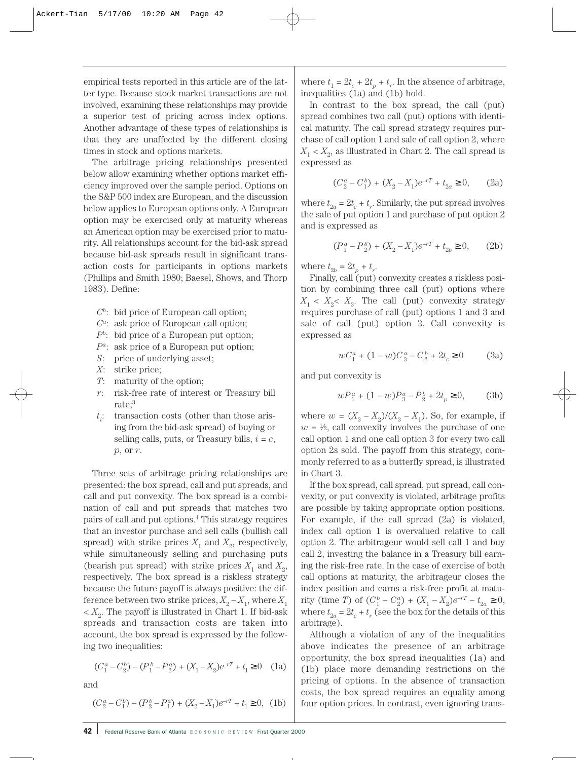empirical tests reported in this article are of the latter type. Because stock market transactions are not involved, examining these relationships may provide a superior test of pricing across index options. Another advantage of these types of relationships is that they are unaffected by the different closing times in stock and options markets.

The arbitrage pricing relationships presented below allow examining whether options market efficiency improved over the sample period. Options on the S&P 500 index are European, and the discussion below applies to European options only. A European option may be exercised only at maturity whereas an American option may be exercised prior to maturity. All relationships account for the bid-ask spread because bid-ask spreads result in significant transaction costs for participants in options markets (Phillips and Smith 1980; Baesel, Shows, and Thorp 1983). Define:

- $C^b$: bid price of European call option;
- $C^a$: ask price of European call option;
- $P^b$: bid price of a European put option;
- $P^a$: ask price of a European put option;
- $S$: price of underlying asset;
- $X$: strike price;
- $T$: maturity of the option;
- $r$: risk-free rate of interest or Treasury bill rate;[3]
- $t_i$: transaction costs (other than those arising from the bid-ask spread) of buying or selling calls, puts, or Treasury bills, $i = c$, $p$, or $r$.

Three sets of arbitrage pricing relationships are presented: the box spread, call and put spreads, and call and put convexity. The box spread is a combination of call and put spreads that matches two pairs of call and put options.[4] This strategy requires that an investor purchase and sell calls (bullish call spread) with strike prices $X_1$ and $X_2$, respectively, while simultaneously selling and purchasing puts (bearish put spread) with strike prices $X_1$ and $X_2$, respectively. The box spread is a riskless strategy because the future payoff is always positive: the difference between two strike prices, $X_2 - X_1$, where $X_1 < X_2$. The payoff is illustrated in Chart 1. If bid-ask spreads and transaction costs are taken into account, the box spread is expressed by the following two inequalities:

$$(C_1^a - C_2^b) - (P_1^b - P_2^a) + (X_1 - X_2)e^{-rT} + t_1 \geq 0 \quad \text{(1a)}$$

and

$$(C_2^a - C_1^b) - (P_2^b - P_1^a) + (X_2 - X_1)e^{-rT} + t_1 \geq 0, \quad \text{(1b)}$$

where $t_1 = 2t_c + 2t_p + t_r$. In the absence of arbitrage, inequalities (1a) and (1b) hold.

In contrast to the box spread, the call (put) spread combines two call (put) options with identical maturity. The call spread strategy requires purchase of call option 1 and sale of call option 2, where $X_1 < X_2$, as illustrated in Chart 2. The call spread is expressed as

$$(C_2^a - C_1^b) + (X_2 - X_1)e^{-rT} + t_{2a} \geq 0, \quad \text{(2a)}$$

where $t_{2a} = 2t_c + t_r$. Similarly, the put spread involves the sale of put option 1 and purchase of put option 2 and is expressed as

$$(P_1^a - P_2^b) + (X_2 - X_1)e^{-rT} + t_{2b} \geq 0, \quad \text{(2b)}$$

where $t_{2b} = 2t_p + t_r$.

Finally, call (put) convexity creates a riskless position by combining three call (put) options where $X_1 < X_2 < X_3$. The call (put) convexity strategy requires purchase of call (put) options 1 and 3 and sale of call (put) option 2. Call convexity is expressed as

$$wC_1^a + (1 - w)C_3^a - C_2^b + 2t_c \geq 0 \quad \text{(3a)}$$

and put convexity is

$$wP_1^a + (1 - w)P_3^a - P_2^b + 2t_p \geq 0, \quad \text{(3b)}$$

where $w = (X_3 - X_2)/(X_3 - X_1)$. So, for example, if $w = ½$, call convexity involves the purchase of one call option 1 and one call option 3 for every two call option 2s sold. The payoff from this strategy, commonly referred to as a butterfly spread, is illustrated in Chart 3.

If the box spread, call spread, put spread, call convexity, or put convexity is violated, arbitrage profits are possible by taking appropriate option positions. For example, if the call spread (2a) is violated, index call option 1 is overvalued relative to call option 2. The arbitrageur would sell call 1 and buy call 2, investing the balance in a Treasury bill earning the risk-free rate. In the case of exercise of both call options at maturity, the arbitrageur closes the index position and earns a risk-free profit at maturity (time $T$) of $(C_1^b - C_2^a) + (X_1 - X_2)e^{-rT} - t_{2a} \geq 0$, where $t_{2a} = 2t_c + t_r$ (see the box for the details of this arbitrage).

Although a violation of any of the inequalities above indicates the presence of an arbitrage opportunity, the box spread inequalities (1a) and (1b) place more demanding restrictions on the pricing of options. In the absence of transaction costs, the box spread requires an equality among four option prices. In contrast, even ignoring trans-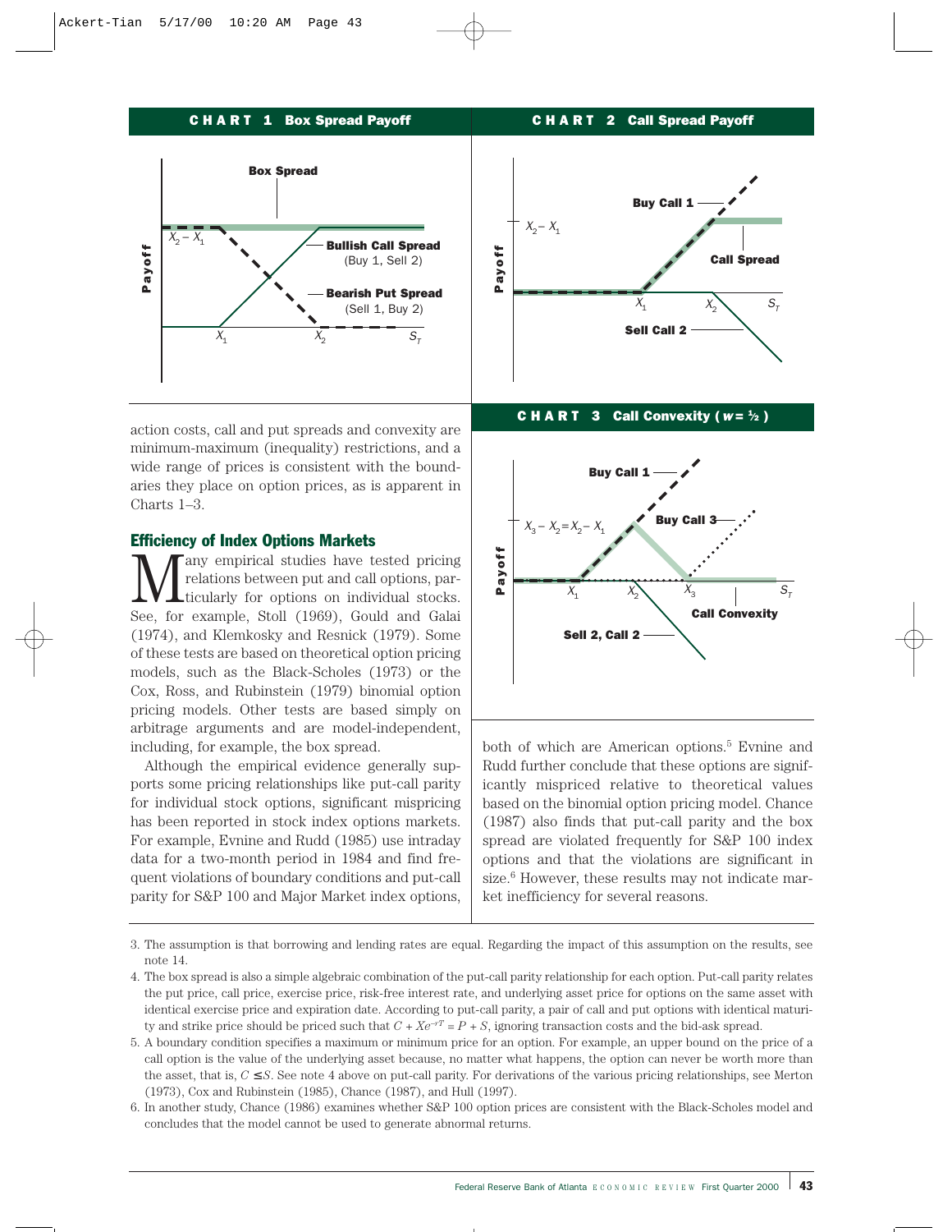**CHART 1 Box Spread Payoff**

**CHART 2 Call Spread Payoff**

**CHART 3 Call Convexity ($w = ½$)**

action costs, call and put spreads and convexity are minimum-maximum (inequality) restrictions, and a wide range of prices is consistent with the boundaries they place on option prices, as is apparent in Charts 1–3.

## Efficiency of Index Options Markets

Many empirical studies have tested pricing relations between put and call options, particularly for options on individual stocks. See, for example, Stoll (1969), Gould and Galai (1974), and Klemkosky and Resnick (1979). Some of these tests are based on theoretical option pricing models, such as the Black-Scholes (1973) or the Cox, Ross, and Rubinstein (1979) binomial option pricing models. Other tests are based simply on arbitrage arguments and are model-independent, including, for example, the box spread.

Although the empirical evidence generally supports some pricing relationships like put-call parity for individual stock options, significant mispricing has been reported in stock index options markets. For example, Evnine and Rudd (1985) use intraday data for a two-month period in 1984 and find frequent violations of boundary conditions and put-call parity for S&P 100 and Major Market index options, both of which are American options.[5] Evnine and Rudd further conclude that these options are significantly mispriced relative to theoretical values based on the binomial option pricing model. Chance (1987) also finds that put-call parity and the box spread are violated frequently for S&P 100 index options and that the violations are significant in size.[6] However, these results may not indicate market inefficiency for several reasons.

3. The assumption is that borrowing and lending rates are equal. Regarding the impact of this assumption on the results, see note 14.

4. The box spread is also a simple algebraic combination of the put-call parity relationship for each option. Put-call parity relates the put price, call price, exercise price, risk-free interest rate, and underlying asset price for options on the same asset with identical exercise price and expiration date. According to put-call parity, a pair of call and put options with identical maturity and strike price should be priced such that $C + Xe^{-rT} = P + S$, ignoring transaction costs and the bid-ask spread.

5. A boundary condition specifies a maximum or minimum price for an option. For example, an upper bound on the price of a call option is the value of the underlying asset because, no matter what happens, the option can never be worth more than the asset, that is, $C \leq S$. See note 4 above on put-call parity. For derivations of the various pricing relationships, see Merton (1973), Cox and Rubinstein (1985), Chance (1987), and Hull (1997).

6. In another study, Chance (1986) examines whether S&P 100 option prices are consistent with the Black-Scholes model and concludes that the model cannot be used to generate abnormal returns.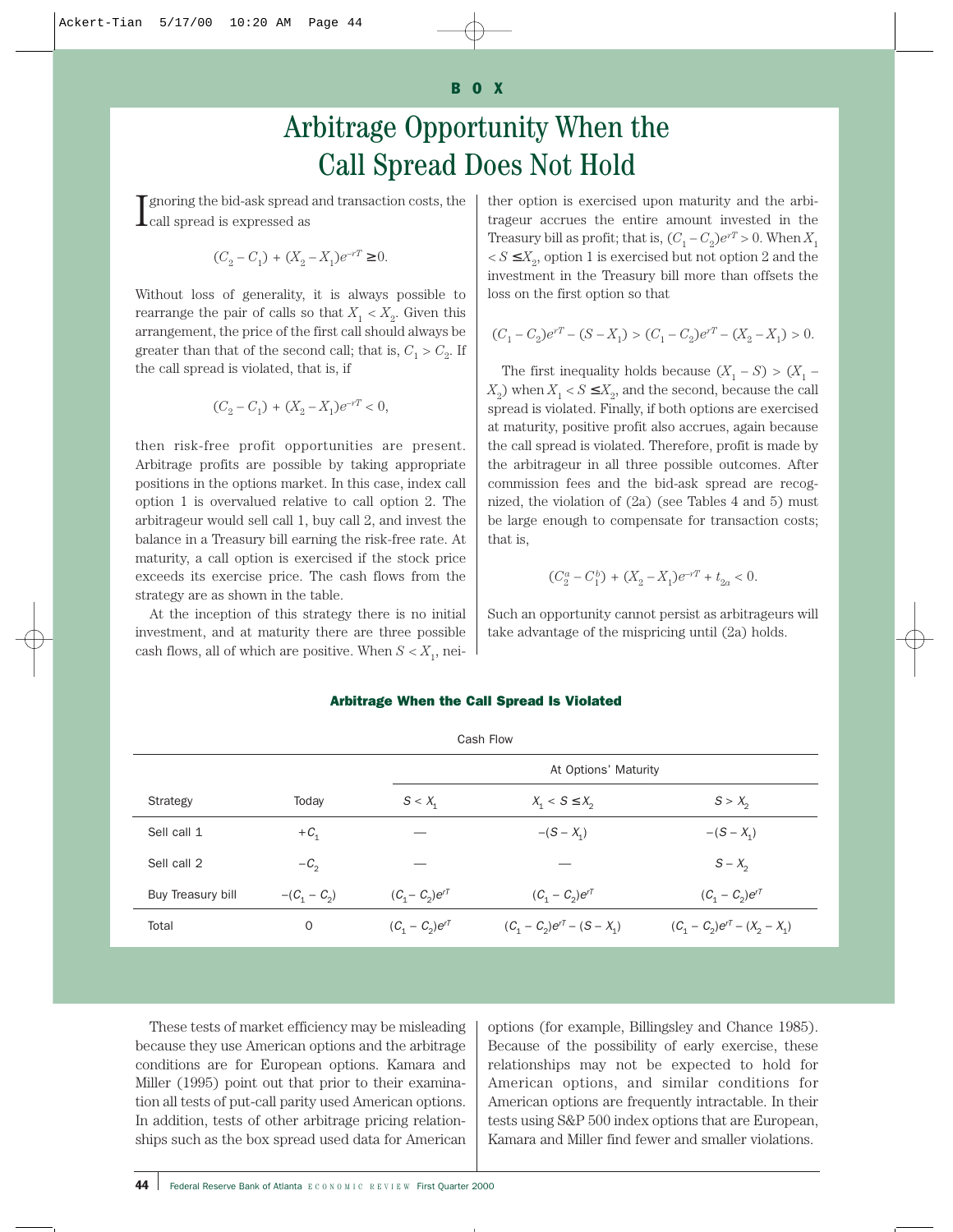## BOX

# Arbitrage Opportunity When the Call Spread Does Not Hold

Ignoring the bid-ask spread and transaction costs, the call spread is expressed as

$$(C_2 - C_1) + (X_2 - X_1)e^{-rT} \geq 0.$$

Without loss of generality, it is always possible to rearrange the pair of calls so that $X_1 < X_2$. Given this arrangement, the price of the first call should always be greater than that of the second call; that is, $C_1 > C_2$. If the call spread is violated, that is, if

$$(C_2 - C_1) + (X_2 - X_1)e^{-rT} < 0,$$

then risk-free profit opportunities are present. Arbitrage profits are possible by taking appropriate positions in the options market. In this case, index call option 1 is overvalued relative to call option 2. The arbitrageur would sell call 1, buy call 2, and invest the balance in a Treasury bill earning the risk-free rate. At maturity, a call option is exercised if the stock price exceeds its exercise price. The cash flows from the strategy are as shown in the table.

At the inception of this strategy there is no initial investment, and at maturity there are three possible cash flows, all of which are positive. When $S < X_1$, neither option is exercised upon maturity and the arbitrageur accrues the entire amount invested in the Treasury bill as profit; that is, $(C_1 - C_2)e^{rT} > 0$. When $X_1 < S \leq X_2$, option 1 is exercised but not option 2 and the investment in the Treasury bill more than offsets the loss on the first option so that

$$(C_1 - C_2)e^{rT} - (S - X_1) > (C_1 - C_2)e^{rT} - (X_2 - X_1) > 0.$$

The first inequality holds because $(X_1 - S) > (X_1 - X_2)$ when $X_1 < S \leq X_2$, and the second, because the call spread is violated. Finally, if both options are exercised at maturity, positive profit also accrues, again because the call spread is violated. Therefore, profit is made by the arbitrageur in all three possible outcomes. After commission fees and the bid-ask spread are recognized, the violation of (2a) (see Tables 4 and 5) must be large enough to compensate for transaction costs; that is,

$$(C_2^a - C_1^b) + (X_2 - X_1)e^{-rT} + t_{2a} < 0.$$

Such an opportunity cannot persist as arbitrageurs will take advantage of the mispricing until (2a) holds.

**Arbitrage When the Call Spread Is Violated**

| | Cash Flow | | | |
|---|---|---|---|---|
| | | At Options' Maturity | | |
| Strategy | Today | $S < X_1$ | $X_1 < S \leq X_2$ | $S > X_2$ |
| Sell call 1 | $+C_1$ | — | $-(S - X_1)$ | $-(S - X_1)$ |
| Sell call 2 | $-C_2$ | — | — | $S - X_2$ |
| Buy Treasury bill | $-(C_1 - C_2)$ | $(C_1 - C_2)e^{rT}$ | $(C_1 - C_2)e^{rT}$ | $(C_1 - C_2)e^{rT}$ |
| Total | 0 | $(C_1 - C_2)e^{rT}$ | $(C_1 - C_2)e^{rT} - (S - X_1)$ | $(C_1 - C_2)e^{rT} - (X_2 - X_1)$ |

These tests of market efficiency may be misleading because they use American options and the arbitrage conditions are for European options. Kamara and Miller (1995) point out that prior to their examination all tests of put-call parity used American options. In addition, tests of other arbitrage pricing relationships such as the box spread used data for American options (for example, Billingsley and Chance 1985). Because of the possibility of early exercise, these relationships may not be expected to hold for American options, and similar conditions for American options are frequently intractable. In their tests using S&P 500 index options that are European, Kamara and Miller find fewer and smaller violations.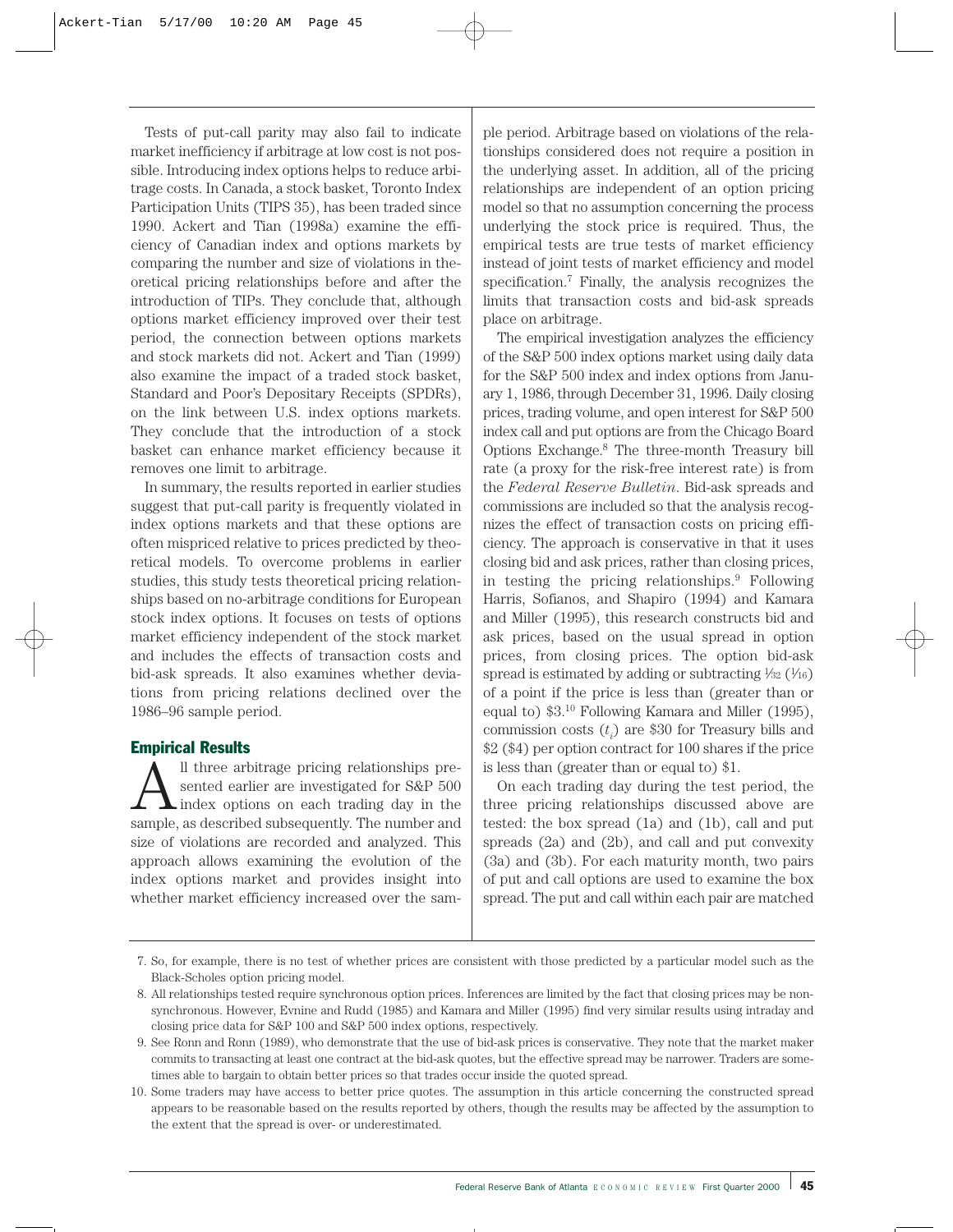Tests of put-call parity may also fail to indicate market inefficiency if arbitrage at low cost is not possible. Introducing index options helps to reduce arbitrage costs. In Canada, a stock basket, Toronto Index Participation Units (TIPS 35), has been traded since 1990. Ackert and Tian (1998a) examine the efficiency of Canadian index and options markets by comparing the number and size of violations in theoretical pricing relationships before and after the introduction of TIPs. They conclude that, although options market efficiency improved over their test period, the connection between options markets and stock markets did not. Ackert and Tian (1999) also examine the impact of a traded stock basket, Standard and Poor's Depositary Receipts (SPDRs), on the link between U.S. index options markets. They conclude that the introduction of a stock basket can enhance market efficiency because it removes one limit to arbitrage.

In summary, the results reported in earlier studies suggest that put-call parity is frequently violated in index options markets and that these options are often mispriced relative to prices predicted by theoretical models. To overcome problems in earlier studies, this study tests theoretical pricing relationships based on no-arbitrage conditions for European stock index options. It focuses on tests of options market efficiency independent of the stock market and includes the effects of transaction costs and bid-ask spreads. It also examines whether deviations from pricing relations declined over the 1986–96 sample period.

## Empirical Results

All three arbitrage pricing relationships presented earlier are investigated for S&P 500 index options on each trading day in the sample, as described subsequently. The number and size of violations are recorded and analyzed. This approach allows examining the evolution of the index options market and provides insight into whether market efficiency increased over the sample period. Arbitrage based on violations of the relationships considered does not require a position in the underlying asset. In addition, all of the pricing relationships are independent of an option pricing model so that no assumption concerning the process underlying the stock price is required. Thus, the empirical tests are true tests of market efficiency instead of joint tests of market efficiency and model specification.[7] Finally, the analysis recognizes the limits that transaction costs and bid-ask spreads place on arbitrage.

The empirical investigation analyzes the efficiency of the S&P 500 index options market using daily data for the S&P 500 index and index options from January 1, 1986, through December 31, 1996. Daily closing prices, trading volume, and open interest for S&P 500 index call and put options are from the Chicago Board Options Exchange.[8] The three-month Treasury bill rate (a proxy for the risk-free interest rate) is from the *Federal Reserve Bulletin*. Bid-ask spreads and commissions are included so that the analysis recognizes the effect of transaction costs on pricing efficiency. The approach is conservative in that it uses closing bid and ask prices, rather than closing prices, in testing the pricing relationships.[9] Following Harris, Sofianos, and Shapiro (1994) and Kamara and Miller (1995), this research constructs bid and ask prices, based on the usual spread in option prices, from closing prices. The option bid-ask spread is estimated by adding or subtracting $\frac{1}{32}$ ($\frac{1}{16}$) of a point if the price is less than (greater than or equal to) \$3.[10] Following Kamara and Miller (1995), commission costs ($t_i$) are \$30 for Treasury bills and \$2 (\$4) per option contract for 100 shares if the price is less than (greater than or equal to) \$1.

On each trading day during the test period, the three pricing relationships discussed above are tested: the box spread (1a) and (1b), call and put spreads (2a) and (2b), and call and put convexity (3a) and (3b). For each maturity month, two pairs of put and call options are used to examine the box spread. The put and call within each pair are matched

7. So, for example, there is no test of whether prices are consistent with those predicted by a particular model such as the Black-Scholes option pricing model.

8. All relationships tested require synchronous option prices. Inferences are limited by the fact that closing prices may be nonsynchronous. However, Evnine and Rudd (1985) and Kamara and Miller (1995) find very similar results using intraday and closing price data for S&P 100 and S&P 500 index options, respectively.

9. See Ronn and Ronn (1989), who demonstrate that the use of bid-ask prices is conservative. They note that the market maker commits to transacting at least one contract at the bid-ask quotes, but the effective spread may be narrower. Traders are sometimes able to bargain to obtain better prices so that trades occur inside the quoted spread.

10. Some traders may have access to better price quotes. The assumption in this article concerning the constructed spread appears to be reasonable based on the results reported by others, though the results may be affected by the assumption to the extent that the spread is over- or underestimated.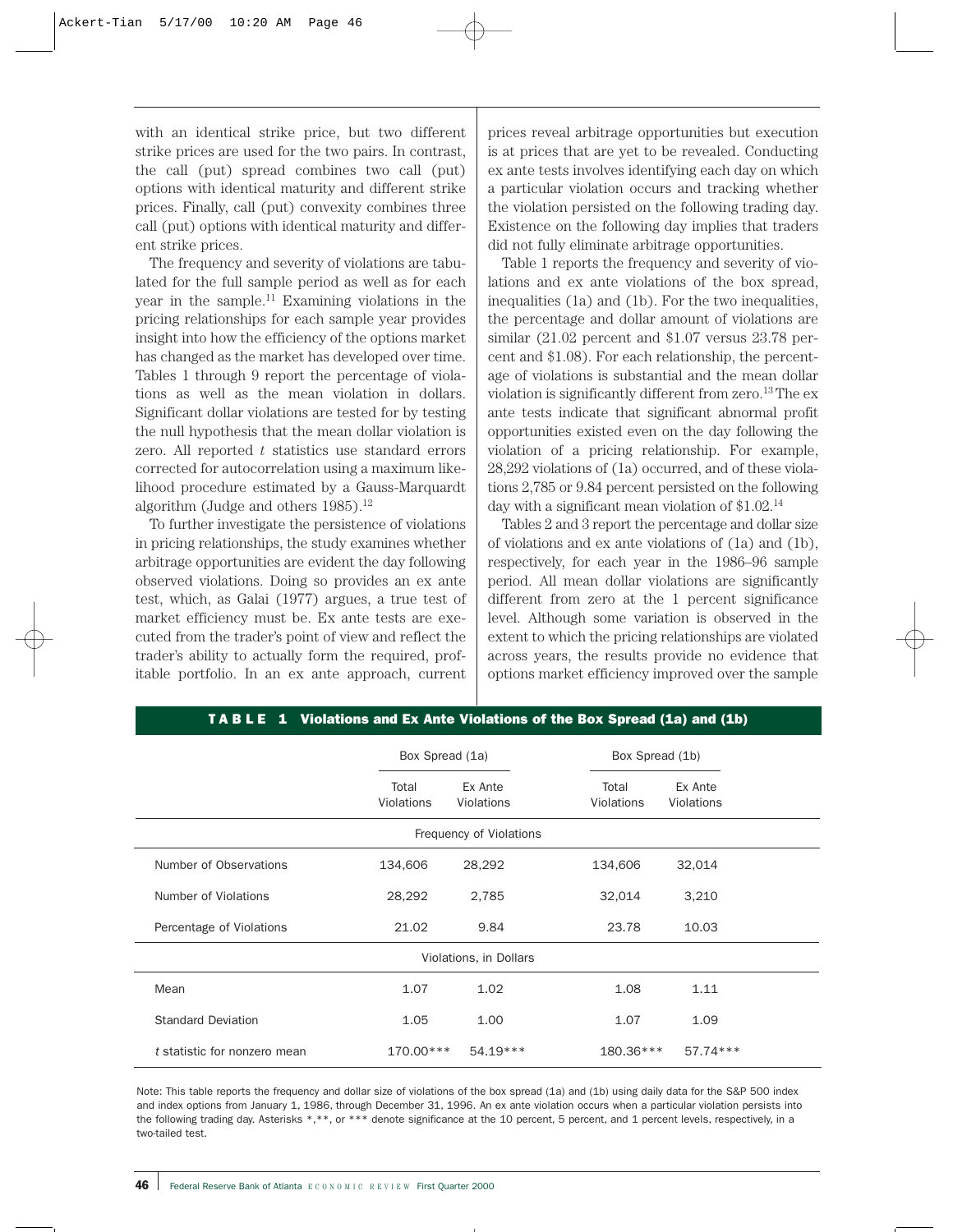with an identical strike price, but two different strike prices are used for the two pairs. In contrast, the call (put) spread combines two call (put) options with identical maturity and different strike prices. Finally, call (put) convexity combines three call (put) options with identical maturity and different strike prices.

The frequency and severity of violations are tabulated for the full sample period as well as for each year in the sample.[11] Examining violations in the pricing relationships for each sample year provides insight into how the efficiency of the options market has changed as the market has developed over time. Tables 1 through 9 report the percentage of violations as well as the mean violation in dollars. Significant dollar violations are tested for by testing the null hypothesis that the mean dollar violation is zero. All reported *t* statistics use standard errors corrected for autocorrelation using a maximum likelihood procedure estimated by a Gauss-Marquardt algorithm (Judge and others 1985).[12]

To further investigate the persistence of violations in pricing relationships, the study examines whether arbitrage opportunities are evident the day following observed violations. Doing so provides an ex ante test, which, as Galai (1977) argues, a true test of market efficiency must be. Ex ante tests are executed from the trader's point of view and reflect the trader's ability to actually form the required, profitable portfolio. In an ex ante approach, current prices reveal arbitrage opportunities but execution is at prices that are yet to be revealed. Conducting ex ante tests involves identifying each day on which a particular violation occurs and tracking whether the violation persisted on the following trading day. Existence on the following day implies that traders did not fully eliminate arbitrage opportunities.

Table 1 reports the frequency and severity of violations and ex ante violations of the box spread, inequalities (1a) and (1b). For the two inequalities, the percentage and dollar amount of violations are similar (21.02 percent and $1.07 versus 23.78 percent and $1.08). For each relationship, the percentage of violations is substantial and the mean dollar violation is significantly different from zero.[13] The ex ante tests indicate that significant abnormal profit opportunities existed even on the day following the violation of a pricing relationship. For example, 28,292 violations of (1a) occurred, and of these violations 2,785 or 9.84 percent persisted on the following day with a significant mean violation of $1.02.[14]

Tables 2 and 3 report the percentage and dollar size of violations and ex ante violations of (1a) and (1b), respectively, for each year in the 1986–96 sample period. All mean dollar violations are significantly different from zero at the 1 percent significance level. Although some variation is observed in the extent to which the pricing relationships are violated across years, the results provide no evidence that options market efficiency improved over the sample

**TABLE 1 Violations and Ex Ante Violations of the Box Spread (1a) and (1b)**

| | Box Spread (1a) | | Box Spread (1b) | |
|---|---|---|---|---|
| | Total Violations | Ex Ante Violations | Total Violations | Ex Ante Violations |
| **Frequency of Violations** | | | | |
| Number of Observations | 134,606 | 28,292 | 134,606 | 32,014 |
| Number of Violations | 28,292 | 2,785 | 32,014 | 3,210 |
| Percentage of Violations | 21.02 | 9.84 | 23.78 | 10.03 |
| **Violations, in Dollars** | | | | |
| Mean | 1.07 | 1.02 | 1.08 | 1.11 |
| Standard Deviation | 1.05 | 1.00 | 1.07 | 1.09 |
| *t* statistic for nonzero mean | 170.00*** | 54.19*** | 180.36*** | 57.74*** |

Note: This table reports the frequency and dollar size of violations of the box spread (1a) and (1b) using daily data for the S&P 500 index and index options from January 1, 1986, through December 31, 1996. An ex ante violation occurs when a particular violation persists into the following trading day. Asterisks *,**, or *** denote significance at the 10 percent, 5 percent, and 1 percent levels, respectively, in a two-tailed test.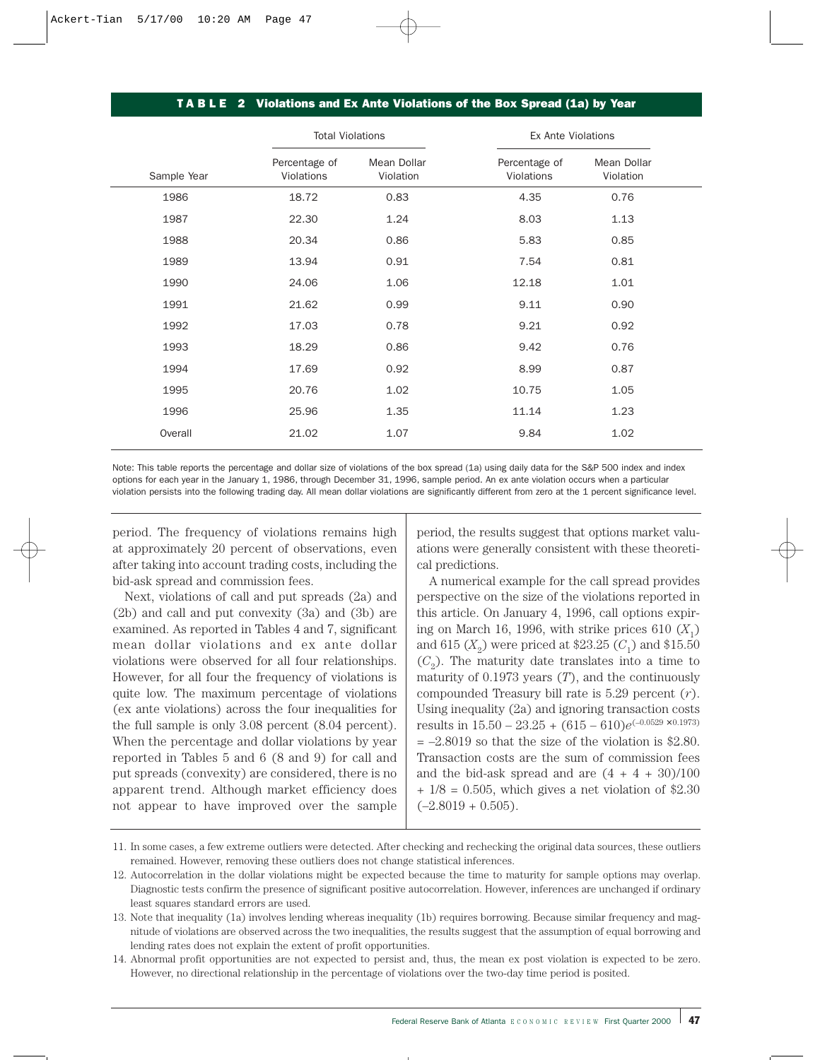**TABLE 2 Violations and Ex Ante Violations of the Box Spread (1a) by Year**

| | Total Violations | | Ex Ante Violations | |
|---|---|---|---|---|
| Sample Year | Percentage of Violations | Mean Dollar Violation | Percentage of Violations | Mean Dollar Violation |
| 1986 | 18.72 | 0.83 | 4.35 | 0.76 |
| 1987 | 22.30 | 1.24 | 8.03 | 1.13 |
| 1988 | 20.34 | 0.86 | 5.83 | 0.85 |
| 1989 | 13.94 | 0.91 | 7.54 | 0.81 |
| 1990 | 24.06 | 1.06 | 12.18 | 1.01 |
| 1991 | 21.62 | 0.99 | 9.11 | 0.90 |
| 1992 | 17.03 | 0.78 | 9.21 | 0.92 |
| 1993 | 18.29 | 0.86 | 9.42 | 0.76 |
| 1994 | 17.69 | 0.92 | 8.99 | 0.87 |
| 1995 | 20.76 | 1.02 | 10.75 | 1.05 |
| 1996 | 25.96 | 1.35 | 11.14 | 1.23 |
| Overall | 21.02 | 1.07 | 9.84 | 1.02 |

Note: This table reports the percentage and dollar size of violations of the box spread (1a) using daily data for the S&P 500 index and index options for each year in the January 1, 1986, through December 31, 1996, sample period. An ex ante violation occurs when a particular violation persists into the following trading day. All mean dollar violations are significantly different from zero at the 1 percent significance level.

period. The frequency of violations remains high at approximately 20 percent of observations, even after taking into account trading costs, including the bid-ask spread and commission fees.

Next, violations of call and put spreads (2a) and (2b) and call and put convexity (3a) and (3b) are examined. As reported in Tables 4 and 7, significant mean dollar violations and ex ante dollar violations were observed for all four relationships. However, for all four the frequency of violations is quite low. The maximum percentage of violations (ex ante violations) across the four inequalities for the full sample is only 3.08 percent (8.04 percent). When the percentage and dollar violations by year reported in Tables 5 and 6 (8 and 9) for call and put spreads (convexity) are considered, there is no apparent trend. Although market efficiency does not appear to have improved over the sample period, the results suggest that options market valuations were generally consistent with these theoretical predictions.

A numerical example for the call spread provides perspective on the size of the violations reported in this article. On January 4, 1996, call options expiring on March 16, 1996, with strike prices 610 ($X_1$) and 615 ($X_2$) were priced at \$23.25 ($C_1$) and \$15.50 ($C_2$). The maturity date translates into a time to maturity of 0.1973 years ($T$), and the continuously compounded Treasury bill rate is 5.29 percent ($r$). Using inequality (2a) and ignoring transaction costs results in $15.50 - 23.25 + (615 - 610)e^{(-0.0529 \times 0.1973)} = -2.8019$ so that the size of the violation is \$2.80. Transaction costs are the sum of commission fees and the bid-ask spread and are $(4 + 4 + 30)/100 + 1/8 = 0.505$, which gives a net violation of \$2.30 $(-2.8019 + 0.505)$.

11. In some cases, a few extreme outliers were detected. After checking and rechecking the original data sources, these outliers remained. However, removing these outliers does not change statistical inferences.

12. Autocorrelation in the dollar violations might be expected because the time to maturity for sample options may overlap. Diagnostic tests confirm the presence of significant positive autocorrelation. However, inferences are unchanged if ordinary least squares standard errors are used.

13. Note that inequality (1a) involves lending whereas inequality (1b) requires borrowing. Because similar frequency and magnitude of violations are observed across the two inequalities, the results suggest that the assumption of equal borrowing and lending rates does not explain the extent of profit opportunities.

14. Abnormal profit opportunities are not expected to persist and, thus, the mean ex post violation is expected to be zero. However, no directional relationship in the percentage of violations over the two-day time period is posited.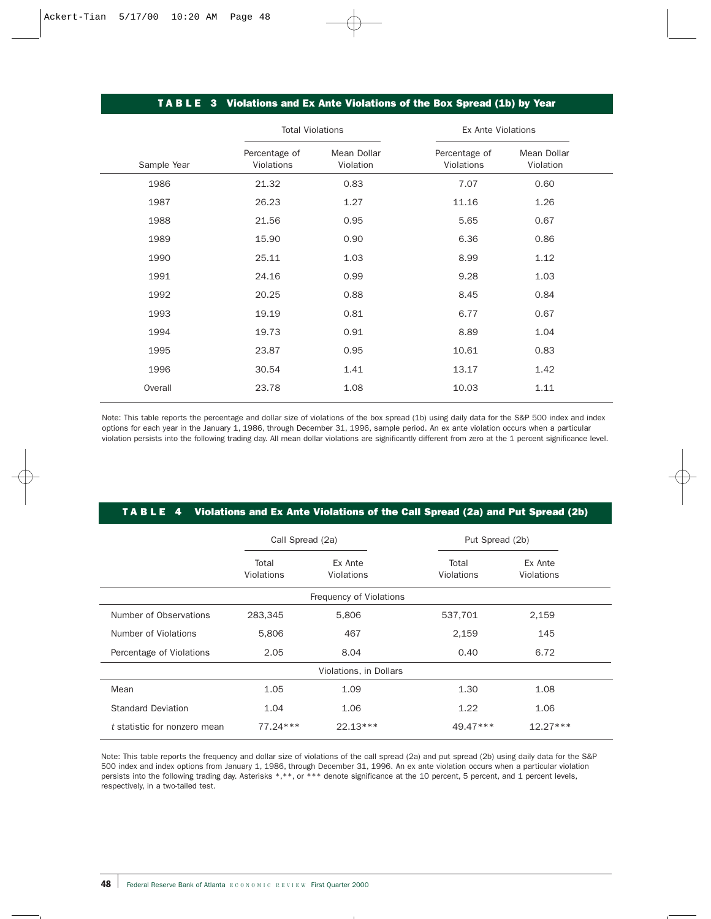**TABLE 3 Violations and Ex Ante Violations of the Box Spread (1b) by Year**

| Sample Year | Total Violations | | Ex Ante Violations | |
|---|---|---|---|---|
| | Percentage of Violations | Mean Dollar Violation | Percentage of Violations | Mean Dollar Violation |
| 1986 | 21.32 | 0.83 | 7.07 | 0.60 |
| 1987 | 26.23 | 1.27 | 11.16 | 1.26 |
| 1988 | 21.56 | 0.95 | 5.65 | 0.67 |
| 1989 | 15.90 | 0.90 | 6.36 | 0.86 |
| 1990 | 25.11 | 1.03 | 8.99 | 1.12 |
| 1991 | 24.16 | 0.99 | 9.28 | 1.03 |
| 1992 | 20.25 | 0.88 | 8.45 | 0.84 |
| 1993 | 19.19 | 0.81 | 6.77 | 0.67 |
| 1994 | 19.73 | 0.91 | 8.89 | 1.04 |
| 1995 | 23.87 | 0.95 | 10.61 | 0.83 |
| 1996 | 30.54 | 1.41 | 13.17 | 1.42 |
| Overall | 23.78 | 1.08 | 10.03 | 1.11 |

Note: This table reports the percentage and dollar size of violations of the box spread (1b) using daily data for the S&P 500 index and index options for each year in the January 1, 1986, through December 31, 1996, sample period. An ex ante violation occurs when a particular violation persists into the following trading day. All mean dollar violations are significantly different from zero at the 1 percent significance level.

**TABLE 4 Violations and Ex Ante Violations of the Call Spread (2a) and Put Spread (2b)**

| | Call Spread (2a) | | Put Spread (2b) | |
|---|---|---|---|---|
| | Total Violations | Ex Ante Violations | Total Violations | Ex Ante Violations |
| **Frequency of Violations** | | | | |
| Number of Observations | 283,345 | 5,806 | 537,701 | 2,159 |
| Number of Violations | 5,806 | 467 | 2,159 | 145 |
| Percentage of Violations | 2.05 | 8.04 | 0.40 | 6.72 |
| **Violations, in Dollars** | | | | |
| Mean | 1.05 | 1.09 | 1.30 | 1.08 |
| Standard Deviation | 1.04 | 1.06 | 1.22 | 1.06 |
| *t* statistic for nonzero mean | 77.24*** | 22.13*** | 49.47*** | 12.27*** |

Note: This table reports the frequency and dollar size of violations of the call spread (2a) and put spread (2b) using daily data for the S&P 500 index and index options from January 1, 1986, through December 31, 1996. An ex ante violation occurs when a particular violation persists into the following trading day. Asterisks *,**, or *** denote significance at the 10 percent, 5 percent, and 1 percent levels, respectively, in a two-tailed test.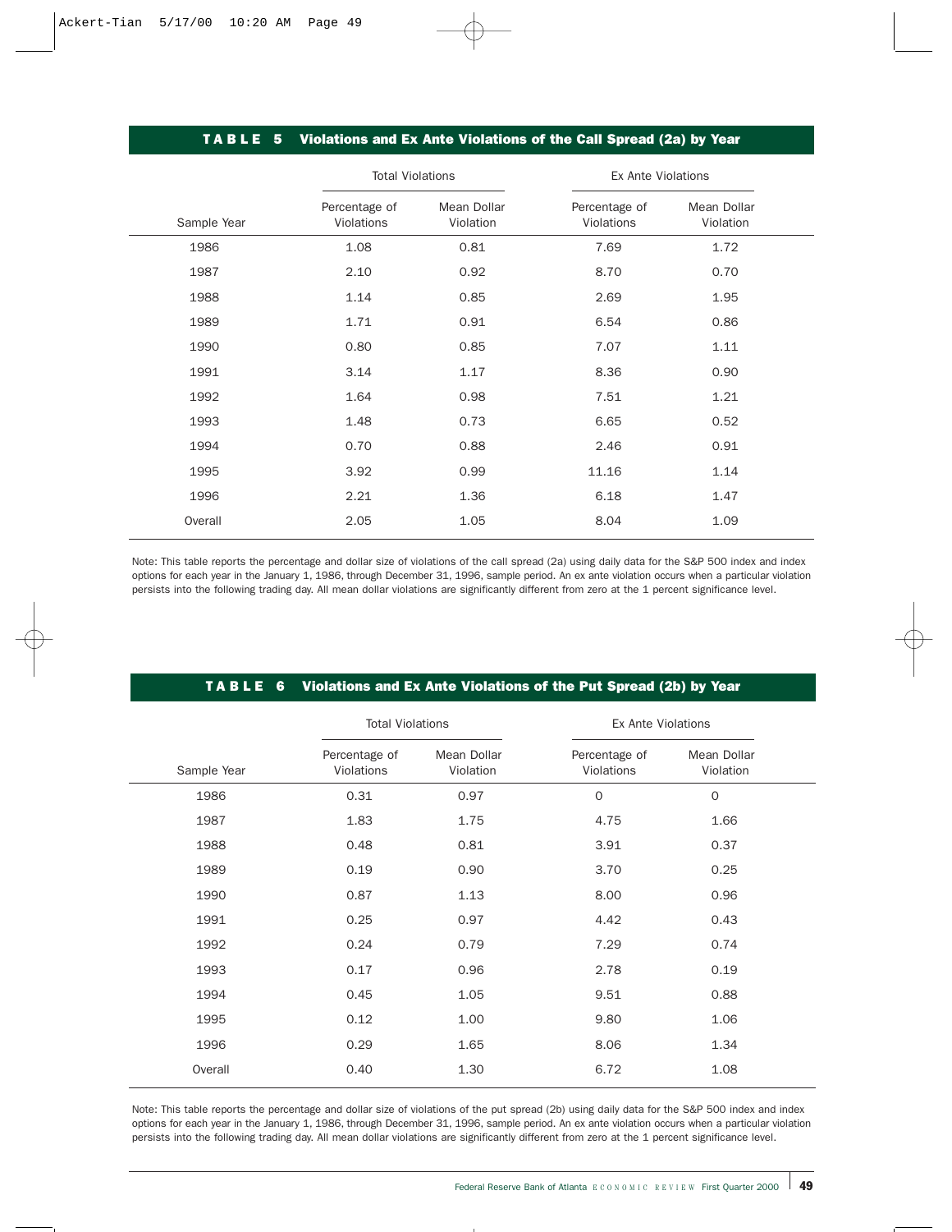**TABLE 5 Violations and Ex Ante Violations of the Call Spread (2a) by Year**

| | Total Violations | | Ex Ante Violations | |
|---|---|---|---|---|
| Sample Year | Percentage of Violations | Mean Dollar Violation | Percentage of Violations | Mean Dollar Violation |
| 1986 | 1.08 | 0.81 | 7.69 | 1.72 |
| 1987 | 2.10 | 0.92 | 8.70 | 0.70 |
| 1988 | 1.14 | 0.85 | 2.69 | 1.95 |
| 1989 | 1.71 | 0.91 | 6.54 | 0.86 |
| 1990 | 0.80 | 0.85 | 7.07 | 1.11 |
| 1991 | 3.14 | 1.17 | 8.36 | 0.90 |
| 1992 | 1.64 | 0.98 | 7.51 | 1.21 |
| 1993 | 1.48 | 0.73 | 6.65 | 0.52 |
| 1994 | 0.70 | 0.88 | 2.46 | 0.91 |
| 1995 | 3.92 | 0.99 | 11.16 | 1.14 |
| 1996 | 2.21 | 1.36 | 6.18 | 1.47 |
| Overall | 2.05 | 1.05 | 8.04 | 1.09 |

Note: This table reports the percentage and dollar size of violations of the call spread (2a) using daily data for the S&P 500 index and index options for each year in the January 1, 1986, through December 31, 1996, sample period. An ex ante violation occurs when a particular violation persists into the following trading day. All mean dollar violations are significantly different from zero at the 1 percent significance level.

**TABLE 6 Violations and Ex Ante Violations of the Put Spread (2b) by Year**

| | Total Violations | | Ex Ante Violations | |
|---|---|---|---|---|
| Sample Year | Percentage of Violations | Mean Dollar Violation | Percentage of Violations | Mean Dollar Violation |
| 1986 | 0.31 | 0.97 | 0 | 0 |
| 1987 | 1.83 | 1.75 | 4.75 | 1.66 |
| 1988 | 0.48 | 0.81 | 3.91 | 0.37 |
| 1989 | 0.19 | 0.90 | 3.70 | 0.25 |
| 1990 | 0.87 | 1.13 | 8.00 | 0.96 |
| 1991 | 0.25 | 0.97 | 4.42 | 0.43 |
| 1992 | 0.24 | 0.79 | 7.29 | 0.74 |
| 1993 | 0.17 | 0.96 | 2.78 | 0.19 |
| 1994 | 0.45 | 1.05 | 9.51 | 0.88 |
| 1995 | 0.12 | 1.00 | 9.80 | 1.06 |
| 1996 | 0.29 | 1.65 | 8.06 | 1.34 |
| Overall | 0.40 | 1.30 | 6.72 | 1.08 |

Note: This table reports the percentage and dollar size of violations of the put spread (2b) using daily data for the S&P 500 index and index options for each year in the January 1, 1986, through December 31, 1996, sample period. An ex ante violation occurs when a particular violation persists into the following trading day. All mean dollar violations are significantly different from zero at the 1 percent significance level.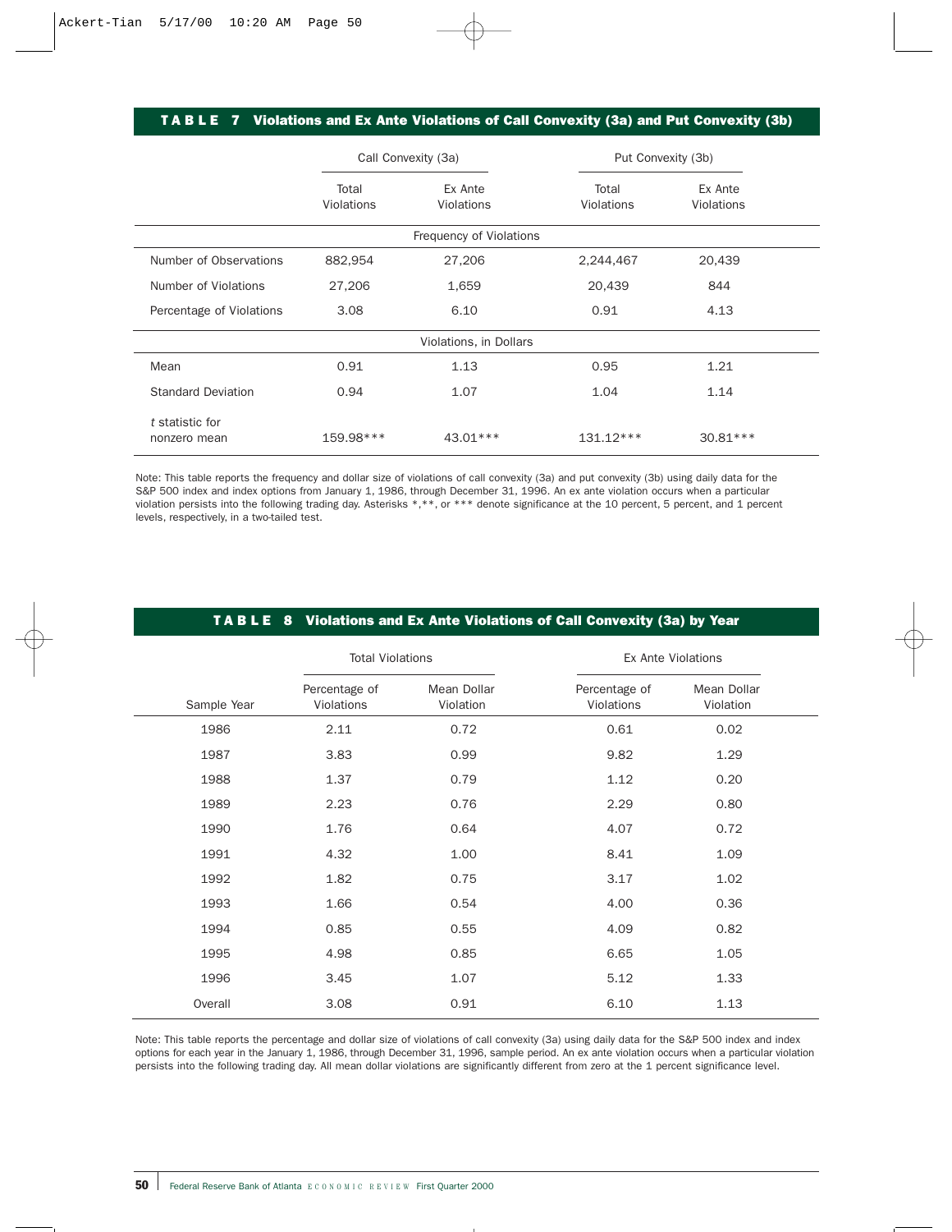## TABLE 7 Violations and Ex Ante Violations of Call Convexity (3a) and Put Convexity (3b)

| | Call Convexity (3a) | | Put Convexity (3b) | |
|---|---|---|---|---|
| | Total Violations | Ex Ante Violations | Total Violations | Ex Ante Violations |
| **Frequency of Violations** | | | | |
| Number of Observations | 882,954 | 27,206 | 2,244,467 | 20,439 |
| Number of Violations | 27,206 | 1,659 | 20,439 | 844 |
| Percentage of Violations | 3.08 | 6.10 | 0.91 | 4.13 |
| **Violations, in Dollars** | | | | |
| Mean | 0.91 | 1.13 | 0.95 | 1.21 |
| Standard Deviation | 0.94 | 1.07 | 1.04 | 1.14 |
| *t* statistic for nonzero mean | 159.98*** | 43.01*** | 131.12*** | 30.81*** |

Note: This table reports the frequency and dollar size of violations of call convexity (3a) and put convexity (3b) using daily data for the S&P 500 index and index options from January 1, 1986, through December 31, 1996. An ex ante violation occurs when a particular violation persists into the following trading day. Asterisks *,**, or *** denote significance at the 10 percent, 5 percent, and 1 percent levels, respectively, in a two-tailed test.

## TABLE 8 Violations and Ex Ante Violations of Call Convexity (3a) by Year

| | Total Violations | | Ex Ante Violations | |
|---|---|---|---|---|
| Sample Year | Percentage of Violations | Mean Dollar Violation | Percentage of Violations | Mean Dollar Violation |
| 1986 | 2.11 | 0.72 | 0.61 | 0.02 |
| 1987 | 3.83 | 0.99 | 9.82 | 1.29 |
| 1988 | 1.37 | 0.79 | 1.12 | 0.20 |
| 1989 | 2.23 | 0.76 | 2.29 | 0.80 |
| 1990 | 1.76 | 0.64 | 4.07 | 0.72 |
| 1991 | 4.32 | 1.00 | 8.41 | 1.09 |
| 1992 | 1.82 | 0.75 | 3.17 | 1.02 |
| 1993 | 1.66 | 0.54 | 4.00 | 0.36 |
| 1994 | 0.85 | 0.55 | 4.09 | 0.82 |
| 1995 | 4.98 | 0.85 | 6.65 | 1.05 |
| 1996 | 3.45 | 1.07 | 5.12 | 1.33 |
| Overall | 3.08 | 0.91 | 6.10 | 1.13 |

Note: This table reports the percentage and dollar size of violations of call convexity (3a) using daily data for the S&P 500 index and index options for each year in the January 1, 1986, through December 31, 1996, sample period. An ex ante violation occurs when a particular violation persists into the following trading day. All mean dollar violations are significantly different from zero at the 1 percent significance level.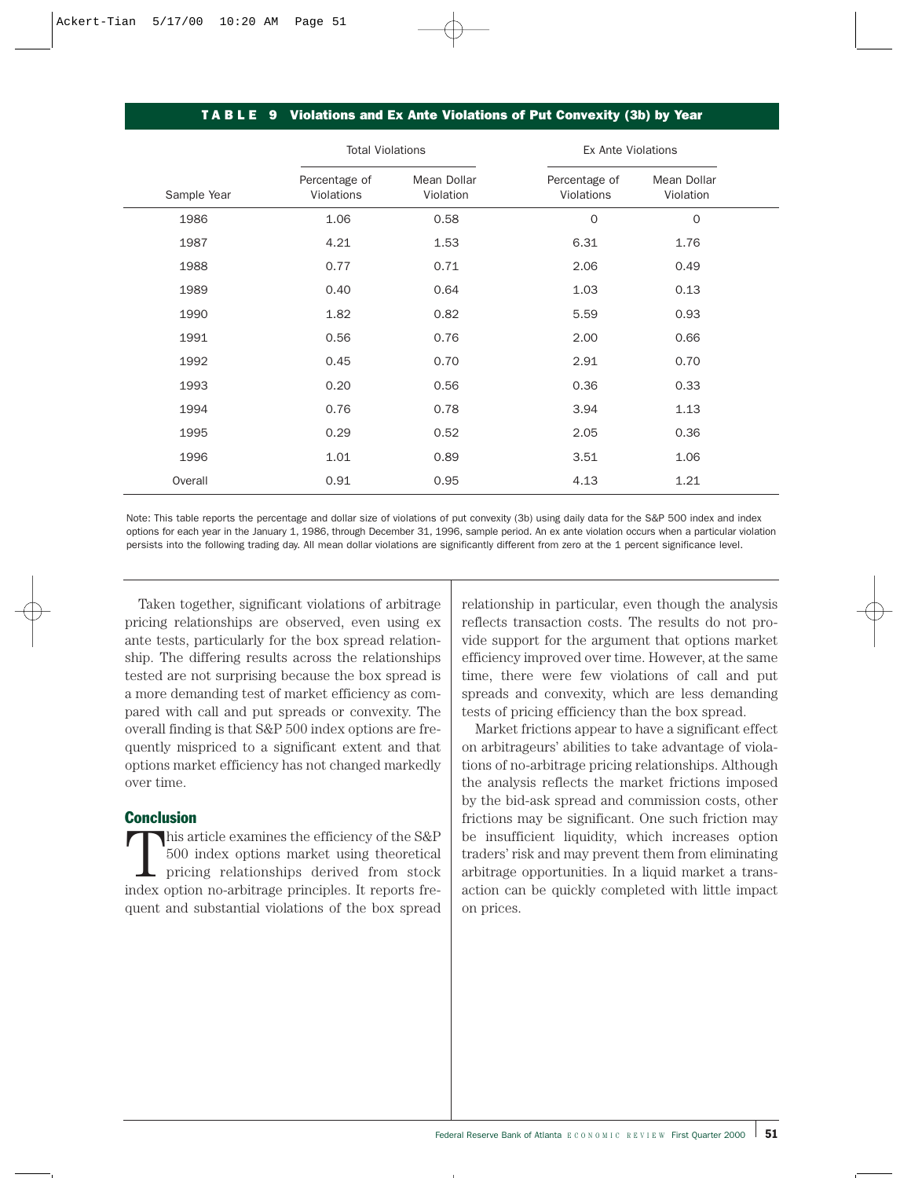**TABLE 9 Violations and Ex Ante Violations of Put Convexity (3b) by Year**

| | Total Violations | | Ex Ante Violations | |
|---|---|---|---|---|
| Sample Year | Percentage of Violations | Mean Dollar Violation | Percentage of Violations | Mean Dollar Violation |
| 1986 | 1.06 | 0.58 | 0 | 0 |
| 1987 | 4.21 | 1.53 | 6.31 | 1.76 |
| 1988 | 0.77 | 0.71 | 2.06 | 0.49 |
| 1989 | 0.40 | 0.64 | 1.03 | 0.13 |
| 1990 | 1.82 | 0.82 | 5.59 | 0.93 |
| 1991 | 0.56 | 0.76 | 2.00 | 0.66 |
| 1992 | 0.45 | 0.70 | 2.91 | 0.70 |
| 1993 | 0.20 | 0.56 | 0.36 | 0.33 |
| 1994 | 0.76 | 0.78 | 3.94 | 1.13 |
| 1995 | 0.29 | 0.52 | 2.05 | 0.36 |
| 1996 | 1.01 | 0.89 | 3.51 | 1.06 |
| Overall | 0.91 | 0.95 | 4.13 | 1.21 |

Note: This table reports the percentage and dollar size of violations of put convexity (3b) using daily data for the S&P 500 index and index options for each year in the January 1, 1986, through December 31, 1996, sample period. An ex ante violation occurs when a particular violation persists into the following trading day. All mean dollar violations are significantly different from zero at the 1 percent significance level.

Taken together, significant violations of arbitrage pricing relationships are observed, even using ex ante tests, particularly for the box spread relationship. The differing results across the relationships tested are not surprising because the box spread is a more demanding test of market efficiency as compared with call and put spreads or convexity. The overall finding is that S&P 500 index options are frequently mispriced to a significant extent and that options market efficiency has not changed markedly over time.

## Conclusion

This article examines the efficiency of the S&P 500 index options market using theoretical pricing relationships derived from stock index option no-arbitrage principles. It reports frequent and substantial violations of the box spread relationship in particular, even though the analysis reflects transaction costs. The results do not provide support for the argument that options market efficiency improved over time. However, at the same time, there were few violations of call and put spreads and convexity, which are less demanding tests of pricing efficiency than the box spread.

Market frictions appear to have a significant effect on arbitrageurs' abilities to take advantage of violations of no-arbitrage pricing relationships. Although the analysis reflects the market frictions imposed by the bid-ask spread and commission costs, other frictions may be significant. One such friction may be insufficient liquidity, which increases option traders' risk and may prevent them from eliminating arbitrage opportunities. In a liquid market a transaction can be quickly completed with little impact on prices.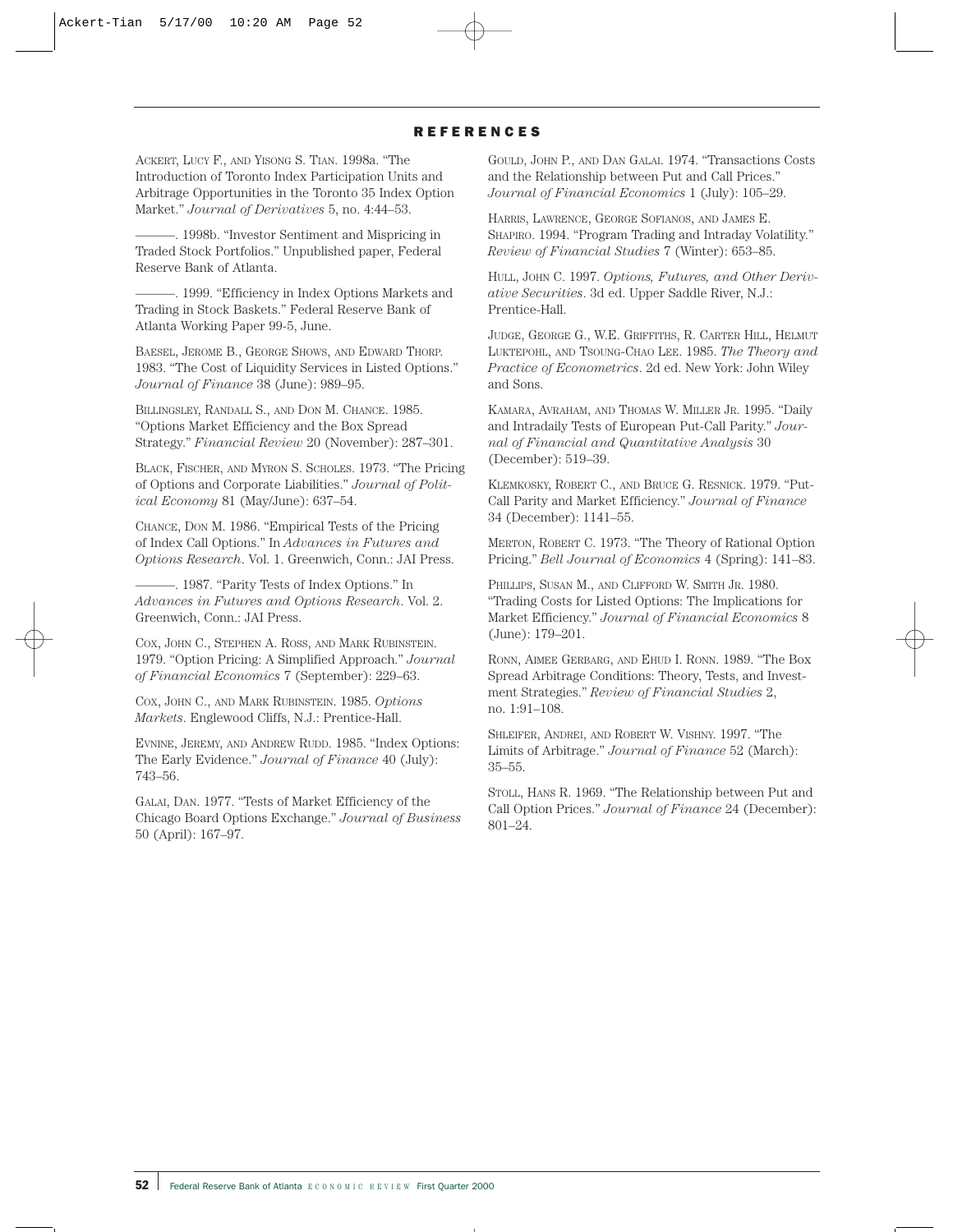## REFERENCES

Ackert, Lucy F., and Yisong S. Tian. 1998a. "The Introduction of Toronto Index Participation Units and Arbitrage Opportunities in the Toronto 35 Index Option Market." *Journal of Derivatives* 5, no. 4:44–53.

———. 1998b. "Investor Sentiment and Mispricing in Traded Stock Portfolios." Unpublished paper, Federal Reserve Bank of Atlanta.

———. 1999. "Efficiency in Index Options Markets and Trading in Stock Baskets." Federal Reserve Bank of Atlanta Working Paper 99-5, June.

Baesel, Jerome B., George Shows, and Edward Thorp. 1983. "The Cost of Liquidity Services in Listed Options." *Journal of Finance* 38 (June): 989–95.

Billingsley, Randall S., and Don M. Chance. 1985. "Options Market Efficiency and the Box Spread Strategy." *Financial Review* 20 (November): 287–301.

Black, Fischer, and Myron S. Scholes. 1973. "The Pricing of Options and Corporate Liabilities." *Journal of Political Economy* 81 (May/June): 637–54.

Chance, Don M. 1986. "Empirical Tests of the Pricing of Index Call Options." In *Advances in Futures and Options Research*. Vol. 1. Greenwich, Conn.: JAI Press.

———. 1987. "Parity Tests of Index Options." In *Advances in Futures and Options Research*. Vol. 2. Greenwich, Conn.: JAI Press.

Cox, John C., Stephen A. Ross, and Mark Rubinstein. 1979. "Option Pricing: A Simplified Approach." *Journal of Financial Economics* 7 (September): 229–63.

Cox, John C., and Mark Rubinstein. 1985. *Options Markets*. Englewood Cliffs, N.J.: Prentice-Hall.

Evnine, Jeremy, and Andrew Rudd. 1985. "Index Options: The Early Evidence." *Journal of Finance* 40 (July): 743–56.

Galai, Dan. 1977. "Tests of Market Efficiency of the Chicago Board Options Exchange." *Journal of Business* 50 (April): 167–97.

Gould, John P., and Dan Galai. 1974. "Transactions Costs and the Relationship between Put and Call Prices." *Journal of Financial Economics* 1 (July): 105–29.

Harris, Lawrence, George Sofianos, and James E. Shapiro. 1994. "Program Trading and Intraday Volatility." *Review of Financial Studies* 7 (Winter): 653–85.

Hull, John C. 1997. *Options, Futures, and Other Derivative Securities*. 3d ed. Upper Saddle River, N.J.: Prentice-Hall.

Judge, George G., W.E. Griffiths, R. Carter Hill, Helmut Luktepohl, and Tsoung-Chao Lee. 1985. *The Theory and Practice of Econometrics*. 2d ed. New York: John Wiley and Sons.

Kamara, Avraham, and Thomas W. Miller Jr. 1995. "Daily and Intradaily Tests of European Put-Call Parity." *Journal of Financial and Quantitative Analysis* 30 (December): 519–39.

Klemkosky, Robert C., and Bruce G. Resnick. 1979. "Put-Call Parity and Market Efficiency." *Journal of Finance* 34 (December): 1141–55.

Merton, Robert C. 1973. "The Theory of Rational Option Pricing." *Bell Journal of Economics* 4 (Spring): 141–83.

Phillips, Susan M., and Clifford W. Smith Jr. 1980. "Trading Costs for Listed Options: The Implications for Market Efficiency." *Journal of Financial Economics* 8 (June): 179–201.

Ronn, Aimee Gerbarg, and Ehud I. Ronn. 1989. "The Box Spread Arbitrage Conditions: Theory, Tests, and Investment Strategies." *Review of Financial Studies* 2, no. 1:91–108.

Shleifer, Andrei, and Robert W. Vishny. 1997. "The Limits of Arbitrage." *Journal of Finance* 52 (March): 35–55.

Stoll, Hans R. 1969. "The Relationship between Put and Call Option Prices." *Journal of Finance* 24 (December): 801–24.